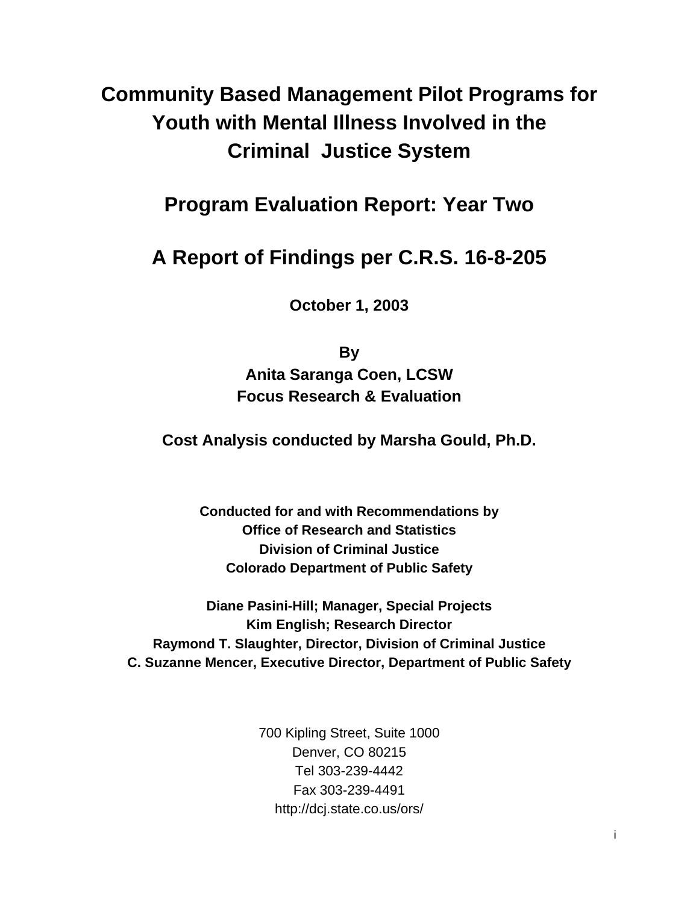# Community Based Management Pilot Programs for Youth with Mental Illness Involved in the Criminal Justice System

## Program Evaluation Report: Year Two

## A Report of Findings per C.R.S. 16-8-205

**October 1, 2003**

**By**
**Anita Saranga Coen, LCSW**
**Focus Research & Evaluation**

**Cost Analysis conducted by Marsha Gould, Ph.D.**

**Conducted for and with Recommendations by**
**Office of Research and Statistics**
**Division of Criminal Justice**
**Colorado Department of Public Safety**

**Diane Pasini-Hill; Manager, Special Projects**
**Kim English; Research Director**
**Raymond T. Slaughter, Director, Division of Criminal Justice**
**C. Suzanne Mencer, Executive Director, Department of Public Safety**

700 Kipling Street, Suite 1000
Denver, CO 80215
Tel 303-239-4442
Fax 303-239-4491
http://dcj.state.co.us/ors/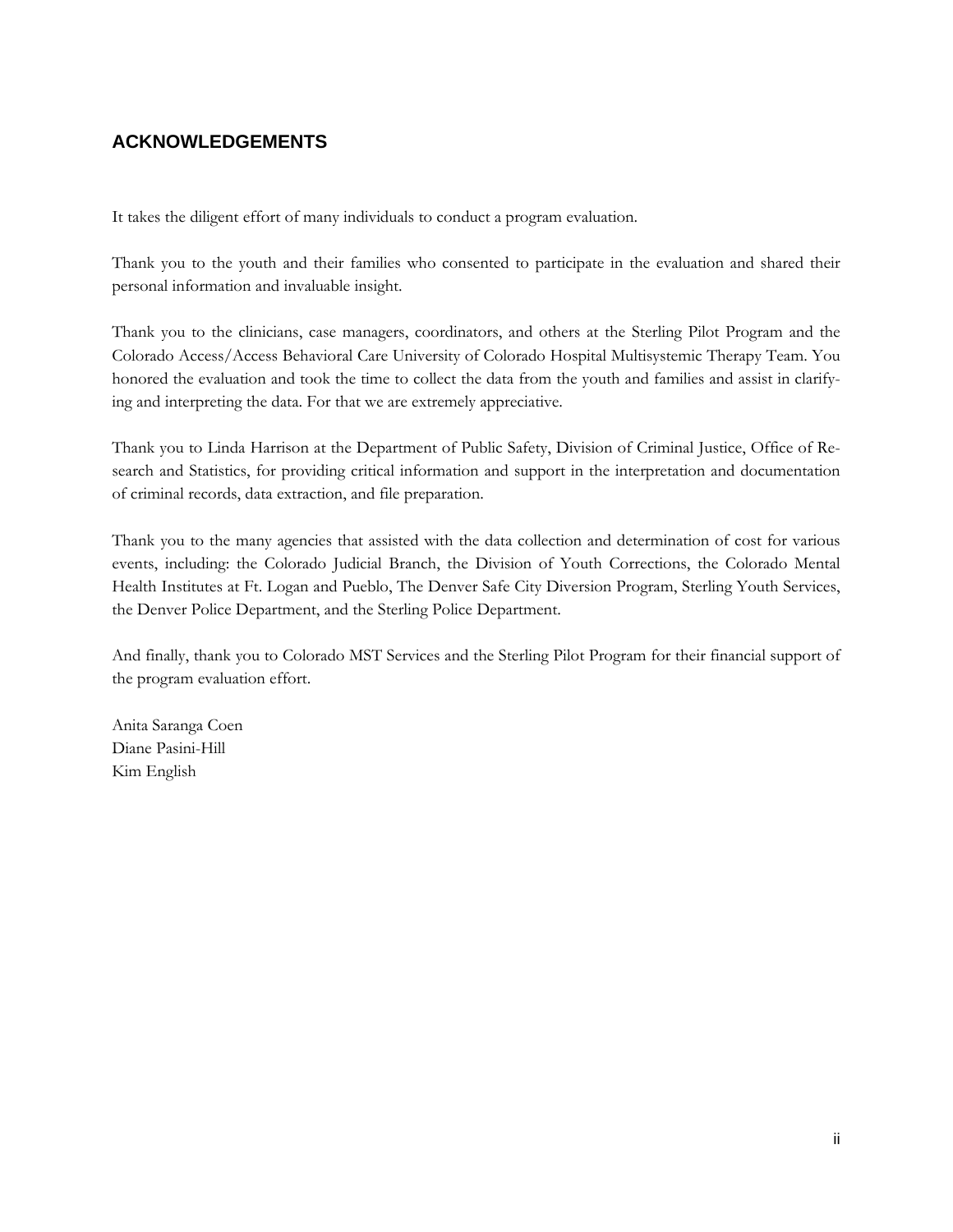## ACKNOWLEDGEMENTS

It takes the diligent effort of many individuals to conduct a program evaluation.

Thank you to the youth and their families who consented to participate in the evaluation and shared their personal information and invaluable insight.

Thank you to the clinicians, case managers, coordinators, and others at the Sterling Pilot Program and the Colorado Access/Access Behavioral Care University of Colorado Hospital Multisystemic Therapy Team. You honored the evaluation and took the time to collect the data from the youth and families and assist in clarifying and interpreting the data. For that we are extremely appreciative.

Thank you to Linda Harrison at the Department of Public Safety, Division of Criminal Justice, Office of Research and Statistics, for providing critical information and support in the interpretation and documentation of criminal records, data extraction, and file preparation.

Thank you to the many agencies that assisted with the data collection and determination of cost for various events, including: the Colorado Judicial Branch, the Division of Youth Corrections, the Colorado Mental Health Institutes at Ft. Logan and Pueblo, The Denver Safe City Diversion Program, Sterling Youth Services, the Denver Police Department, and the Sterling Police Department.

And finally, thank you to Colorado MST Services and the Sterling Pilot Program for their financial support of the program evaluation effort.

Anita Saranga Coen  
Diane Pasini-Hill  
Kim English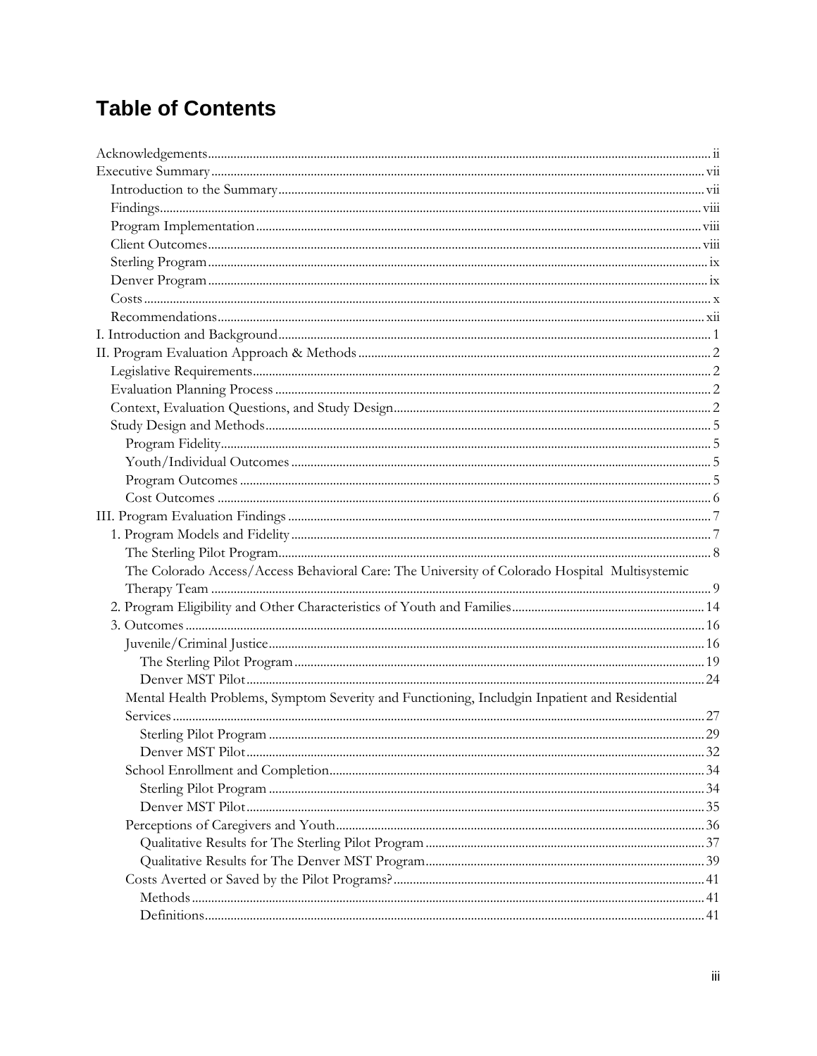# Table of Contents

Acknowledgements ii
Executive Summary vii
- Introduction to the Summary vii
- Findings viii
- Program Implementation viii
- Client Outcomes viii
- Sterling Program ix
- Denver Program ix
- Costs x
- Recommendations xii

I. Introduction and Background 1
II. Program Evaluation Approach & Methods 2
- Legislative Requirements 2
- Evaluation Planning Process 2
- Context, Evaluation Questions, and Study Design 2
- Study Design and Methods 5
  - Program Fidelity 5
  - Youth/Individual Outcomes 5
  - Program Outcomes 5
  - Cost Outcomes 6

III. Program Evaluation Findings 7
- 1. Program Models and Fidelity 7
  - The Sterling Pilot Program 8
  - The Colorado Access/Access Behavioral Care: The University of Colorado Hospital Multisystemic Therapy Team 9
- 2. Program Eligibility and Other Characteristics of Youth and Families 14
- 3. Outcomes 16
  - Juvenile/Criminal Justice 16
    - The Sterling Pilot Program 19
    - Denver MST Pilot 24
  - Mental Health Problems, Symptom Severity and Functioning, Includgin Inpatient and Residential Services 27
    - Sterling Pilot Program 29
    - Denver MST Pilot 32
  - School Enrollment and Completion 34
    - Sterling Pilot Program 34
    - Denver MST Pilot 35
  - Perceptions of Caregivers and Youth 36
    - Qualitative Results for The Sterling Pilot Program 37
    - Qualitative Results for The Denver MST Program 39
  - Costs Averted or Saved by the Pilot Programs? 41
    - Methods 41
    - Definitions 41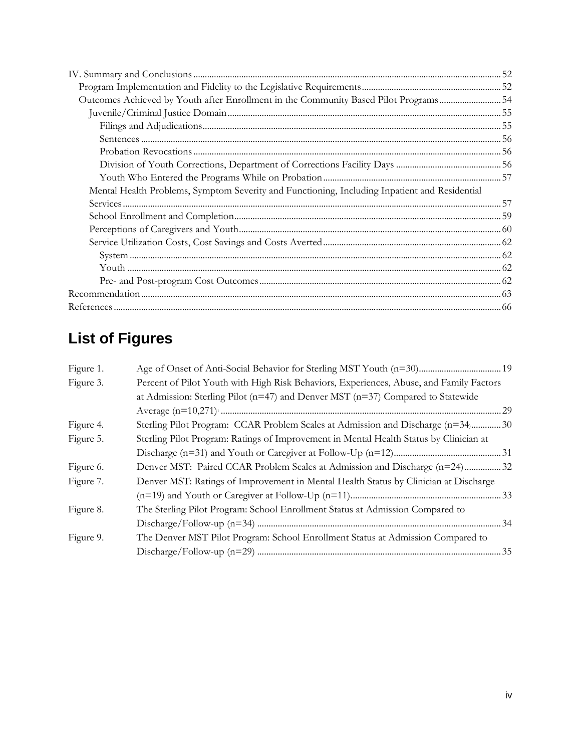IV. Summary and Conclusions ..... 52
- Program Implementation and Fidelity to the Legislative Requirements ..... 52
- Outcomes Achieved by Youth after Enrollment in the Community Based Pilot Programs ..... 54
  - Juvenile/Criminal Justice Domain ..... 55
    - Filings and Adjudications ..... 55
    - Sentences ..... 56
    - Probation Revocations ..... 56
    - Division of Youth Corrections, Department of Corrections Facility Days ..... 56
    - Youth Who Entered the Programs While on Probation ..... 57
  - Mental Health Problems, Symptom Severity and Functioning, Including Inpatient and Residential Services ..... 57
  - School Enrollment and Completion ..... 59
  - Perceptions of Caregivers and Youth ..... 60
  - Service Utilization Costs, Cost Savings and Costs Averted ..... 62
    - System ..... 62
    - Youth ..... 62
    - Pre- and Post-program Cost Outcomes ..... 62

Recommendation ..... 63

References ..... 66

## List of Figures

| | | |
|---|---|---|
| Figure 1. | Age of Onset of Anti-Social Behavior for Sterling MST Youth (n=30) | 19 |
| Figure 3. | Percent of Pilot Youth with High Risk Behaviors, Experiences, Abuse, and Family Factors at Admission: Sterling Pilot (n=47) and Denver MST (n=37) Compared to Statewide Average (n=10,271)[1] | 29 |
| Figure 4. | Sterling Pilot Program: CCAR Problem Scales at Admission and Discharge (n=34) | 30 |
| Figure 5. | Sterling Pilot Program: Ratings of Improvement in Mental Health Status by Clinician at Discharge (n=31) and Youth or Caregiver at Follow-Up (n=12) | 31 |
| Figure 6. | Denver MST: Paired CCAR Problem Scales at Admission and Discharge (n=24) | 32 |
| Figure 7. | Denver MST: Ratings of Improvement in Mental Health Status by Clinician at Discharge (n=19) and Youth or Caregiver at Follow-Up (n=11) | 33 |
| Figure 8. | The Sterling Pilot Program: School Enrollment Status at Admission Compared to Discharge/Follow-up (n=34) | 34 |
| Figure 9. | The Denver MST Pilot Program: School Enrollment Status at Admission Compared to Discharge/Follow-up (n=29) | 35 |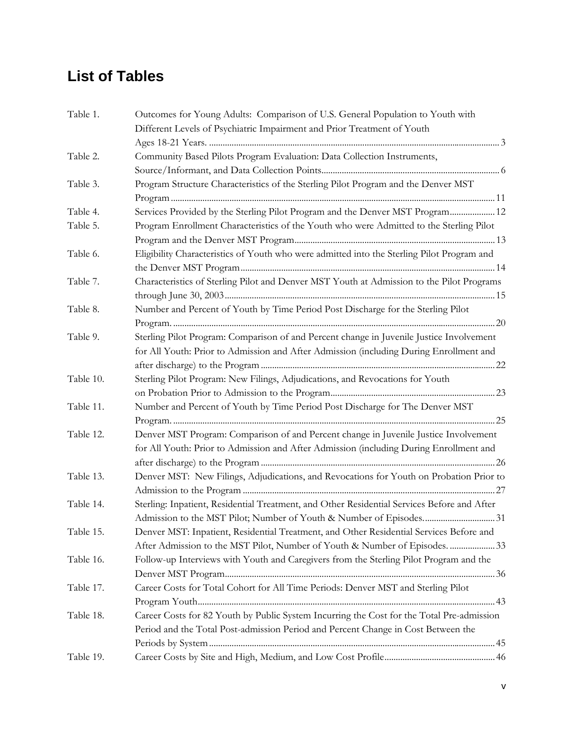## List of Tables

| | | |
|---|---|---|
| Table 1. | Outcomes for Young Adults: Comparison of U.S. General Population to Youth with Different Levels of Psychiatric Impairment and Prior Treatment of Youth Ages 18-21 Years. | 3 |
| Table 2. | Community Based Pilots Program Evaluation: Data Collection Instruments, Source/Informant, and Data Collection Points | 6 |
| Table 3. | Program Structure Characteristics of the Sterling Pilot Program and the Denver MST Program | 11 |
| Table 4. | Services Provided by the Sterling Pilot Program and the Denver MST Program | 12 |
| Table 5. | Program Enrollment Characteristics of the Youth who were Admitted to the Sterling Pilot Program and the Denver MST Program | 13 |
| Table 6. | Eligibility Characteristics of Youth who were admitted into the Sterling Pilot Program and the Denver MST Program | 14 |
| Table 7. | Characteristics of Sterling Pilot and Denver MST Youth at Admission to the Pilot Programs through June 30, 2003 | 15 |
| Table 8. | Number and Percent of Youth by Time Period Post Discharge for the Sterling Pilot Program. | 20 |
| Table 9. | Sterling Pilot Program: Comparison of and Percent change in Juvenile Justice Involvement for All Youth: Prior to Admission and After Admission (including During Enrollment and after discharge) to the Program | 22 |
| Table 10. | Sterling Pilot Program: New Filings, Adjudications, and Revocations for Youth on Probation Prior to Admission to the Program | 23 |
| Table 11. | Number and Percent of Youth by Time Period Post Discharge for The Denver MST Program. | 25 |
| Table 12. | Denver MST Program: Comparison of and Percent change in Juvenile Justice Involvement for All Youth: Prior to Admission and After Admission (including During Enrollment and after discharge) to the Program | 26 |
| Table 13. | Denver MST: New Filings, Adjudications, and Revocations for Youth on Probation Prior to Admission to the Program | 27 |
| Table 14. | Sterling: Inpatient, Residential Treatment, and Other Residential Services Before and After Admission to the MST Pilot; Number of Youth & Number of Episodes. | 31 |
| Table 15. | Denver MST: Inpatient, Residential Treatment, and Other Residential Services Before and After Admission to the MST Pilot, Number of Youth & Number of Episodes. | 33 |
| Table 16. | Follow-up Interviews with Youth and Caregivers from the Sterling Pilot Program and the Denver MST Program | 36 |
| Table 17. | Career Costs for Total Cohort for All Time Periods: Denver MST and Sterling Pilot Program Youth | 43 |
| Table 18. | Career Costs for 82 Youth by Public System Incurring the Cost for the Total Pre-admission Period and the Total Post-admission Period and Percent Change in Cost Between the Periods by System | 45 |
| Table 19. | Career Costs by Site and High, Medium, and Low Cost Profile | 46 |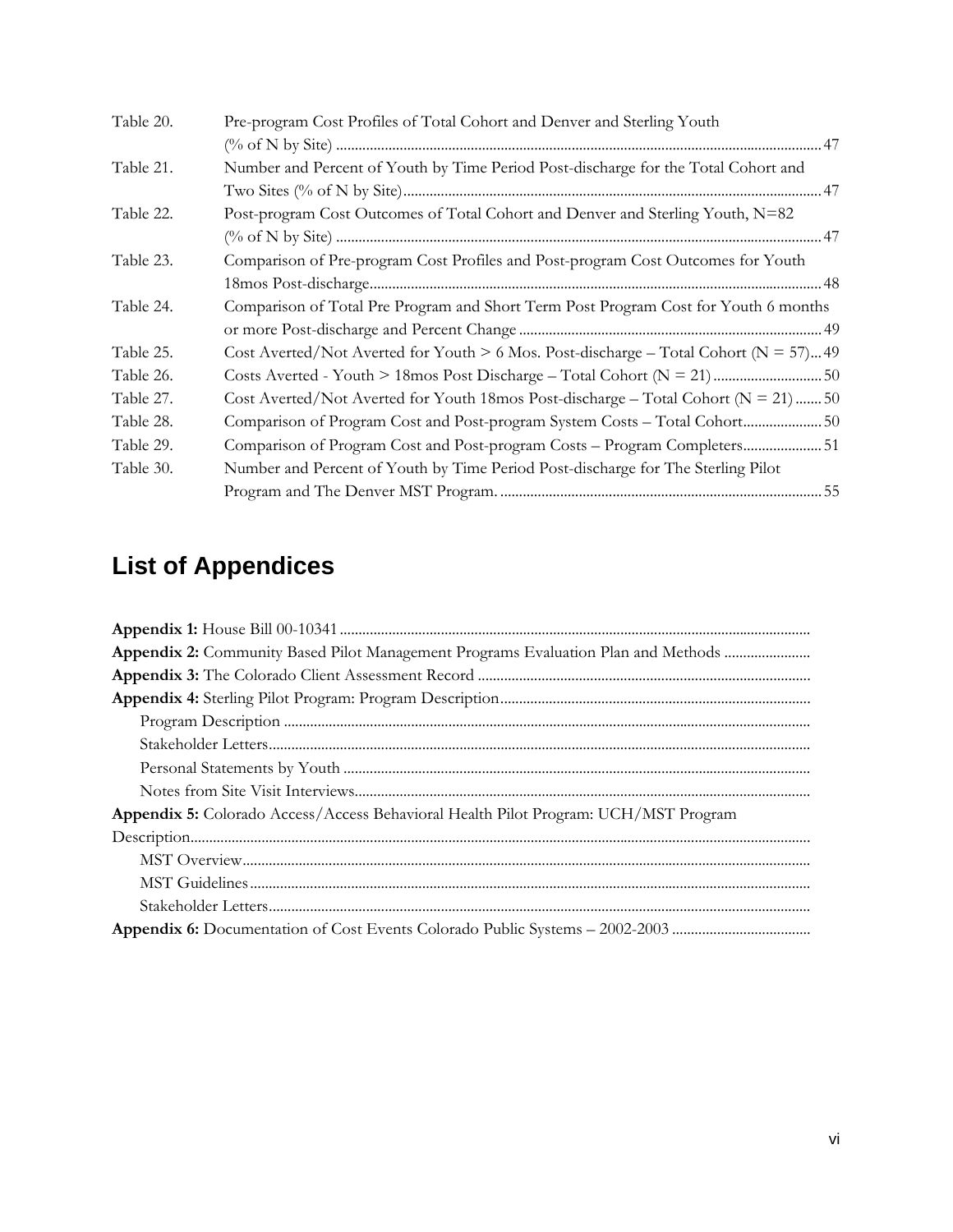Table 20. Pre-program Cost Profiles of Total Cohort and Denver and Sterling Youth (% of N by Site) ........ 47

Table 21. Number and Percent of Youth by Time Period Post-discharge for the Total Cohort and Two Sites (% of N by Site) ........ 47

Table 22. Post-program Cost Outcomes of Total Cohort and Denver and Sterling Youth, N=82 (% of N by Site) ........ 47

Table 23. Comparison of Pre-program Cost Profiles and Post-program Cost Outcomes for Youth 18mos Post-discharge ........ 48

Table 24. Comparison of Total Pre Program and Short Term Post Program Cost for Youth 6 months or more Post-discharge and Percent Change ........ 49

Table 25. Cost Averted/Not Averted for Youth > 6 Mos. Post-discharge – Total Cohort (N = 57) ... 49

Table 26. Costs Averted - Youth > 18mos Post Discharge – Total Cohort (N = 21) ........ 50

Table 27. Cost Averted/Not Averted for Youth 18mos Post-discharge – Total Cohort (N = 21) ....... 50

Table 28. Comparison of Program Cost and Post-program System Costs – Total Cohort ........ 50

Table 29. Comparison of Program Cost and Post-program Costs – Program Completers ........ 51

Table 30. Number and Percent of Youth by Time Period Post-discharge for The Sterling Pilot Program and The Denver MST Program. ........ 55

## List of Appendices

**Appendix 1:** House Bill 00-10341 ........

**Appendix 2:** Community Based Pilot Management Programs Evaluation Plan and Methods ........

**Appendix 3:** The Colorado Client Assessment Record ........

**Appendix 4:** Sterling Pilot Program: Program Description ........

- Program Description ........
- Stakeholder Letters ........
- Personal Statements by Youth ........
- Notes from Site Visit Interviews ........

**Appendix 5:** Colorado Access/Access Behavioral Health Pilot Program: UCH/MST Program Description ........

- MST Overview ........
- MST Guidelines ........
- Stakeholder Letters ........

**Appendix 6:** Documentation of Cost Events Colorado Public Systems – 2002-2003 ........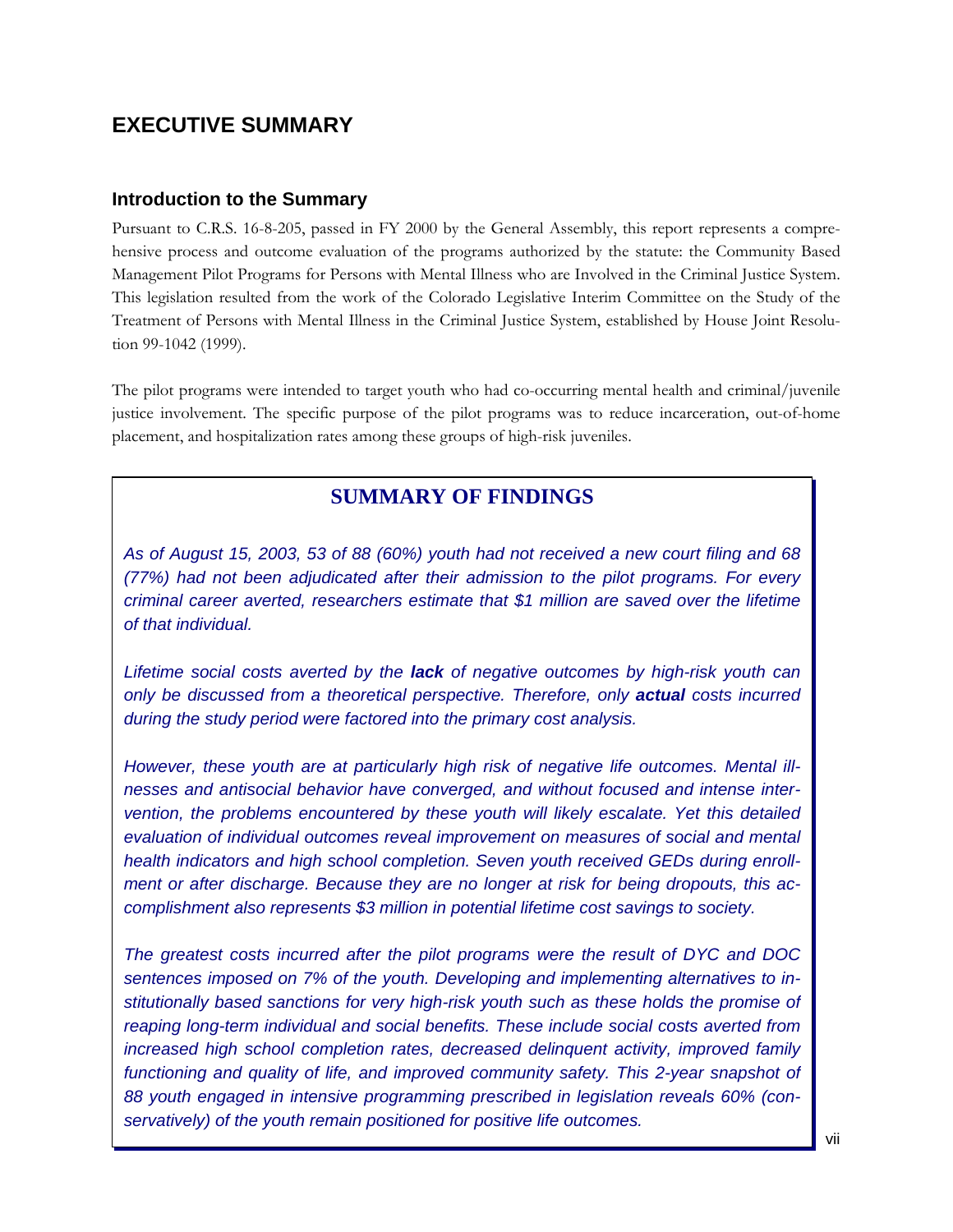# EXECUTIVE SUMMARY

## Introduction to the Summary

Pursuant to C.R.S. 16-8-205, passed in FY 2000 by the General Assembly, this report represents a comprehensive process and outcome evaluation of the programs authorized by the statute: the Community Based Management Pilot Programs for Persons with Mental Illness who are Involved in the Criminal Justice System. This legislation resulted from the work of the Colorado Legislative Interim Committee on the Study of the Treatment of Persons with Mental Illness in the Criminal Justice System, established by House Joint Resolution 99-1042 (1999).

The pilot programs were intended to target youth who had co-occurring mental health and criminal/juvenile justice involvement. The specific purpose of the pilot programs was to reduce incarceration, out-of-home placement, and hospitalization rates among these groups of high-risk juveniles.

## SUMMARY OF FINDINGS

*As of August 15, 2003, 53 of 88 (60%) youth had not received a new court filing and 68 (77%) had not been adjudicated after their admission to the pilot programs. For every criminal career averted, researchers estimate that $1 million are saved over the lifetime of that individual.*

*Lifetime social costs averted by the **lack** of negative outcomes by high-risk youth can only be discussed from a theoretical perspective. Therefore, only **actual** costs incurred during the study period were factored into the primary cost analysis.*

*However, these youth are at particularly high risk of negative life outcomes. Mental illnesses and antisocial behavior have converged, and without focused and intense intervention, the problems encountered by these youth will likely escalate. Yet this detailed evaluation of individual outcomes reveal improvement on measures of social and mental health indicators and high school completion. Seven youth received GEDs during enrollment or after discharge. Because they are no longer at risk for being dropouts, this accomplishment also represents $3 million in potential lifetime cost savings to society.*

*The greatest costs incurred after the pilot programs were the result of DYC and DOC sentences imposed on 7% of the youth. Developing and implementing alternatives to institutionally based sanctions for very high-risk youth such as these holds the promise of reaping long-term individual and social benefits. These include social costs averted from increased high school completion rates, decreased delinquent activity, improved family functioning and quality of life, and improved community safety. This 2-year snapshot of 88 youth engaged in intensive programming prescribed in legislation reveals 60% (conservatively) of the youth remain positioned for positive life outcomes.*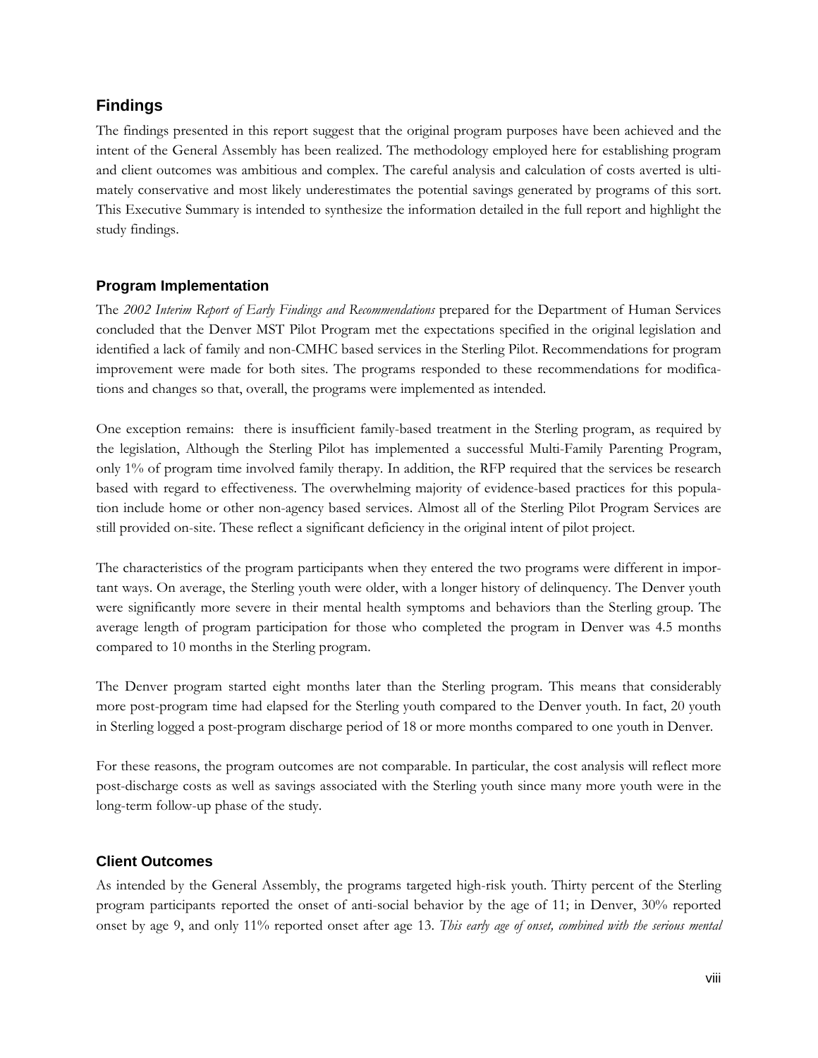## Findings

The findings presented in this report suggest that the original program purposes have been achieved and the intent of the General Assembly has been realized. The methodology employed here for establishing program and client outcomes was ambitious and complex. The careful analysis and calculation of costs averted is ultimately conservative and most likely underestimates the potential savings generated by programs of this sort. This Executive Summary is intended to synthesize the information detailed in the full report and highlight the study findings.

### Program Implementation

The *2002 Interim Report of Early Findings and Recommendations* prepared for the Department of Human Services concluded that the Denver MST Pilot Program met the expectations specified in the original legislation and identified a lack of family and non-CMHC based services in the Sterling Pilot. Recommendations for program improvement were made for both sites. The programs responded to these recommendations for modifications and changes so that, overall, the programs were implemented as intended.

One exception remains: there is insufficient family-based treatment in the Sterling program, as required by the legislation, Although the Sterling Pilot has implemented a successful Multi-Family Parenting Program, only 1% of program time involved family therapy. In addition, the RFP required that the services be research based with regard to effectiveness. The overwhelming majority of evidence-based practices for this population include home or other non-agency based services. Almost all of the Sterling Pilot Program Services are still provided on-site. These reflect a significant deficiency in the original intent of pilot project.

The characteristics of the program participants when they entered the two programs were different in important ways. On average, the Sterling youth were older, with a longer history of delinquency. The Denver youth were significantly more severe in their mental health symptoms and behaviors than the Sterling group. The average length of program participation for those who completed the program in Denver was 4.5 months compared to 10 months in the Sterling program.

The Denver program started eight months later than the Sterling program. This means that considerably more post-program time had elapsed for the Sterling youth compared to the Denver youth. In fact, 20 youth in Sterling logged a post-program discharge period of 18 or more months compared to one youth in Denver.

For these reasons, the program outcomes are not comparable. In particular, the cost analysis will reflect more post-discharge costs as well as savings associated with the Sterling youth since many more youth were in the long-term follow-up phase of the study.

### Client Outcomes

As intended by the General Assembly, the programs targeted high-risk youth. Thirty percent of the Sterling program participants reported the onset of anti-social behavior by the age of 11; in Denver, 30% reported onset by age 9, and only 11% reported onset after age 13. *This early age of onset, combined with the serious mental*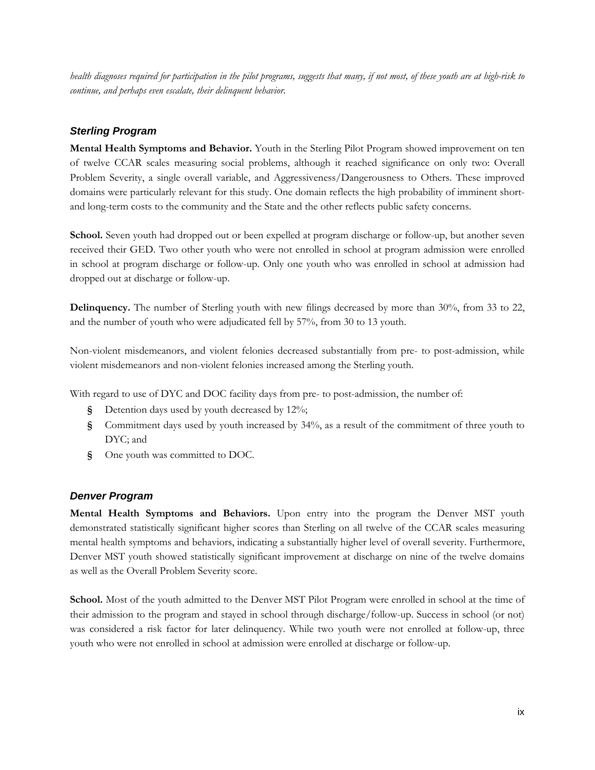*health diagnoses required for participation in the pilot programs, suggests that many, if not most, of these youth are at high-risk to continue, and perhaps even escalate, their delinquent behavior.*

### *Sterling Program*

**Mental Health Symptoms and Behavior.** Youth in the Sterling Pilot Program showed improvement on ten of twelve CCAR scales measuring social problems, although it reached significance on only two: Overall Problem Severity, a single overall variable, and Aggressiveness/Dangerousness to Others. These improved domains were particularly relevant for this study. One domain reflects the high probability of imminent short- and long-term costs to the community and the State and the other reflects public safety concerns.

**School.** Seven youth had dropped out or been expelled at program discharge or follow-up, but another seven received their GED. Two other youth who were not enrolled in school at program admission were enrolled in school at program discharge or follow-up. Only one youth who was enrolled in school at admission had dropped out at discharge or follow-up.

**Delinquency.** The number of Sterling youth with new filings decreased by more than 30%, from 33 to 22, and the number of youth who were adjudicated fell by 57%, from 30 to 13 youth.

Non-violent misdemeanors, and violent felonies decreased substantially from pre- to post-admission, while violent misdemeanors and non-violent felonies increased among the Sterling youth.

With regard to use of DYC and DOC facility days from pre- to post-admission, the number of:

- Detention days used by youth decreased by 12%;
- Commitment days used by youth increased by 34%, as a result of the commitment of three youth to DYC; and
- One youth was committed to DOC.

### *Denver Program*

**Mental Health Symptoms and Behaviors.** Upon entry into the program the Denver MST youth demonstrated statistically significant higher scores than Sterling on all twelve of the CCAR scales measuring mental health symptoms and behaviors, indicating a substantially higher level of overall severity. Furthermore, Denver MST youth showed statistically significant improvement at discharge on nine of the twelve domains as well as the Overall Problem Severity score.

**School.** Most of the youth admitted to the Denver MST Pilot Program were enrolled in school at the time of their admission to the program and stayed in school through discharge/follow-up. Success in school (or not) was considered a risk factor for later delinquency. While two youth were not enrolled at follow-up, three youth who were not enrolled in school at admission were enrolled at discharge or follow-up.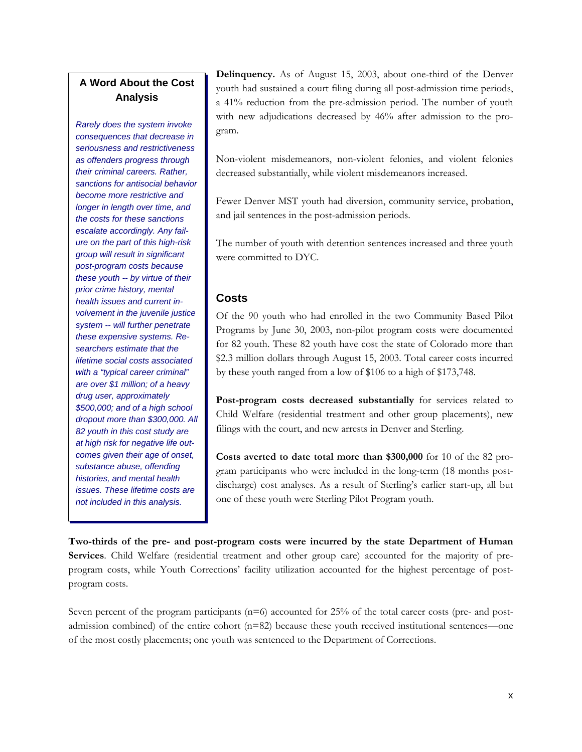### A Word About the Cost Analysis

*Rarely does the system invoke consequences that decrease in seriousness and restrictiveness as offenders progress through their criminal careers. Rather, sanctions for antisocial behavior become more restrictive and longer in length over time, and the costs for these sanctions escalate accordingly. Any failure on the part of this high-risk group will result in significant post-program costs because these youth -- by virtue of their prior crime history, mental health issues and current involvement in the juvenile justice system -- will further penetrate these expensive systems. Researchers estimate that the lifetime social costs associated with a "typical career criminal" are over $1 million; of a heavy drug user, approximately $500,000; and of a high school dropout more than $300,000. All 82 youth in this cost study are at high risk for negative life outcomes given their age of onset, substance abuse, offending histories, and mental health issues. These lifetime costs are not included in this analysis.*

**Delinquency.** As of August 15, 2003, about one-third of the Denver youth had sustained a court filing during all post-admission time periods, a 41% reduction from the pre-admission period. The number of youth with new adjudications decreased by 46% after admission to the program.

Non-violent misdemeanors, non-violent felonies, and violent felonies decreased substantially, while violent misdemeanors increased.

Fewer Denver MST youth had diversion, community service, probation, and jail sentences in the post-admission periods.

The number of youth with detention sentences increased and three youth were committed to DYC.

## Costs

Of the 90 youth who had enrolled in the two Community Based Pilot Programs by June 30, 2003, non-pilot program costs were documented for 82 youth. These 82 youth have cost the state of Colorado more than $2.3 million dollars through August 15, 2003. Total career costs incurred by these youth ranged from a low of $106 to a high of $173,748.

**Post-program costs decreased substantially** for services related to Child Welfare (residential treatment and other group placements), new filings with the court, and new arrests in Denver and Sterling.

**Costs averted to date total more than $300,000** for 10 of the 82 program participants who were included in the long-term (18 months post-discharge) cost analyses. As a result of Sterling's earlier start-up, all but one of these youth were Sterling Pilot Program youth.

**Two-thirds of the pre- and post-program costs were incurred by the state Department of Human Services**. Child Welfare (residential treatment and other group care) accounted for the majority of pre-program costs, while Youth Corrections' facility utilization accounted for the highest percentage of post-program costs.

Seven percent of the program participants (n=6) accounted for 25% of the total career costs (pre- and post-admission combined) of the entire cohort (n=82) because these youth received institutional sentences—one of the most costly placements; one youth was sentenced to the Department of Corrections.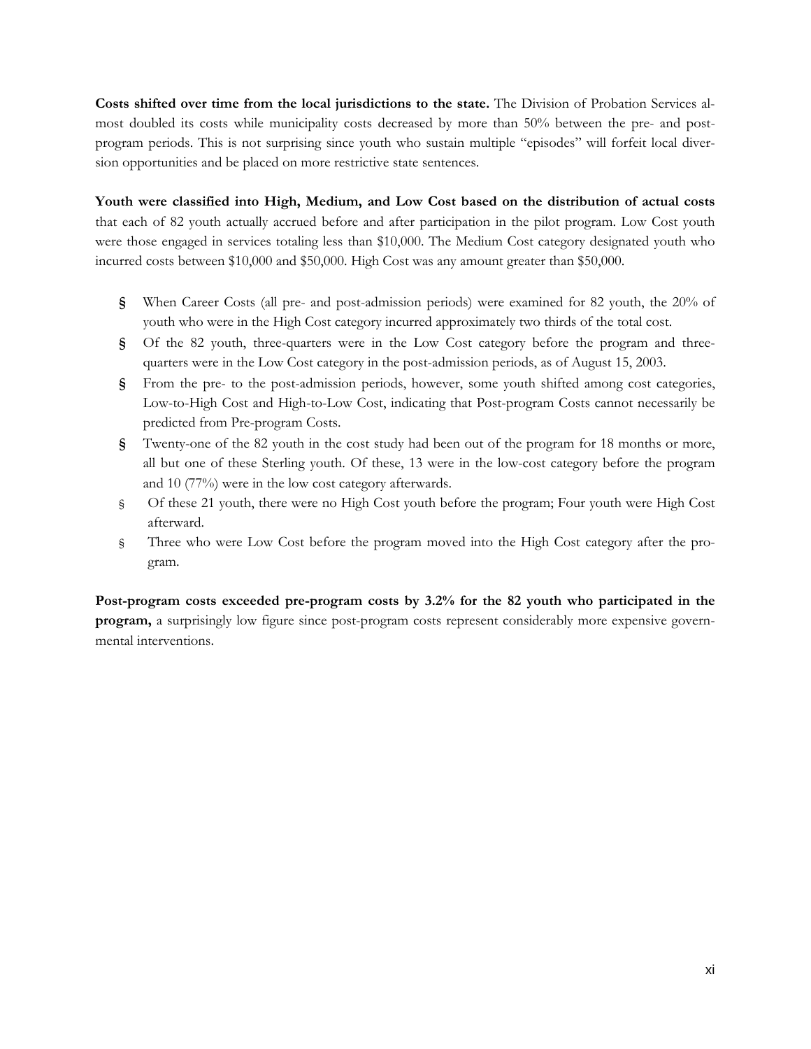**Costs shifted over time from the local jurisdictions to the state.** The Division of Probation Services almost doubled its costs while municipality costs decreased by more than 50% between the pre- and post-program periods. This is not surprising since youth who sustain multiple "episodes" will forfeit local diversion opportunities and be placed on more restrictive state sentences.

**Youth were classified into High, Medium, and Low Cost based on the distribution of actual costs** that each of 82 youth actually accrued before and after participation in the pilot program. Low Cost youth were those engaged in services totaling less than $10,000. The Medium Cost category designated youth who incurred costs between $10,000 and $50,000. High Cost was any amount greater than $50,000.

- When Career Costs (all pre- and post-admission periods) were examined for 82 youth, the 20% of youth who were in the High Cost category incurred approximately two thirds of the total cost.
- Of the 82 youth, three-quarters were in the Low Cost category before the program and three-quarters were in the Low Cost category in the post-admission periods, as of August 15, 2003.
- From the pre- to the post-admission periods, however, some youth shifted among cost categories, Low-to-High Cost and High-to-Low Cost, indicating that Post-program Costs cannot necessarily be predicted from Pre-program Costs.
- Twenty-one of the 82 youth in the cost study had been out of the program for 18 months or more, all but one of these Sterling youth. Of these, 13 were in the low-cost category before the program and 10 (77%) were in the low cost category afterwards.
- Of these 21 youth, there were no High Cost youth before the program; Four youth were High Cost afterward.
- Three who were Low Cost before the program moved into the High Cost category after the program.

**Post-program costs exceeded pre-program costs by 3.2% for the 82 youth who participated in the program,** a surprisingly low figure since post-program costs represent considerably more expensive governmental interventions.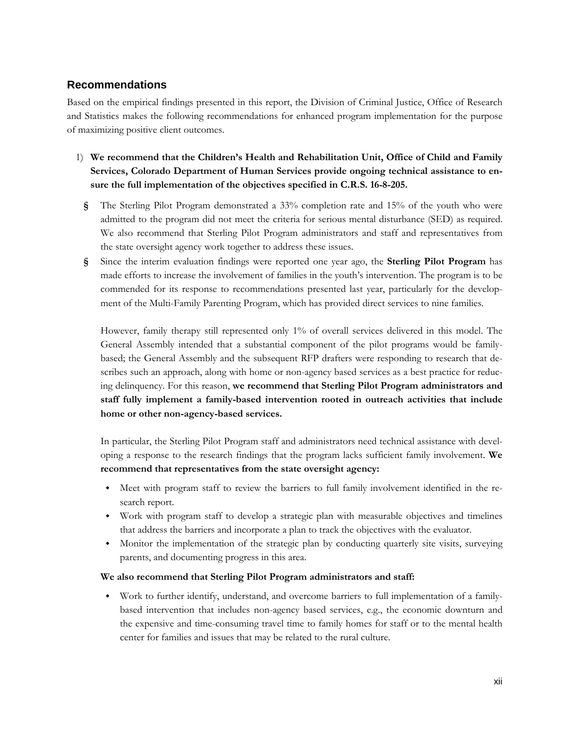## Recommendations

Based on the empirical findings presented in this report, the Division of Criminal Justice, Office of Research and Statistics makes the following recommendations for enhanced program implementation for the purpose of maximizing positive client outcomes.

1) **We recommend that the Children's Health and Rehabilitation Unit, Office of Child and Family Services, Colorado Department of Human Services provide ongoing technical assistance to ensure the full implementation of the objectives specified in C.R.S. 16-8-205.**

   - The Sterling Pilot Program demonstrated a 33% completion rate and 15% of the youth who were admitted to the program did not meet the criteria for serious mental disturbance (SED) as required. We also recommend that Sterling Pilot Program administrators and staff and representatives from the state oversight agency work together to address these issues.
   - Since the interim evaluation findings were reported one year ago, the **Sterling Pilot Program** has made efforts to increase the involvement of families in the youth's intervention. The program is to be commended for its response to recommendations presented last year, particularly for the development of the Multi-Family Parenting Program, which has provided direct services to nine families.

     However, family therapy still represented only 1% of overall services delivered in this model. The General Assembly intended that a substantial component of the pilot programs would be family-based; the General Assembly and the subsequent RFP drafters were responding to research that describes such an approach, along with home or non-agency based services as a best practice for reducing delinquency. For this reason, **we recommend that Sterling Pilot Program administrators and staff fully implement a family-based intervention rooted in outreach activities that include home or other non-agency-based services.**

     In particular, the Sterling Pilot Program staff and administrators need technical assistance with developing a response to the research findings that the program lacks sufficient family involvement. **We recommend that representatives from the state oversight agency:**

     - Meet with program staff to review the barriers to full family involvement identified in the research report.
     - Work with program staff to develop a strategic plan with measurable objectives and timelines that address the barriers and incorporate a plan to track the objectives with the evaluator.
     - Monitor the implementation of the strategic plan by conducting quarterly site visits, surveying parents, and documenting progress in this area.

     **We also recommend that Sterling Pilot Program administrators and staff:**

     - Work to further identify, understand, and overcome barriers to full implementation of a family-based intervention that includes non-agency based services, e.g., the economic downturn and the expensive and time-consuming travel time to family homes for staff or to the mental health center for families and issues that may be related to the rural culture.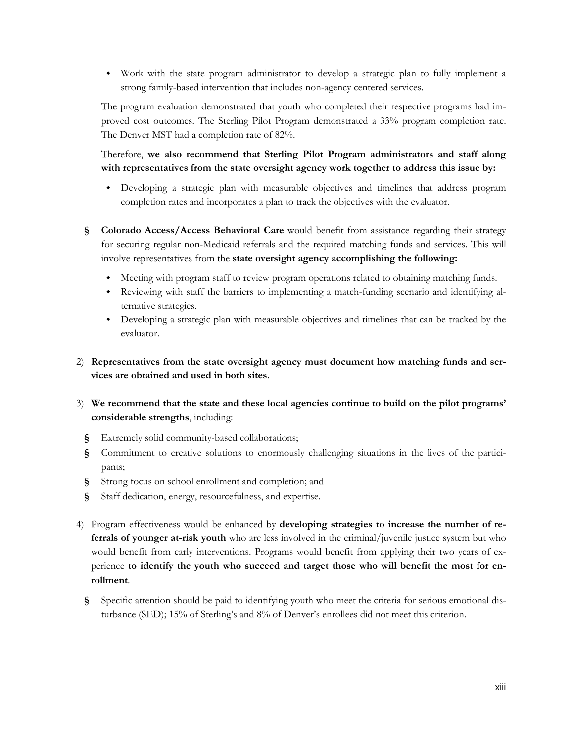- Work with the state program administrator to develop a strategic plan to fully implement a strong family-based intervention that includes non-agency centered services.

The program evaluation demonstrated that youth who completed their respective programs had improved cost outcomes. The Sterling Pilot Program demonstrated a 33% program completion rate. The Denver MST had a completion rate of 82%.

Therefore, **we also recommend that Sterling Pilot Program administrators and staff along with representatives from the state oversight agency work together to address this issue by:**

- Developing a strategic plan with measurable objectives and timelines that address program completion rates and incorporates a plan to track the objectives with the evaluator.

§ **Colorado Access/Access Behavioral Care** would benefit from assistance regarding their strategy for securing regular non-Medicaid referrals and the required matching funds and services. This will involve representatives from the **state oversight agency accomplishing the following:**

- Meeting with program staff to review program operations related to obtaining matching funds.
- Reviewing with staff the barriers to implementing a match-funding scenario and identifying alternative strategies.
- Developing a strategic plan with measurable objectives and timelines that can be tracked by the evaluator.

2) **Representatives from the state oversight agency must document how matching funds and services are obtained and used in both sites.**

3) **We recommend that the state and these local agencies continue to build on the pilot programs' considerable strengths**, including:

§ Extremely solid community-based collaborations;

§ Commitment to creative solutions to enormously challenging situations in the lives of the participants;

§ Strong focus on school enrollment and completion; and

§ Staff dedication, energy, resourcefulness, and expertise.

4) Program effectiveness would be enhanced by **developing strategies to increase the number of referrals of younger at-risk youth** who are less involved in the criminal/juvenile justice system but who would benefit from early interventions. Programs would benefit from applying their two years of experience **to identify the youth who succeed and target those who will benefit the most for enrollment**.

§ Specific attention should be paid to identifying youth who meet the criteria for serious emotional disturbance (SED); 15% of Sterling's and 8% of Denver's enrollees did not meet this criterion.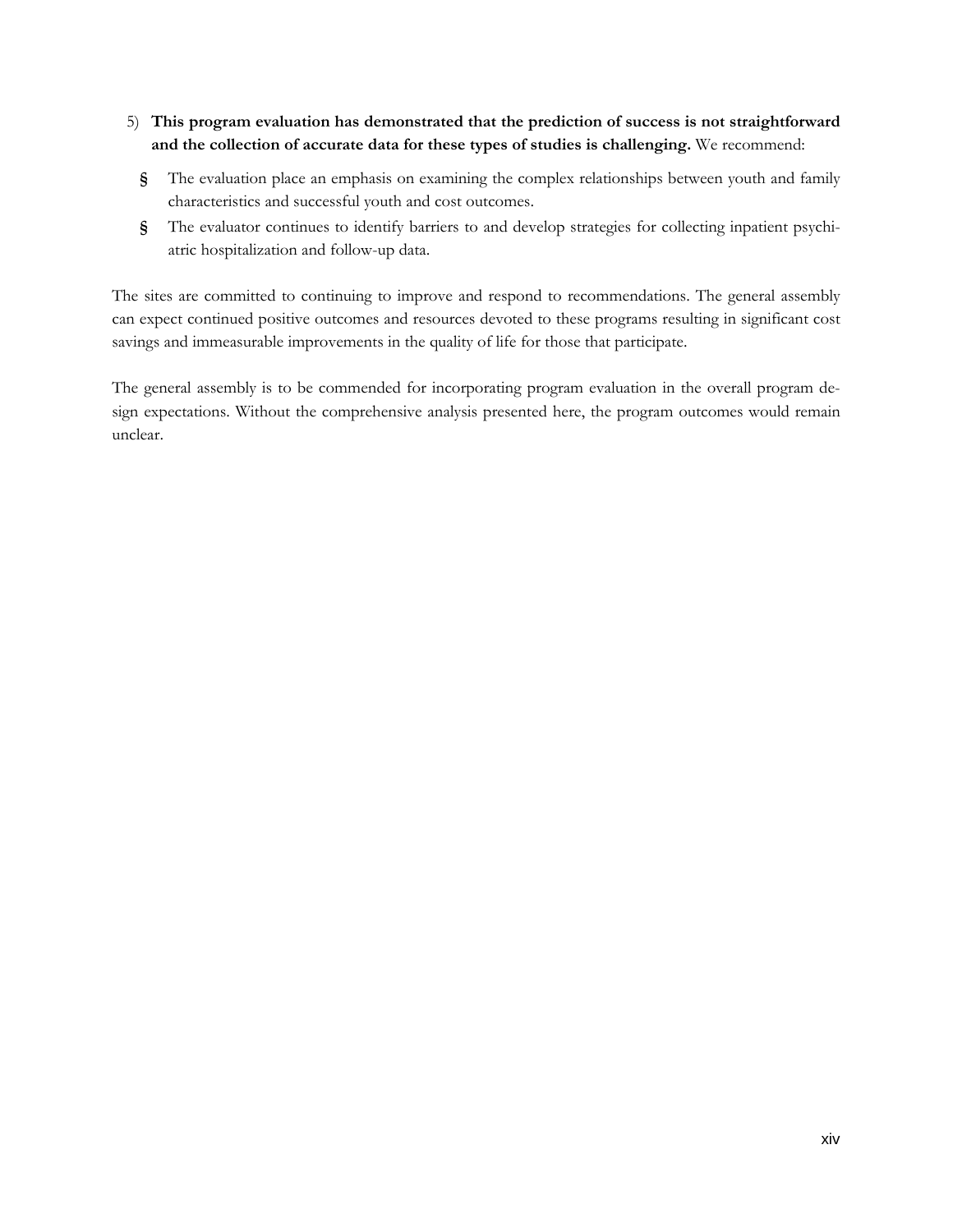5) **This program evaluation has demonstrated that the prediction of success is not straightforward and the collection of accurate data for these types of studies is challenging.** We recommend:

   - The evaluation place an emphasis on examining the complex relationships between youth and family characteristics and successful youth and cost outcomes.
   - The evaluator continues to identify barriers to and develop strategies for collecting inpatient psychiatric hospitalization and follow-up data.

The sites are committed to continuing to improve and respond to recommendations. The general assembly can expect continued positive outcomes and resources devoted to these programs resulting in significant cost savings and immeasurable improvements in the quality of life for those that participate.

The general assembly is to be commended for incorporating program evaluation in the overall program design expectations. Without the comprehensive analysis presented here, the program outcomes would remain unclear.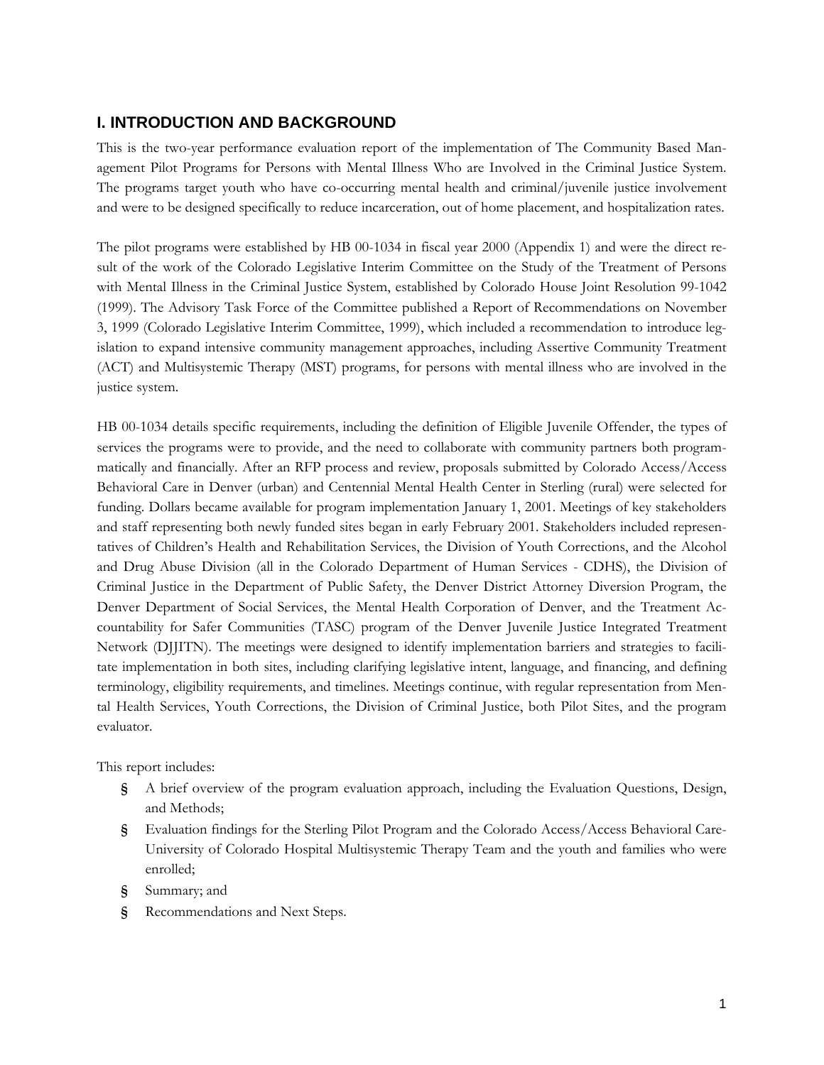## I. INTRODUCTION AND BACKGROUND

This is the two-year performance evaluation report of the implementation of The Community Based Management Pilot Programs for Persons with Mental Illness Who are Involved in the Criminal Justice System. The programs target youth who have co-occurring mental health and criminal/juvenile justice involvement and were to be designed specifically to reduce incarceration, out of home placement, and hospitalization rates.

The pilot programs were established by HB 00-1034 in fiscal year 2000 (Appendix 1) and were the direct result of the work of the Colorado Legislative Interim Committee on the Study of the Treatment of Persons with Mental Illness in the Criminal Justice System, established by Colorado House Joint Resolution 99-1042 (1999). The Advisory Task Force of the Committee published a Report of Recommendations on November 3, 1999 (Colorado Legislative Interim Committee, 1999), which included a recommendation to introduce legislation to expand intensive community management approaches, including Assertive Community Treatment (ACT) and Multisystemic Therapy (MST) programs, for persons with mental illness who are involved in the justice system.

HB 00-1034 details specific requirements, including the definition of Eligible Juvenile Offender, the types of services the programs were to provide, and the need to collaborate with community partners both programmatically and financially. After an RFP process and review, proposals submitted by Colorado Access/Access Behavioral Care in Denver (urban) and Centennial Mental Health Center in Sterling (rural) were selected for funding. Dollars became available for program implementation January 1, 2001. Meetings of key stakeholders and staff representing both newly funded sites began in early February 2001. Stakeholders included representatives of Children's Health and Rehabilitation Services, the Division of Youth Corrections, and the Alcohol and Drug Abuse Division (all in the Colorado Department of Human Services - CDHS), the Division of Criminal Justice in the Department of Public Safety, the Denver District Attorney Diversion Program, the Denver Department of Social Services, the Mental Health Corporation of Denver, and the Treatment Accountability for Safer Communities (TASC) program of the Denver Juvenile Justice Integrated Treatment Network (DJJITN). The meetings were designed to identify implementation barriers and strategies to facilitate implementation in both sites, including clarifying legislative intent, language, and financing, and defining terminology, eligibility requirements, and timelines. Meetings continue, with regular representation from Mental Health Services, Youth Corrections, the Division of Criminal Justice, both Pilot Sites, and the program evaluator.

This report includes:

- A brief overview of the program evaluation approach, including the Evaluation Questions, Design, and Methods;
- Evaluation findings for the Sterling Pilot Program and the Colorado Access/Access Behavioral Care-University of Colorado Hospital Multisystemic Therapy Team and the youth and families who were enrolled;
- Summary; and
- Recommendations and Next Steps.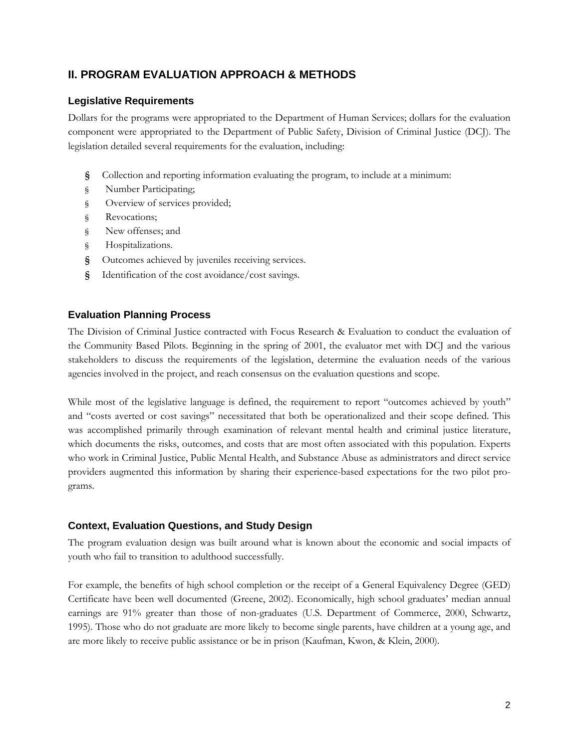## II. PROGRAM EVALUATION APPROACH & METHODS

### Legislative Requirements

Dollars for the programs were appropriated to the Department of Human Services; dollars for the evaluation component were appropriated to the Department of Public Safety, Division of Criminal Justice (DCJ). The legislation detailed several requirements for the evaluation, including:

- Collection and reporting information evaluating the program, to include at a minimum:
  - Number Participating;
  - Overview of services provided;
  - Revocations;
  - New offenses; and
  - Hospitalizations.
- Outcomes achieved by juveniles receiving services.
- Identification of the cost avoidance/cost savings.

### Evaluation Planning Process

The Division of Criminal Justice contracted with Focus Research & Evaluation to conduct the evaluation of the Community Based Pilots. Beginning in the spring of 2001, the evaluator met with DCJ and the various stakeholders to discuss the requirements of the legislation, determine the evaluation needs of the various agencies involved in the project, and reach consensus on the evaluation questions and scope.

While most of the legislative language is defined, the requirement to report "outcomes achieved by youth" and "costs averted or cost savings" necessitated that both be operationalized and their scope defined. This was accomplished primarily through examination of relevant mental health and criminal justice literature, which documents the risks, outcomes, and costs that are most often associated with this population. Experts who work in Criminal Justice, Public Mental Health, and Substance Abuse as administrators and direct service providers augmented this information by sharing their experience-based expectations for the two pilot programs.

### Context, Evaluation Questions, and Study Design

The program evaluation design was built around what is known about the economic and social impacts of youth who fail to transition to adulthood successfully.

For example, the benefits of high school completion or the receipt of a General Equivalency Degree (GED) Certificate have been well documented (Greene, 2002). Economically, high school graduates' median annual earnings are 91% greater than those of non-graduates (U.S. Department of Commerce, 2000, Schwartz, 1995). Those who do not graduate are more likely to become single parents, have children at a young age, and are more likely to receive public assistance or be in prison (Kaufman, Kwon, & Klein, 2000).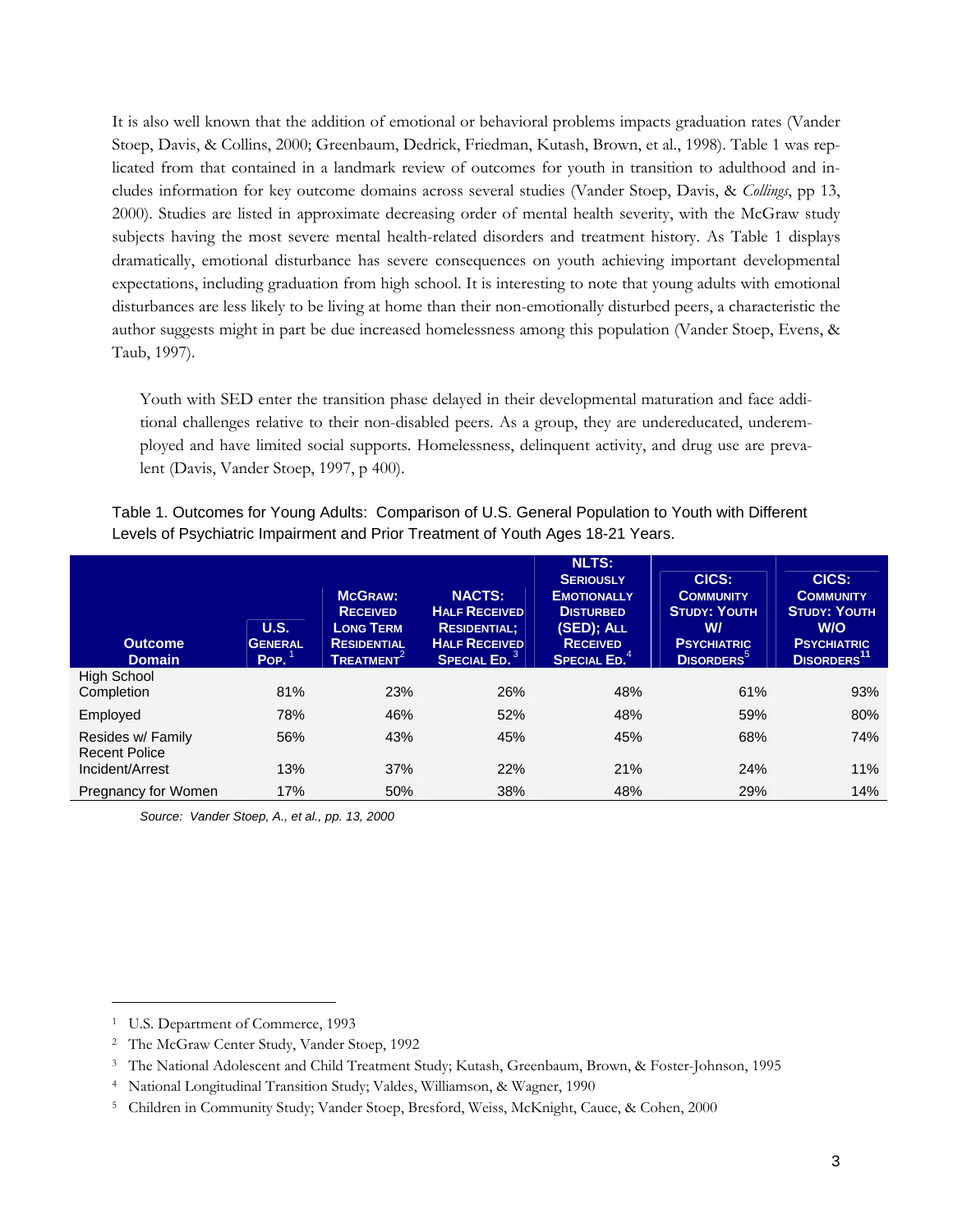It is also well known that the addition of emotional or behavioral problems impacts graduation rates (Vander Stoep, Davis, & Collins, 2000; Greenbaum, Dedrick, Friedman, Kutash, Brown, et al., 1998). Table 1 was replicated from that contained in a landmark review of outcomes for youth in transition to adulthood and includes information for key outcome domains across several studies (Vander Stoep, Davis, & *Collings*, pp 13, 2000). Studies are listed in approximate decreasing order of mental health severity, with the McGraw study subjects having the most severe mental health-related disorders and treatment history. As Table 1 displays dramatically, emotional disturbance has severe consequences on youth achieving important developmental expectations, including graduation from high school. It is interesting to note that young adults with emotional disturbances are less likely to be living at home than their non-emotionally disturbed peers, a characteristic the author suggests might in part be due increased homelessness among this population (Vander Stoep, Evens, & Taub, 1997).

> Youth with SED enter the transition phase delayed in their developmental maturation and face additional challenges relative to their non-disabled peers. As a group, they are undereducated, underemployed and have limited social supports. Homelessness, delinquent activity, and drug use are prevalent (Davis, Vander Stoep, 1997, p 400).

Table 1. Outcomes for Young Adults: Comparison of U.S. General Population to Youth with Different Levels of Psychiatric Impairment and Prior Treatment of Youth Ages 18-21 Years.

| Outcome Domain | U.S. General Pop.[1] | McGraw: Received Long Term Residential Treatment[2] | NACTS: Half Received Residential; Half Received Special Ed.[3] | NLTS: Seriously Emotionally Disturbed (SED); All Received Special Ed.[4] | CICS: Community Study: Youth w/ Psychiatric Disorders[5] | CICS: Community Study: Youth w/o Psychiatric Disorders[11] |
|---|---|---|---|---|---|---|
| High School Completion | 81% | 23% | 26% | 48% | 61% | 93% |
| Employed | 78% | 46% | 52% | 48% | 59% | 80% |
| Resides w/ Family | 56% | 43% | 45% | 45% | 68% | 74% |
| Recent Police Incident/Arrest | 13% | 37% | 22% | 21% | 24% | 11% |
| Pregnancy for Women | 17% | 50% | 38% | 48% | 29% | 14% |

*Source: Vander Stoep, A., et al., pp. 13, 2000*

---

1 U.S. Department of Commerce, 1993

2 The McGraw Center Study, Vander Stoep, 1992

3 The National Adolescent and Child Treatment Study; Kutash, Greenbaum, Brown, & Foster-Johnson, 1995

4 National Longitudinal Transition Study; Valdes, Williamson, & Wagner, 1990

5 Children in Community Study; Vander Stoep, Bresford, Weiss, McKnight, Cauce, & Cohen, 2000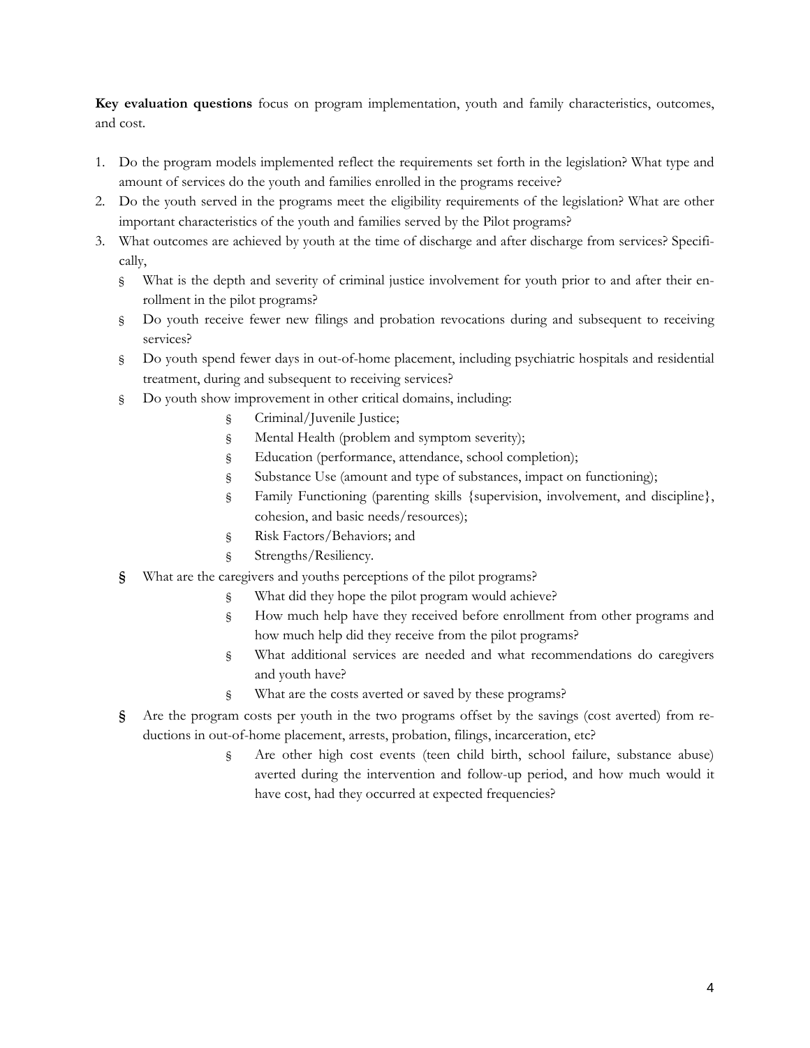**Key evaluation questions** focus on program implementation, youth and family characteristics, outcomes, and cost.

1. Do the program models implemented reflect the requirements set forth in the legislation? What type and amount of services do the youth and families enrolled in the programs receive?
2. Do the youth served in the programs meet the eligibility requirements of the legislation? What are other important characteristics of the youth and families served by the Pilot programs?
3. What outcomes are achieved by youth at the time of discharge and after discharge from services? Specifically,
   - What is the depth and severity of criminal justice involvement for youth prior to and after their enrollment in the pilot programs?
   - Do youth receive fewer new filings and probation revocations during and subsequent to receiving services?
   - Do youth spend fewer days in out-of-home placement, including psychiatric hospitals and residential treatment, during and subsequent to receiving services?
   - Do youth show improvement in other critical domains, including:
     - Criminal/Juvenile Justice;
     - Mental Health (problem and symptom severity);
     - Education (performance, attendance, school completion);
     - Substance Use (amount and type of substances, impact on functioning);
     - Family Functioning (parenting skills {supervision, involvement, and discipline}, cohesion, and basic needs/resources);
     - Risk Factors/Behaviors; and
     - Strengths/Resiliency.
   - What are the caregivers and youths perceptions of the pilot programs?
     - What did they hope the pilot program would achieve?
     - How much help have they received before enrollment from other programs and how much help did they receive from the pilot programs?
     - What additional services are needed and what recommendations do caregivers and youth have?
     - What are the costs averted or saved by these programs?
   - Are the program costs per youth in the two programs offset by the savings (cost averted) from reductions in out-of-home placement, arrests, probation, filings, incarceration, etc?
     - Are other high cost events (teen child birth, school failure, substance abuse) averted during the intervention and follow-up period, and how much would it have cost, had they occurred at expected frequencies?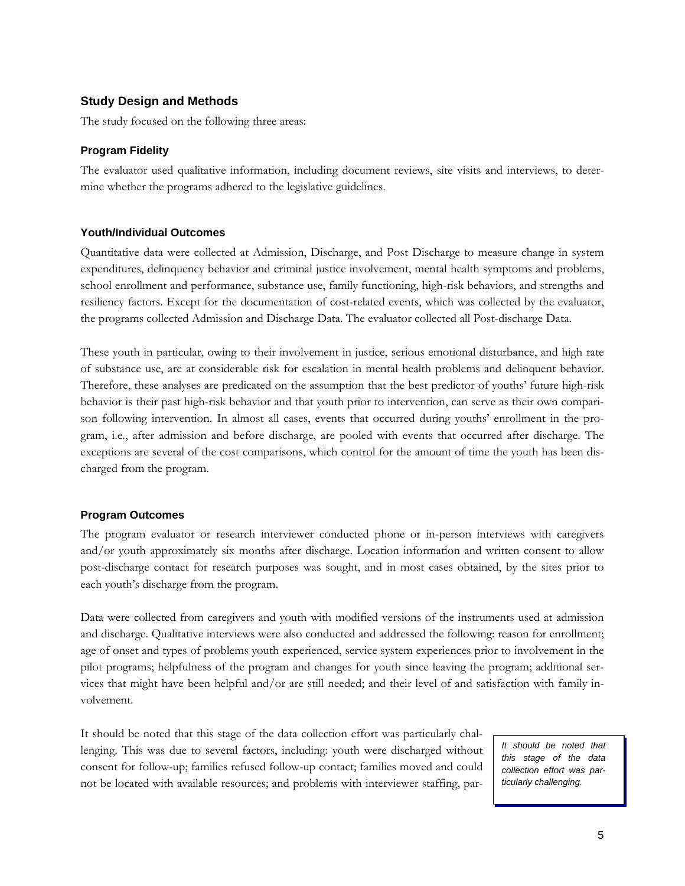## Study Design and Methods

The study focused on the following three areas:

### Program Fidelity

The evaluator used qualitative information, including document reviews, site visits and interviews, to determine whether the programs adhered to the legislative guidelines.

### Youth/Individual Outcomes

Quantitative data were collected at Admission, Discharge, and Post Discharge to measure change in system expenditures, delinquency behavior and criminal justice involvement, mental health symptoms and problems, school enrollment and performance, substance use, family functioning, high-risk behaviors, and strengths and resiliency factors. Except for the documentation of cost-related events, which was collected by the evaluator, the programs collected Admission and Discharge Data. The evaluator collected all Post-discharge Data.

These youth in particular, owing to their involvement in justice, serious emotional disturbance, and high rate of substance use, are at considerable risk for escalation in mental health problems and delinquent behavior. Therefore, these analyses are predicated on the assumption that the best predictor of youths' future high-risk behavior is their past high-risk behavior and that youth prior to intervention, can serve as their own comparison following intervention. In almost all cases, events that occurred during youths' enrollment in the program, i.e., after admission and before discharge, are pooled with events that occurred after discharge. The exceptions are several of the cost comparisons, which control for the amount of time the youth has been discharged from the program.

### Program Outcomes

The program evaluator or research interviewer conducted phone or in-person interviews with caregivers and/or youth approximately six months after discharge. Location information and written consent to allow post-discharge contact for research purposes was sought, and in most cases obtained, by the sites prior to each youth's discharge from the program.

Data were collected from caregivers and youth with modified versions of the instruments used at admission and discharge. Qualitative interviews were also conducted and addressed the following: reason for enrollment; age of onset and types of problems youth experienced, service system experiences prior to involvement in the pilot programs; helpfulness of the program and changes for youth since leaving the program; additional services that might have been helpful and/or are still needed; and their level of and satisfaction with family involvement.

> *It should be noted that this stage of the data collection effort was particularly challenging.*

It should be noted that this stage of the data collection effort was particularly challenging. This was due to several factors, including: youth were discharged without consent for follow-up; families refused follow-up contact; families moved and could not be located with available resources; and problems with interviewer staffing, par-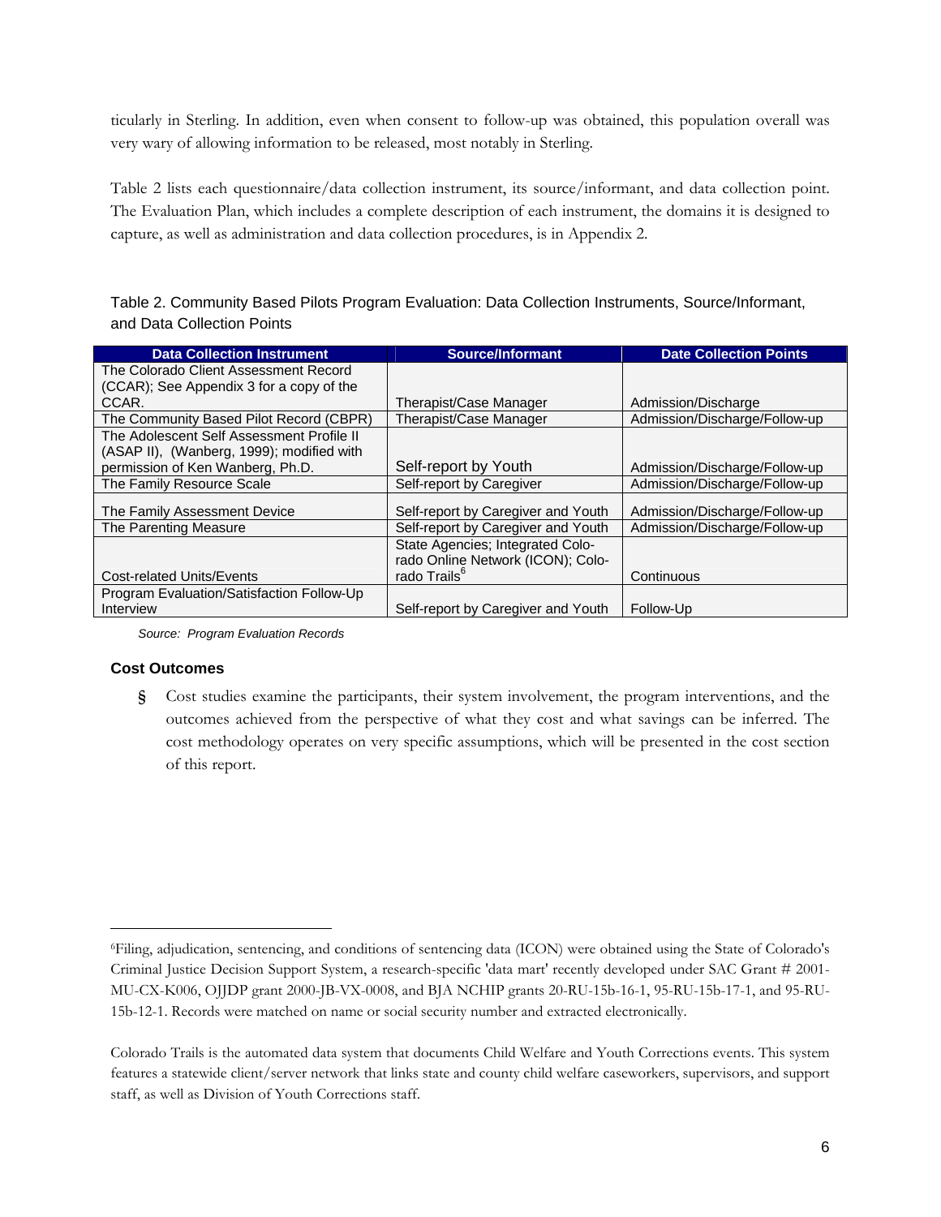ticularly in Sterling. In addition, even when consent to follow-up was obtained, this population overall was very wary of allowing information to be released, most notably in Sterling.

Table 2 lists each questionnaire/data collection instrument, its source/informant, and data collection point. The Evaluation Plan, which includes a complete description of each instrument, the domains it is designed to capture, as well as administration and data collection procedures, is in Appendix 2.

Table 2. Community Based Pilots Program Evaluation: Data Collection Instruments, Source/Informant, and Data Collection Points

| Data Collection Instrument | Source/Informant | Date Collection Points |
|---|---|---|
| The Colorado Client Assessment Record (CCAR); See Appendix 3 for a copy of the CCAR. | Therapist/Case Manager | Admission/Discharge |
| The Community Based Pilot Record (CBPR) | Therapist/Case Manager | Admission/Discharge/Follow-up |
| The Adolescent Self Assessment Profile II (ASAP II), (Wanberg, 1999); modified with permission of Ken Wanberg, Ph.D. | Self-report by Youth | Admission/Discharge/Follow-up |
| The Family Resource Scale | Self-report by Caregiver | Admission/Discharge/Follow-up |
| The Family Assessment Device | Self-report by Caregiver and Youth | Admission/Discharge/Follow-up |
| The Parenting Measure | Self-report by Caregiver and Youth | Admission/Discharge/Follow-up |
| Cost-related Units/Events | State Agencies; Integrated Colorado Online Network (ICON); Colorado Trails[6] | Continuous |
| Program Evaluation/Satisfaction Follow-Up Interview | Self-report by Caregiver and Youth | Follow-Up |

*Source: Program Evaluation Records*

### Cost Outcomes

- Cost studies examine the participants, their system involvement, the program interventions, and the outcomes achieved from the perspective of what they cost and what savings can be inferred. The cost methodology operates on very specific assumptions, which will be presented in the cost section of this report.

---

[6]Filing, adjudication, sentencing, and conditions of sentencing data (ICON) were obtained using the State of Colorado's Criminal Justice Decision Support System, a research-specific 'data mart' recently developed under SAC Grant # 2001-MU-CX-K006, OJJDP grant 2000-JB-VX-0008, and BJA NCHIP grants 20-RU-15b-16-1, 95-RU-15b-17-1, and 95-RU-15b-12-1. Records were matched on name or social security number and extracted electronically.

Colorado Trails is the automated data system that documents Child Welfare and Youth Corrections events. This system features a statewide client/server network that links state and county child welfare caseworkers, supervisors, and support staff, as well as Division of Youth Corrections staff.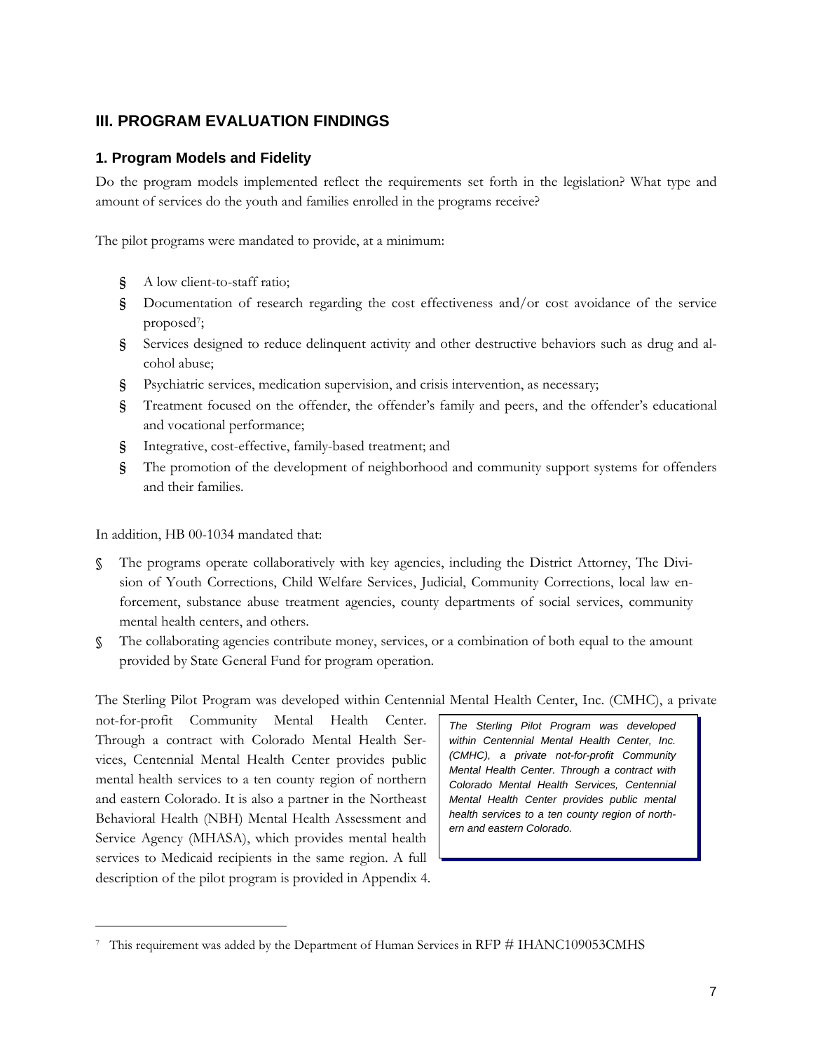## III. PROGRAM EVALUATION FINDINGS

### 1. Program Models and Fidelity

Do the program models implemented reflect the requirements set forth in the legislation? What type and amount of services do the youth and families enrolled in the programs receive?

The pilot programs were mandated to provide, at a minimum:

- A low client-to-staff ratio;
- Documentation of research regarding the cost effectiveness and/or cost avoidance of the service proposed[7];
- Services designed to reduce delinquent activity and other destructive behaviors such as drug and alcohol abuse;
- Psychiatric services, medication supervision, and crisis intervention, as necessary;
- Treatment focused on the offender, the offender's family and peers, and the offender's educational and vocational performance;
- Integrative, cost-effective, family-based treatment; and
- The promotion of the development of neighborhood and community support systems for offenders and their families.

In addition, HB 00-1034 mandated that:

- The programs operate collaboratively with key agencies, including the District Attorney, The Division of Youth Corrections, Child Welfare Services, Judicial, Community Corrections, local law enforcement, substance abuse treatment agencies, county departments of social services, community mental health centers, and others.
- The collaborating agencies contribute money, services, or a combination of both equal to the amount provided by State General Fund for program operation.

The Sterling Pilot Program was developed within Centennial Mental Health Center, Inc. (CMHC), a private not-for-profit Community Mental Health Center. Through a contract with Colorado Mental Health Services, Centennial Mental Health Center provides public mental health services to a ten county region of northern and eastern Colorado. It is also a partner in the Northeast Behavioral Health (NBH) Mental Health Assessment and Service Agency (MHASA), which provides mental health services to Medicaid recipients in the same region. A full description of the pilot program is provided in Appendix 4.

*The Sterling Pilot Program was developed within Centennial Mental Health Center, Inc. (CMHC), a private not-for-profit Community Mental Health Center. Through a contract with Colorado Mental Health Services, Centennial Mental Health Center provides public mental health services to a ten county region of northern and eastern Colorado.*

[7] This requirement was added by the Department of Human Services in RFP # IHANC109053CMHS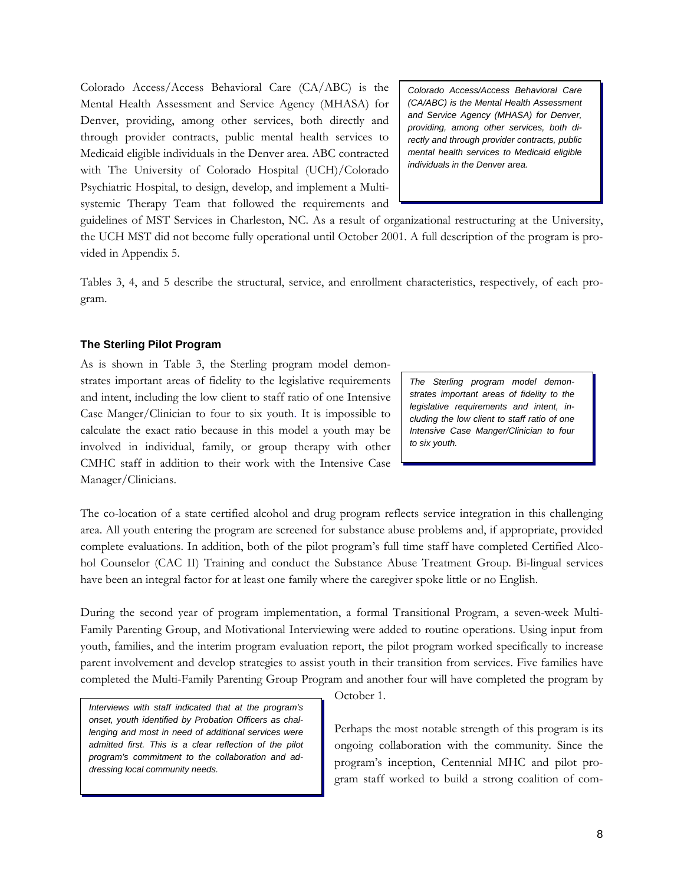Colorado Access/Access Behavioral Care (CA/ABC) is the Mental Health Assessment and Service Agency (MHASA) for Denver, providing, among other services, both directly and through provider contracts, public mental health services to Medicaid eligible individuals in the Denver area. ABC contracted with The University of Colorado Hospital (UCH)/Colorado Psychiatric Hospital, to design, develop, and implement a Multisystemic Therapy Team that followed the requirements and guidelines of MST Services in Charleston, NC. As a result of organizational restructuring at the University, the UCH MST did not become fully operational until October 2001. A full description of the program is provided in Appendix 5.

> *Colorado Access/Access Behavioral Care (CA/ABC) is the Mental Health Assessment and Service Agency (MHASA) for Denver, providing, among other services, both directly and through provider contracts, public mental health services to Medicaid eligible individuals in the Denver area.*

Tables 3, 4, and 5 describe the structural, service, and enrollment characteristics, respectively, of each program.

### The Sterling Pilot Program

As is shown in Table 3, the Sterling program model demonstrates important areas of fidelity to the legislative requirements and intent, including the low client to staff ratio of one Intensive Case Manger/Clinician to four to six youth. It is impossible to calculate the exact ratio because in this model a youth may be involved in individual, family, or group therapy with other CMHC staff in addition to their work with the Intensive Case Manager/Clinicians.

> *The Sterling program model demonstrates important areas of fidelity to the legislative requirements and intent, including the low client to staff ratio of one Intensive Case Manger/Clinician to four to six youth.*

The co-location of a state certified alcohol and drug program reflects service integration in this challenging area. All youth entering the program are screened for substance abuse problems and, if appropriate, provided complete evaluations. In addition, both of the pilot program's full time staff have completed Certified Alcohol Counselor (CAC II) Training and conduct the Substance Abuse Treatment Group. Bi-lingual services have been an integral factor for at least one family where the caregiver spoke little or no English.

During the second year of program implementation, a formal Transitional Program, a seven-week Multi-Family Parenting Group, and Motivational Interviewing were added to routine operations. Using input from youth, families, and the interim program evaluation report, the pilot program worked specifically to increase parent involvement and develop strategies to assist youth in their transition from services. Five families have completed the Multi-Family Parenting Group Program and another four will have completed the program by October 1.

> *Interviews with staff indicated that at the program's onset, youth identified by Probation Officers as challenging and most in need of additional services were admitted first. This is a clear reflection of the pilot program's commitment to the collaboration and addressing local community needs.*

Perhaps the most notable strength of this program is its ongoing collaboration with the community. Since the program's inception, Centennial MHC and pilot program staff worked to build a strong coalition of com-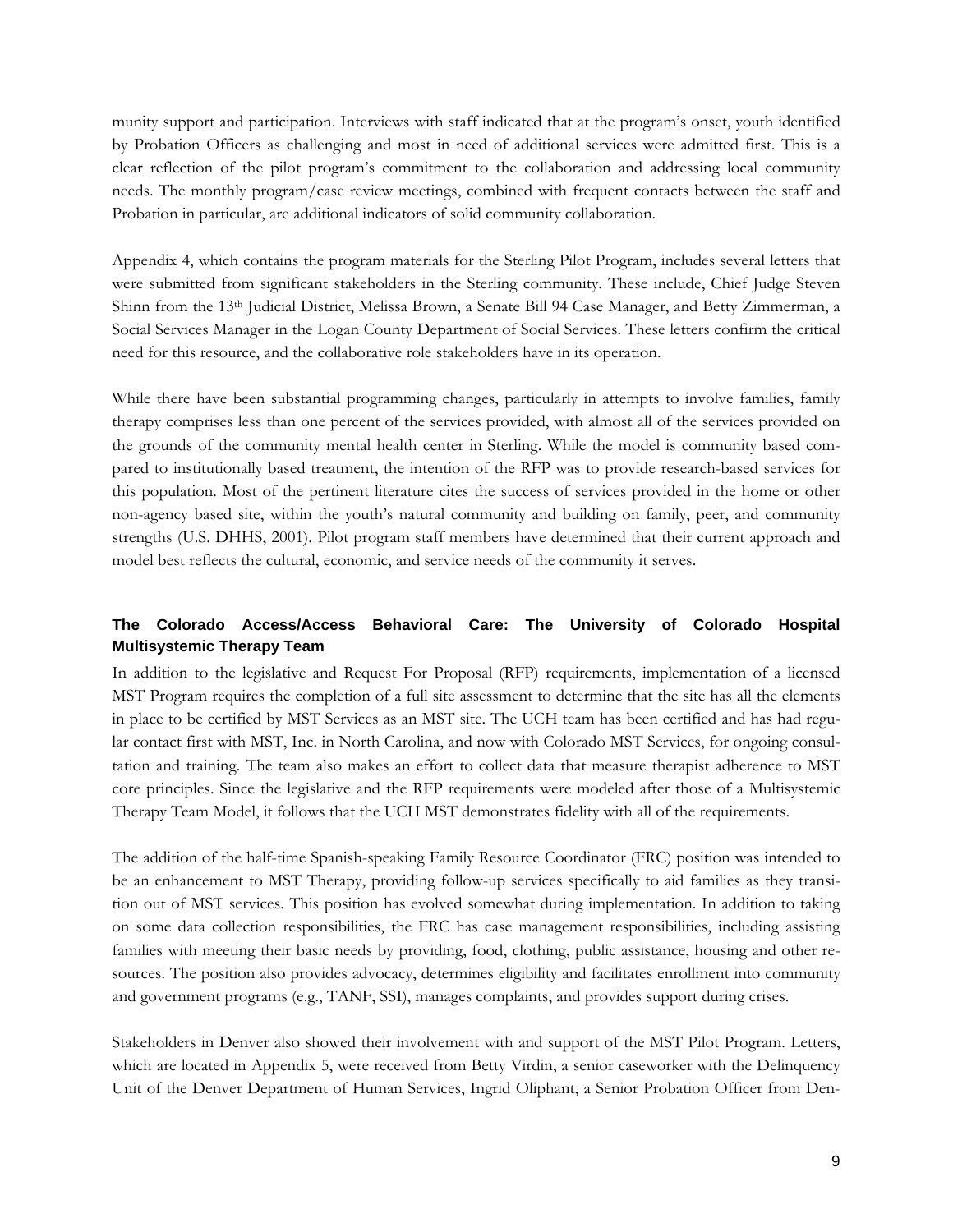munity support and participation. Interviews with staff indicated that at the program's onset, youth identified by Probation Officers as challenging and most in need of additional services were admitted first. This is a clear reflection of the pilot program's commitment to the collaboration and addressing local community needs. The monthly program/case review meetings, combined with frequent contacts between the staff and Probation in particular, are additional indicators of solid community collaboration.

Appendix 4, which contains the program materials for the Sterling Pilot Program, includes several letters that were submitted from significant stakeholders in the Sterling community. These include, Chief Judge Steven Shinn from the 13th Judicial District, Melissa Brown, a Senate Bill 94 Case Manager, and Betty Zimmerman, a Social Services Manager in the Logan County Department of Social Services. These letters confirm the critical need for this resource, and the collaborative role stakeholders have in its operation.

While there have been substantial programming changes, particularly in attempts to involve families, family therapy comprises less than one percent of the services provided, with almost all of the services provided on the grounds of the community mental health center in Sterling. While the model is community based compared to institutionally based treatment, the intention of the RFP was to provide research-based services for this population. Most of the pertinent literature cites the success of services provided in the home or other non-agency based site, within the youth's natural community and building on family, peer, and community strengths (U.S. DHHS, 2001). Pilot program staff members have determined that their current approach and model best reflects the cultural, economic, and service needs of the community it serves.

### The Colorado Access/Access Behavioral Care: The University of Colorado Hospital Multisystemic Therapy Team

In addition to the legislative and Request For Proposal (RFP) requirements, implementation of a licensed MST Program requires the completion of a full site assessment to determine that the site has all the elements in place to be certified by MST Services as an MST site. The UCH team has been certified and has had regular contact first with MST, Inc. in North Carolina, and now with Colorado MST Services, for ongoing consultation and training. The team also makes an effort to collect data that measure therapist adherence to MST core principles. Since the legislative and the RFP requirements were modeled after those of a Multisystemic Therapy Team Model, it follows that the UCH MST demonstrates fidelity with all of the requirements.

The addition of the half-time Spanish-speaking Family Resource Coordinator (FRC) position was intended to be an enhancement to MST Therapy, providing follow-up services specifically to aid families as they transition out of MST services. This position has evolved somewhat during implementation. In addition to taking on some data collection responsibilities, the FRC has case management responsibilities, including assisting families with meeting their basic needs by providing, food, clothing, public assistance, housing and other resources. The position also provides advocacy, determines eligibility and facilitates enrollment into community and government programs (e.g., TANF, SSI), manages complaints, and provides support during crises.

Stakeholders in Denver also showed their involvement with and support of the MST Pilot Program. Letters, which are located in Appendix 5, were received from Betty Virdin, a senior caseworker with the Delinquency Unit of the Denver Department of Human Services, Ingrid Oliphant, a Senior Probation Officer from Den-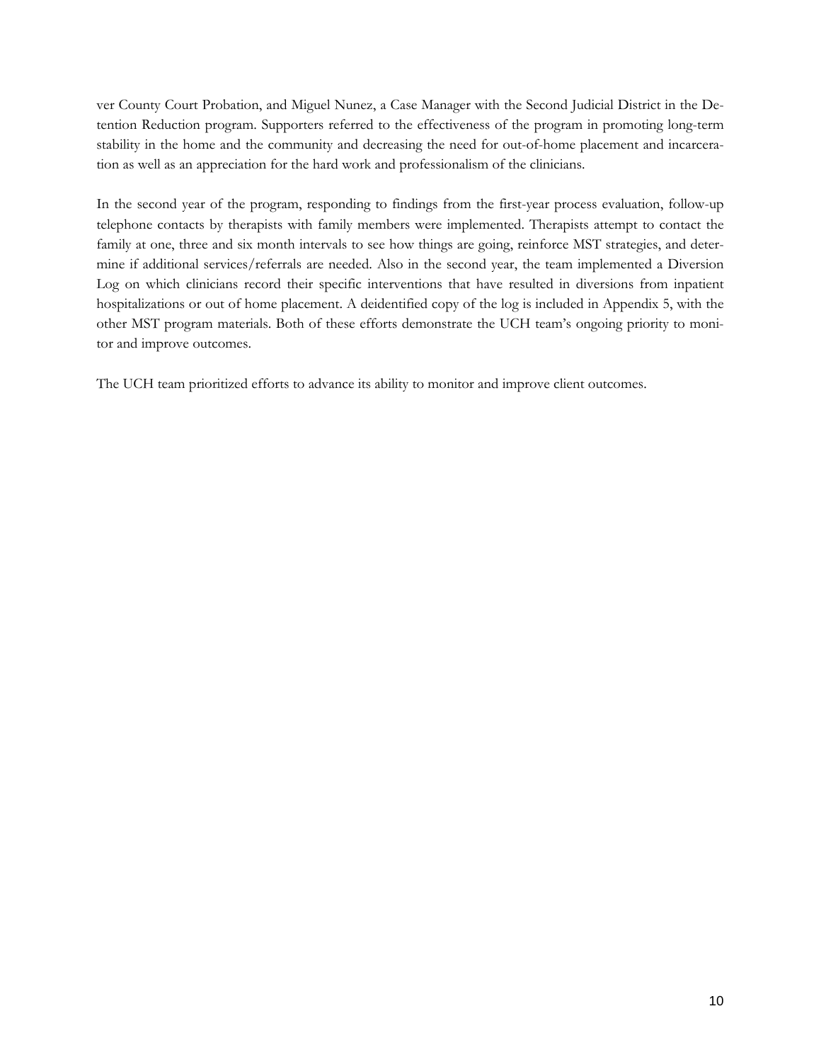ver County Court Probation, and Miguel Nunez, a Case Manager with the Second Judicial District in the Detention Reduction program. Supporters referred to the effectiveness of the program in promoting long-term stability in the home and the community and decreasing the need for out-of-home placement and incarceration as well as an appreciation for the hard work and professionalism of the clinicians.

In the second year of the program, responding to findings from the first-year process evaluation, follow-up telephone contacts by therapists with family members were implemented. Therapists attempt to contact the family at one, three and six month intervals to see how things are going, reinforce MST strategies, and determine if additional services/referrals are needed. Also in the second year, the team implemented a Diversion Log on which clinicians record their specific interventions that have resulted in diversions from inpatient hospitalizations or out of home placement. A deidentified copy of the log is included in Appendix 5, with the other MST program materials. Both of these efforts demonstrate the UCH team's ongoing priority to monitor and improve outcomes.

The UCH team prioritized efforts to advance its ability to monitor and improve client outcomes.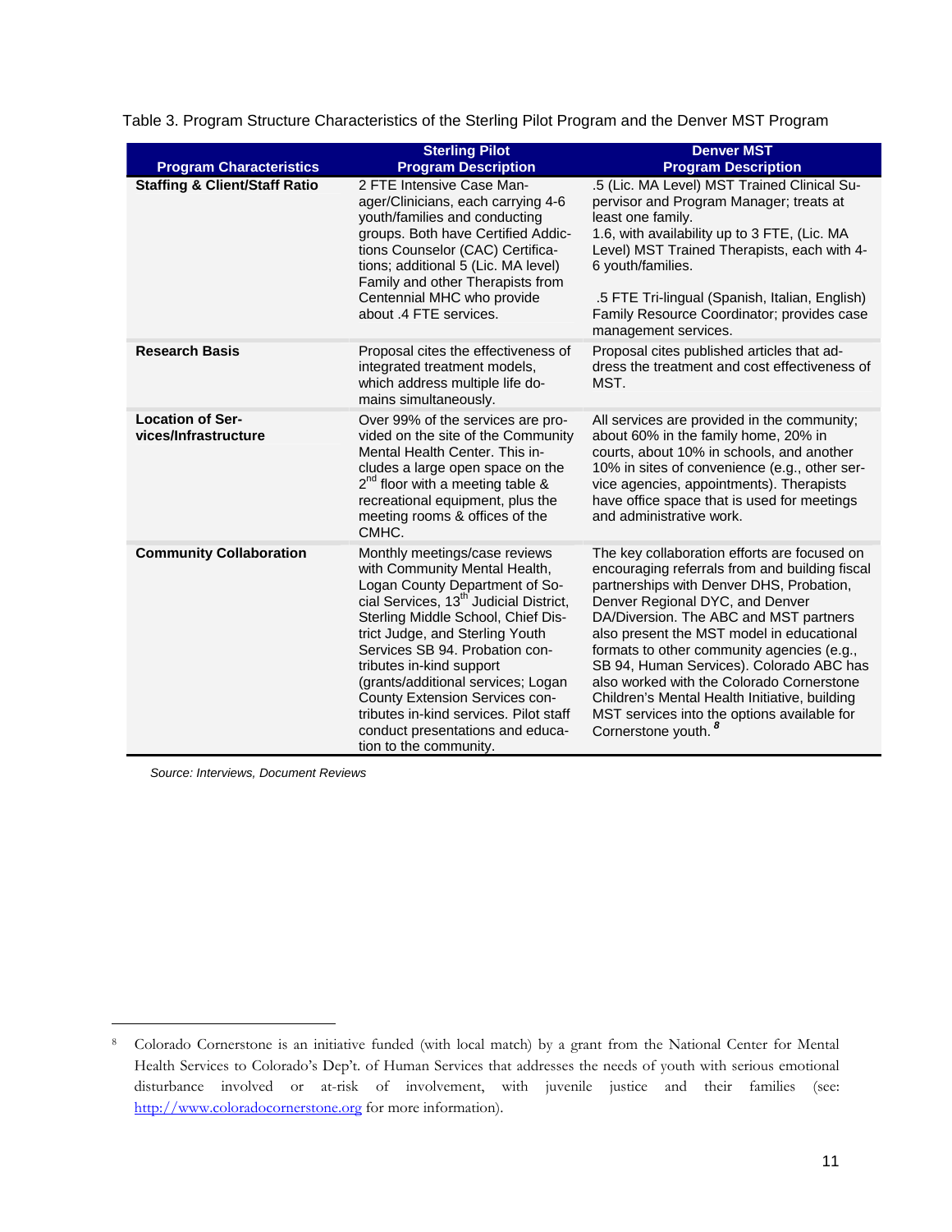Table 3. Program Structure Characteristics of the Sterling Pilot Program and the Denver MST Program

| Program Characteristics | Sterling Pilot Program Description | Denver MST Program Description |
|---|---|---|
| **Staffing & Client/Staff Ratio** | 2 FTE Intensive Case Manager/Clinicians, each carrying 4-6 youth/families and conducting groups. Both have Certified Addictions Counselor (CAC) Certifications; additional 5 (Lic. MA level) Family and other Therapists from Centennial MHC who provide about .4 FTE services. | .5 (Lic. MA Level) MST Trained Clinical Supervisor and Program Manager; treats at least one family. 1.6, with availability up to 3 FTE, (Lic. MA Level) MST Trained Therapists, each with 4-6 youth/families. .5 FTE Tri-lingual (Spanish, Italian, English) Family Resource Coordinator; provides case management services. |
| **Research Basis** | Proposal cites the effectiveness of integrated treatment models, which address multiple life domains simultaneously. | Proposal cites published articles that address the treatment and cost effectiveness of MST. |
| **Location of Services/Infrastructure** | Over 99% of the services are provided on the site of the Community Mental Health Center. This includes a large open space on the 2nd floor with a meeting table & recreational equipment, plus the meeting rooms & offices of the CMHC. | All services are provided in the community; about 60% in the family home, 20% in courts, about 10% in schools, and another 10% in sites of convenience (e.g., other service agencies, appointments). Therapists have office space that is used for meetings and administrative work. |
| **Community Collaboration** | Monthly meetings/case reviews with Community Mental Health, Logan County Department of Social Services, 13th Judicial District, Sterling Middle School, Chief District Judge, and Sterling Youth Services SB 94. Probation contributes in-kind support (grants/additional services; Logan County Extension Services contributes in-kind services. Pilot staff conduct presentations and education to the community. | The key collaboration efforts are focused on encouraging referrals from and building fiscal partnerships with Denver DHS, Probation, Denver Regional DYC, and Denver DA/Diversion. The ABC and MST partners also present the MST model in educational formats to other community agencies (e.g., SB 94, Human Services). Colorado ABC has also worked with the Colorado Cornerstone Children's Mental Health Initiative, building MST services into the options available for Cornerstone youth.[8] |

*Source: Interviews, Document Reviews*

[8] Colorado Cornerstone is an initiative funded (with local match) by a grant from the National Center for Mental Health Services to Colorado's Dep't. of Human Services that addresses the needs of youth with serious emotional disturbance involved or at-risk of involvement, with juvenile justice and their families (see: http://www.coloradocornerstone.org for more information).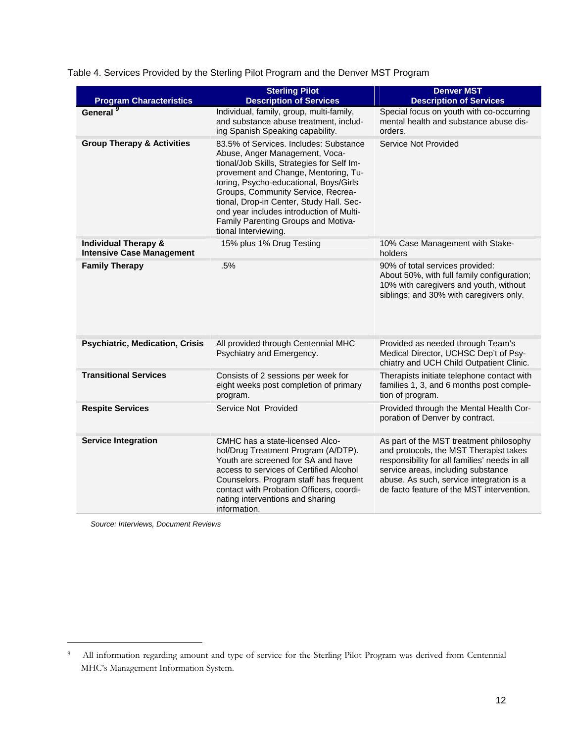Table 4. Services Provided by the Sterling Pilot Program and the Denver MST Program

| Program Characteristics | Sterling Pilot Description of Services | Denver MST Description of Services |
|---|---|---|
| **General** [9] | Individual, family, group, multi-family, and substance abuse treatment, including Spanish Speaking capability. | Special focus on youth with co-occurring mental health and substance abuse disorders. |
| **Group Therapy & Activities** | 83.5% of Services. Includes: Substance Abuse, Anger Management, Vocational/Job Skills, Strategies for Self Improvement and Change, Mentoring, Tutoring, Psycho-educational, Boys/Girls Groups, Community Service, Recreational, Drop-in Center, Study Hall. Second year includes introduction of Multi-Family Parenting Groups and Motivational Interviewing. | Service Not Provided |
| **Individual Therapy & Intensive Case Management** | 15% plus 1% Drug Testing | 10% Case Management with Stakeholders |
| **Family Therapy** | .5% | 90% of total services provided: About 50%, with full family configuration; 10% with caregivers and youth, without siblings; and 30% with caregivers only. |
| **Psychiatric, Medication, Crisis** | All provided through Centennial MHC Psychiatry and Emergency. | Provided as needed through Team's Medical Director, UCHSC Dep't of Psychiatry and UCH Child Outpatient Clinic. |
| **Transitional Services** | Consists of 2 sessions per week for eight weeks post completion of primary program. | Therapists initiate telephone contact with families 1, 3, and 6 months post completion of program. |
| **Respite Services** | Service Not Provided | Provided through the Mental Health Corporation of Denver by contract. |
| **Service Integration** | CMHC has a state-licensed Alcohol/Drug Treatment Program (A/DTP). Youth are screened for SA and have access to services of Certified Alcohol Counselors. Program staff has frequent contact with Probation Officers, coordinating interventions and sharing information. | As part of the MST treatment philosophy and protocols, the MST Therapist takes responsibility for all families' needs in all service areas, including substance abuse. As such, service integration is a de facto feature of the MST intervention. |

*Source: Interviews, Document Reviews*

[9] All information regarding amount and type of service for the Sterling Pilot Program was derived from Centennial MHC's Management Information System.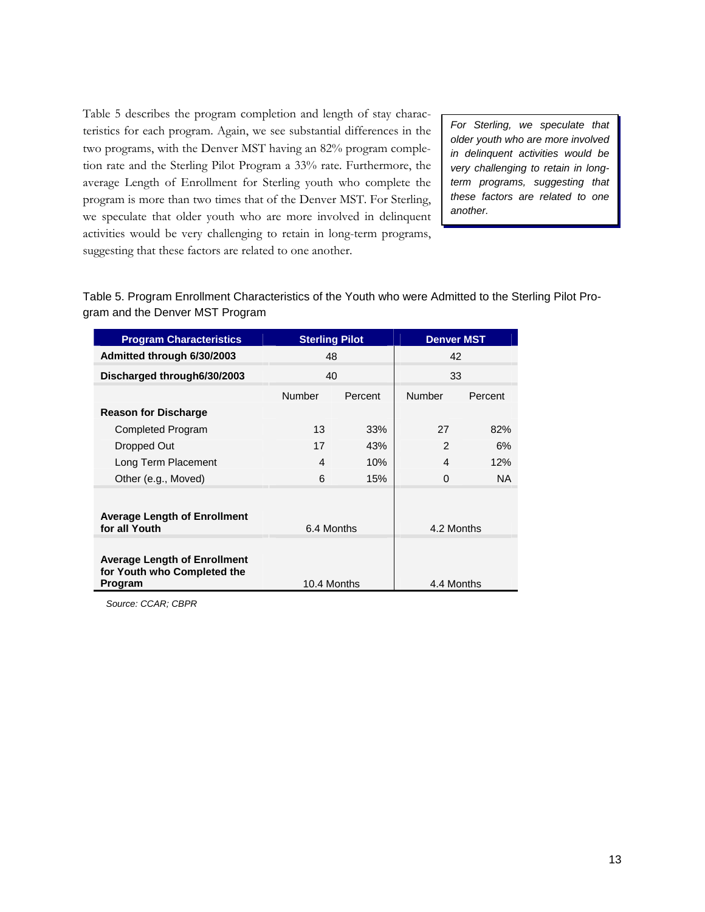Table 5 describes the program completion and length of stay characteristics for each program. Again, we see substantial differences in the two programs, with the Denver MST having an 82% program completion rate and the Sterling Pilot Program a 33% rate. Furthermore, the average Length of Enrollment for Sterling youth who complete the program is more than two times that of the Denver MST. For Sterling, we speculate that older youth who are more involved in delinquent activities would be very challenging to retain in long-term programs, suggesting that these factors are related to one another.

> *For Sterling, we speculate that older youth who are more involved in delinquent activities would be very challenging to retain in long-term programs, suggesting that these factors are related to one another.*

Table 5. Program Enrollment Characteristics of the Youth who were Admitted to the Sterling Pilot Program and the Denver MST Program

| Program Characteristics | Sterling Pilot | | Denver MST | |
|---|---|---|---|---|
| **Admitted through 6/30/2003** | 48 | | 42 | |
| **Discharged through6/30/2003** | 40 | | 33 | |
| | Number | Percent | Number | Percent |
| **Reason for Discharge** | | | | |
| Completed Program | 13 | 33% | 27 | 82% |
| Dropped Out | 17 | 43% | 2 | 6% |
| Long Term Placement | 4 | 10% | 4 | 12% |
| Other (e.g., Moved) | 6 | 15% | 0 | NA |
| **Average Length of Enrollment for all Youth** | 6.4 Months | | 4.2 Months | |
| **Average Length of Enrollment for Youth who Completed the Program** | 10.4 Months | | 4.4 Months | |

*Source: CCAR; CBPR*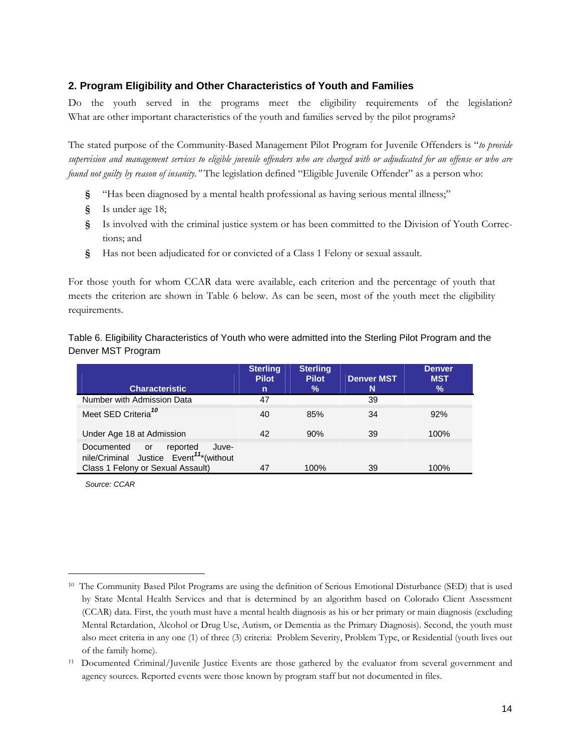## 2. Program Eligibility and Other Characteristics of Youth and Families

Do the youth served in the programs meet the eligibility requirements of the legislation? What are other important characteristics of the youth and families served by the pilot programs?

The stated purpose of the Community-Based Management Pilot Program for Juvenile Offenders is "*to provide supervision and management services to eligible juvenile offenders who are charged with or adjudicated for an offense or who are found not guilty by reason of insanity.*" The legislation defined "Eligible Juvenile Offender" as a person who:

- "Has been diagnosed by a mental health professional as having serious mental illness;"
- Is under age 18;
- Is involved with the criminal justice system or has been committed to the Division of Youth Corrections; and
- Has not been adjudicated for or convicted of a Class 1 Felony or sexual assault.

For those youth for whom CCAR data were available, each criterion and the percentage of youth that meets the criterion are shown in Table 6 below. As can be seen, most of the youth meet the eligibility requirements.

Table 6. Eligibility Characteristics of Youth who were admitted into the Sterling Pilot Program and the Denver MST Program

| Characteristic | Sterling Pilot n | Sterling Pilot % | Denver MST N | Denver MST % |
|---|---|---|---|---|
| Number with Admission Data | 47 | | 39 | |
| Meet SED Criteria[10] | 40 | 85% | 34 | 92% |
| Under Age 18 at Admission | 42 | 90% | 39 | 100% |
| Documented or reported Juvenile/Criminal Justice Event[11]*(without Class 1 Felony or Sexual Assault) | 47 | 100% | 39 | 100% |

*Source: CCAR*

---

[10] The Community Based Pilot Programs are using the definition of Serious Emotional Disturbance (SED) that is used by State Mental Health Services and that is determined by an algorithm based on Colorado Client Assessment (CCAR) data. First, the youth must have a mental health diagnosis as his or her primary or main diagnosis (excluding Mental Retardation, Alcohol or Drug Use, Autism, or Dementia as the Primary Diagnosis). Second, the youth must also meet criteria in any one (1) of three (3) criteria: Problem Severity, Problem Type, or Residential (youth lives out of the family home).

[11] Documented Criminal/Juvenile Justice Events are those gathered by the evaluator from several government and agency sources. Reported events were those known by program staff but not documented in files.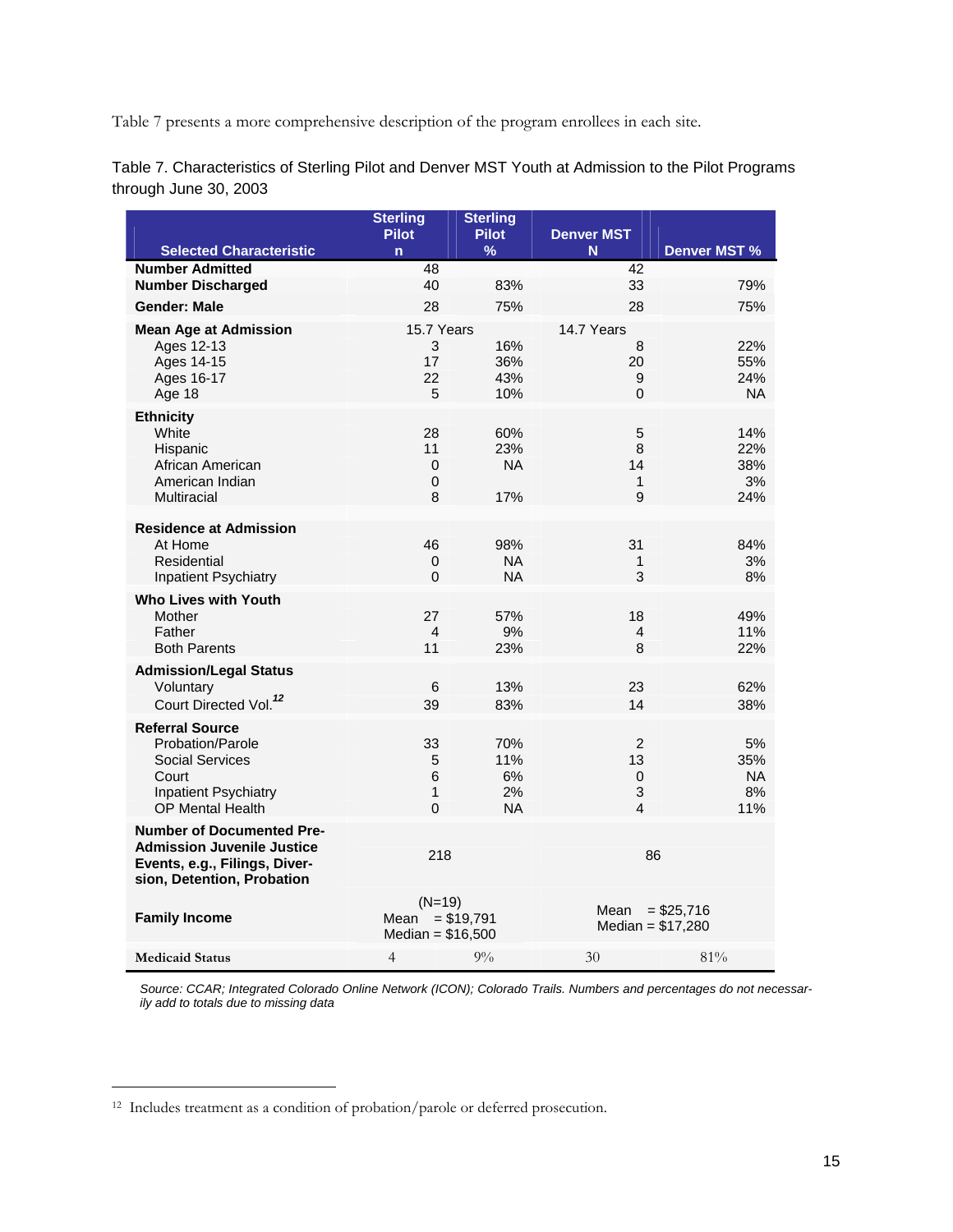Table 7 presents a more comprehensive description of the program enrollees in each site.

Table 7. Characteristics of Sterling Pilot and Denver MST Youth at Admission to the Pilot Programs through June 30, 2003

| Selected Characteristic | Sterling Pilot n | Sterling Pilot % | Denver MST N | Denver MST % |
|---|---|---|---|---|
| **Number Admitted** | 48 | | 42 | |
| **Number Discharged** | 40 | 83% | 33 | 79% |
| **Gender: Male** | 28 | 75% | 28 | 75% |
| **Mean Age at Admission** | 15.7 Years | | 14.7 Years | |
| Ages 12-13 | 3 | 16% | 8 | 22% |
| Ages 14-15 | 17 | 36% | 20 | 55% |
| Ages 16-17 | 22 | 43% | 9 | 24% |
| Age 18 | 5 | 10% | 0 | NA |
| **Ethnicity** | | | | |
| White | 28 | 60% | 5 | 14% |
| Hispanic | 11 | 23% | 8 | 22% |
| African American | 0 | NA | 14 | 38% |
| American Indian | 0 | | 1 | 3% |
| Multiracial | 8 | 17% | 9 | 24% |
| **Residence at Admission** | | | | |
| At Home | 46 | 98% | 31 | 84% |
| Residential | 0 | NA | 1 | 3% |
| Inpatient Psychiatry | 0 | NA | 3 | 8% |
| **Who Lives with Youth** | | | | |
| Mother | 27 | 57% | 18 | 49% |
| Father | 4 | 9% | 4 | 11% |
| Both Parents | 11 | 23% | 8 | 22% |
| **Admission/Legal Status** | | | | |
| Voluntary | 6 | 13% | 23 | 62% |
| Court Directed Vol.[12] | 39 | 83% | 14 | 38% |
| **Referral Source** | | | | |
| Probation/Parole | 33 | 70% | 2 | 5% |
| Social Services | 5 | 11% | 13 | 35% |
| Court | 6 | 6% | 0 | NA |
| Inpatient Psychiatry | 1 | 2% | 3 | 8% |
| OP Mental Health | 0 | NA | 4 | 11% |
| **Number of Documented Pre-Admission Juvenile Justice Events, e.g., Filings, Diversion, Detention, Probation** | 218 | | 86 | |
| **Family Income** | (N=19) Mean = $19,791 Median = $16,500 | | Mean = $25,716 Median = $17,280 | |
| **Medicaid Status** | 4 | 9% | 30 | 81% |

*Source: CCAR; Integrated Colorado Online Network (ICON); Colorado Trails. Numbers and percentages do not necessarily add to totals due to missing data*

[12] Includes treatment as a condition of probation/parole or deferred prosecution.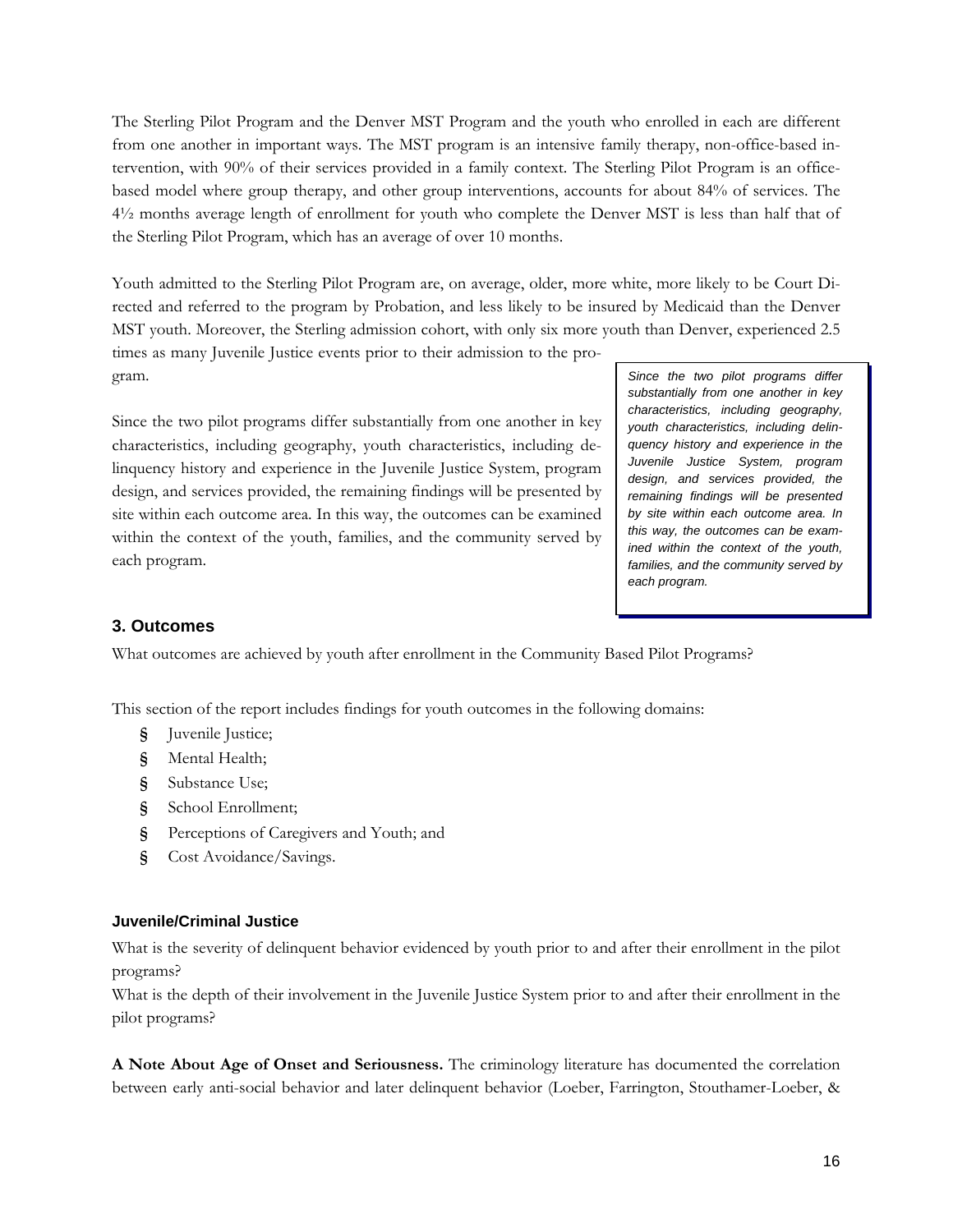The Sterling Pilot Program and the Denver MST Program and the youth who enrolled in each are different from one another in important ways. The MST program is an intensive family therapy, non-office-based intervention, with 90% of their services provided in a family context. The Sterling Pilot Program is an office-based model where group therapy, and other group interventions, accounts for about 84% of services. The 4½ months average length of enrollment for youth who complete the Denver MST is less than half that of the Sterling Pilot Program, which has an average of over 10 months.

Youth admitted to the Sterling Pilot Program are, on average, older, more white, more likely to be Court Directed and referred to the program by Probation, and less likely to be insured by Medicaid than the Denver MST youth. Moreover, the Sterling admission cohort, with only six more youth than Denver, experienced 2.5 times as many Juvenile Justice events prior to their admission to the program.

Since the two pilot programs differ substantially from one another in key characteristics, including geography, youth characteristics, including delinquency history and experience in the Juvenile Justice System, program design, and services provided, the remaining findings will be presented by site within each outcome area. In this way, the outcomes can be examined within the context of the youth, families, and the community served by each program.

> *Since the two pilot programs differ substantially from one another in key characteristics, including geography, youth characteristics, including delinquency history and experience in the Juvenile Justice System, program design, and services provided, the remaining findings will be presented by site within each outcome area. In this way, the outcomes can be examined within the context of the youth, families, and the community served by each program.*

## 3. Outcomes

What outcomes are achieved by youth after enrollment in the Community Based Pilot Programs?

This section of the report includes findings for youth outcomes in the following domains:

- Juvenile Justice;
- Mental Health;
- Substance Use;
- School Enrollment;
- Perceptions of Caregivers and Youth; and
- Cost Avoidance/Savings.

### Juvenile/Criminal Justice

What is the severity of delinquent behavior evidenced by youth prior to and after their enrollment in the pilot programs?

What is the depth of their involvement in the Juvenile Justice System prior to and after their enrollment in the pilot programs?

**A Note About Age of Onset and Seriousness.** The criminology literature has documented the correlation between early anti-social behavior and later delinquent behavior (Loeber, Farrington, Stouthamer-Loeber, &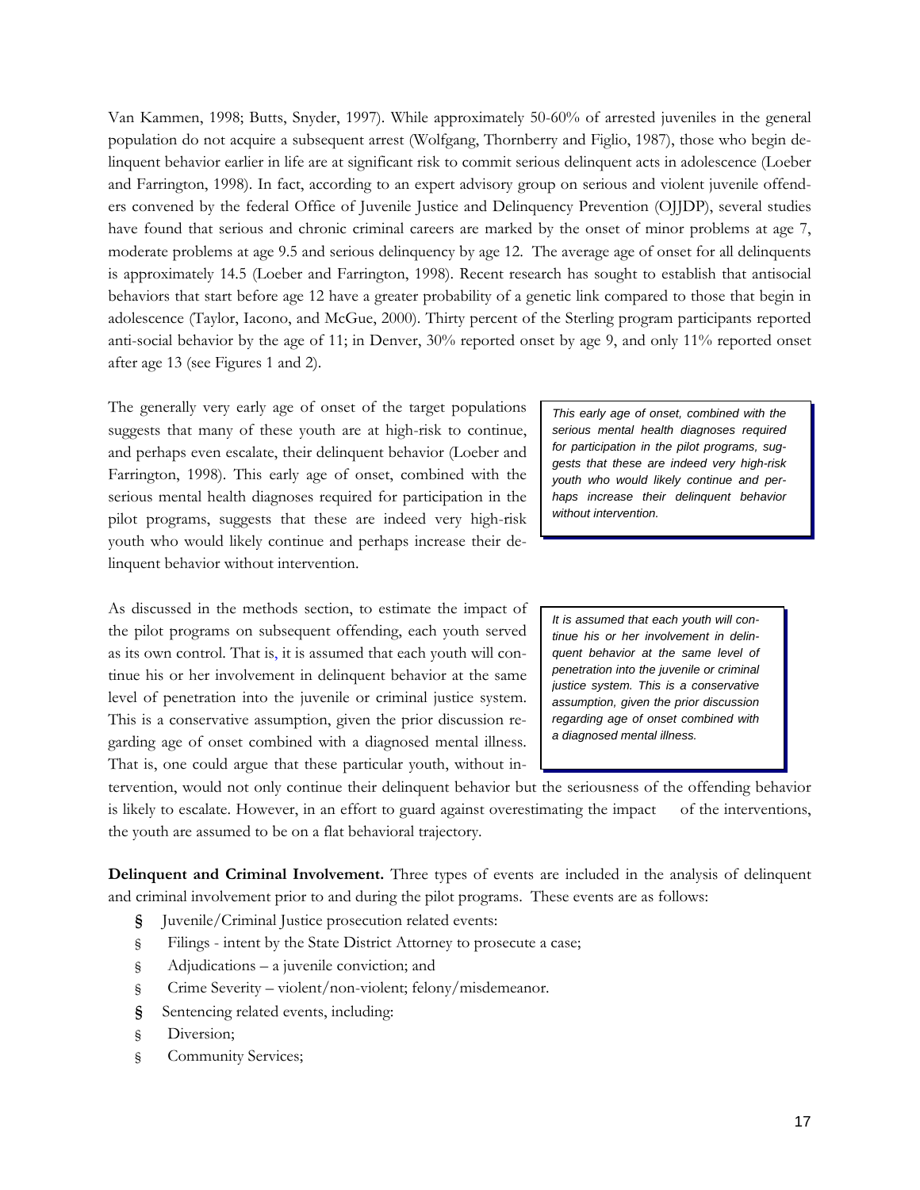Van Kammen, 1998; Butts, Snyder, 1997). While approximately 50-60% of arrested juveniles in the general population do not acquire a subsequent arrest (Wolfgang, Thornberry and Figlio, 1987), those who begin delinquent behavior earlier in life are at significant risk to commit serious delinquent acts in adolescence (Loeber and Farrington, 1998). In fact, according to an expert advisory group on serious and violent juvenile offenders convened by the federal Office of Juvenile Justice and Delinquency Prevention (OJJDP), several studies have found that serious and chronic criminal careers are marked by the onset of minor problems at age 7, moderate problems at age 9.5 and serious delinquency by age 12. The average age of onset for all delinquents is approximately 14.5 (Loeber and Farrington, 1998). Recent research has sought to establish that antisocial behaviors that start before age 12 have a greater probability of a genetic link compared to those that begin in adolescence (Taylor, Iacono, and McGue, 2000). Thirty percent of the Sterling program participants reported anti-social behavior by the age of 11; in Denver, 30% reported onset by age 9, and only 11% reported onset after age 13 (see Figures 1 and 2).

The generally very early age of onset of the target populations suggests that many of these youth are at high-risk to continue, and perhaps even escalate, their delinquent behavior (Loeber and Farrington, 1998). This early age of onset, combined with the serious mental health diagnoses required for participation in the pilot programs, suggests that these are indeed very high-risk youth who would likely continue and perhaps increase their delinquent behavior without intervention.

*This early age of onset, combined with the serious mental health diagnoses required for participation in the pilot programs, suggests that these are indeed very high-risk youth who would likely continue and perhaps increase their delinquent behavior without intervention.*

As discussed in the methods section, to estimate the impact of the pilot programs on subsequent offending, each youth served as its own control. That is, it is assumed that each youth will continue his or her involvement in delinquent behavior at the same level of penetration into the juvenile or criminal justice system. This is a conservative assumption, given the prior discussion regarding age of onset combined with a diagnosed mental illness. That is, one could argue that these particular youth, without intervention, would not only continue their delinquent behavior but the seriousness of the offending behavior is likely to escalate. However, in an effort to guard against overestimating the impact of the interventions, the youth are assumed to be on a flat behavioral trajectory.

*It is assumed that each youth will continue his or her involvement in delinquent behavior at the same level of penetration into the juvenile or criminal justice system. This is a conservative assumption, given the prior discussion regarding age of onset combined with a diagnosed mental illness.*

**Delinquent and Criminal Involvement.** Three types of events are included in the analysis of delinquent and criminal involvement prior to and during the pilot programs. These events are as follows:

- Juvenile/Criminal Justice prosecution related events:
  - Filings - intent by the State District Attorney to prosecute a case;
  - Adjudications – a juvenile conviction; and
  - Crime Severity – violent/non-violent; felony/misdemeanor.
- Sentencing related events, including:
  - Diversion;
  - Community Services;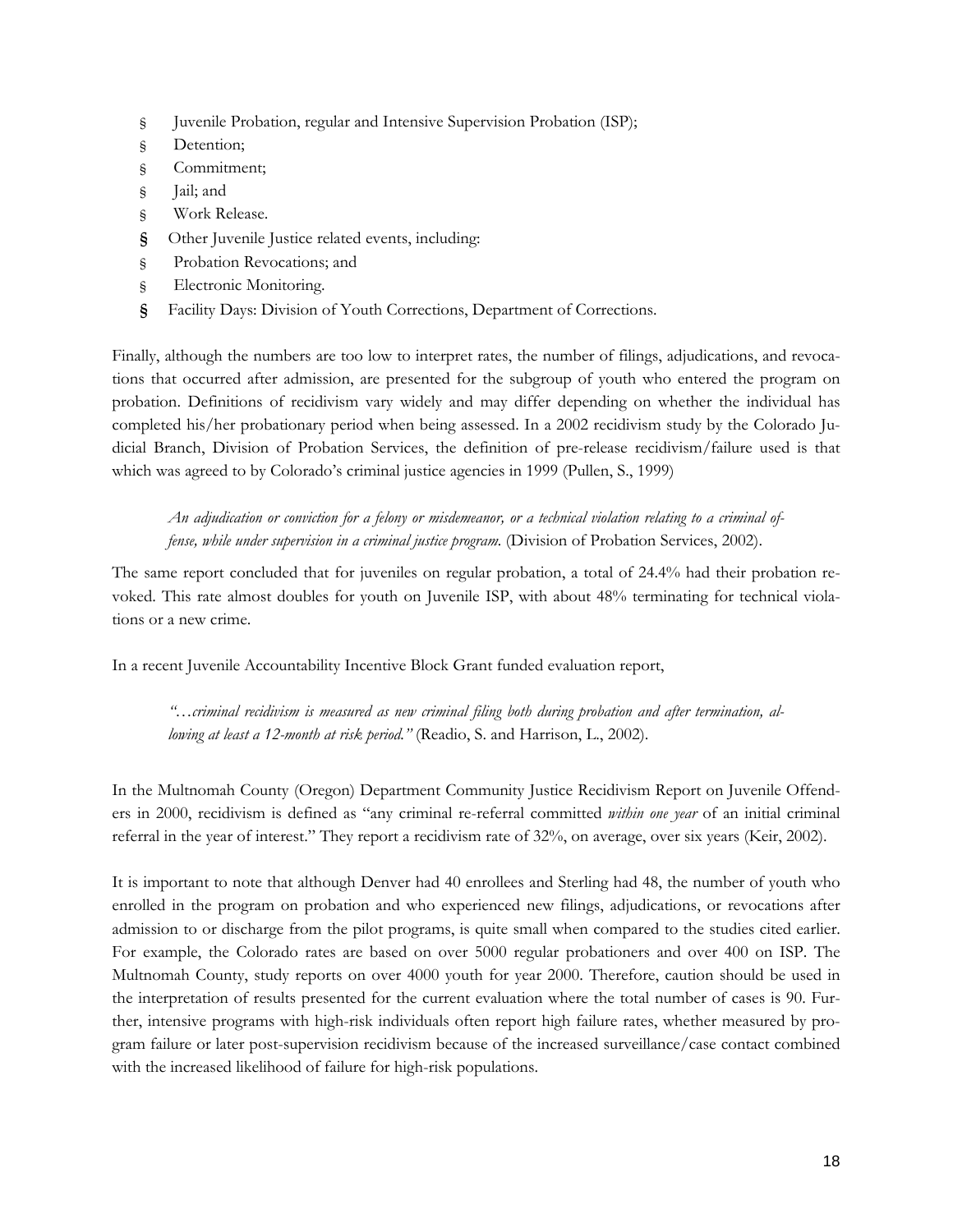- Juvenile Probation, regular and Intensive Supervision Probation (ISP);
- Detention;
- Commitment;
- Jail; and
- Work Release.
- Other Juvenile Justice related events, including:
- Probation Revocations; and
- Electronic Monitoring.
- Facility Days: Division of Youth Corrections, Department of Corrections.

Finally, although the numbers are too low to interpret rates, the number of filings, adjudications, and revocations that occurred after admission, are presented for the subgroup of youth who entered the program on probation. Definitions of recidivism vary widely and may differ depending on whether the individual has completed his/her probationary period when being assessed. In a 2002 recidivism study by the Colorado Judicial Branch, Division of Probation Services, the definition of pre-release recidivism/failure used is that which was agreed to by Colorado's criminal justice agencies in 1999 (Pullen, S., 1999)

> *An adjudication or conviction for a felony or misdemeanor, or a technical violation relating to a criminal offense, while under supervision in a criminal justice program.* (Division of Probation Services, 2002).

The same report concluded that for juveniles on regular probation, a total of 24.4% had their probation revoked. This rate almost doubles for youth on Juvenile ISP, with about 48% terminating for technical violations or a new crime.

In a recent Juvenile Accountability Incentive Block Grant funded evaluation report,

> *"…criminal recidivism is measured as new criminal filing both during probation and after termination, allowing at least a 12-month at risk period."* (Readio, S. and Harrison, L., 2002).

In the Multnomah County (Oregon) Department Community Justice Recidivism Report on Juvenile Offenders in 2000, recidivism is defined as "any criminal re-referral committed *within one year* of an initial criminal referral in the year of interest." They report a recidivism rate of 32%, on average, over six years (Keir, 2002).

It is important to note that although Denver had 40 enrollees and Sterling had 48, the number of youth who enrolled in the program on probation and who experienced new filings, adjudications, or revocations after admission to or discharge from the pilot programs, is quite small when compared to the studies cited earlier. For example, the Colorado rates are based on over 5000 regular probationers and over 400 on ISP. The Multnomah County, study reports on over 4000 youth for year 2000. Therefore, caution should be used in the interpretation of results presented for the current evaluation where the total number of cases is 90. Further, intensive programs with high-risk individuals often report high failure rates, whether measured by program failure or later post-supervision recidivism because of the increased surveillance/case contact combined with the increased likelihood of failure for high-risk populations.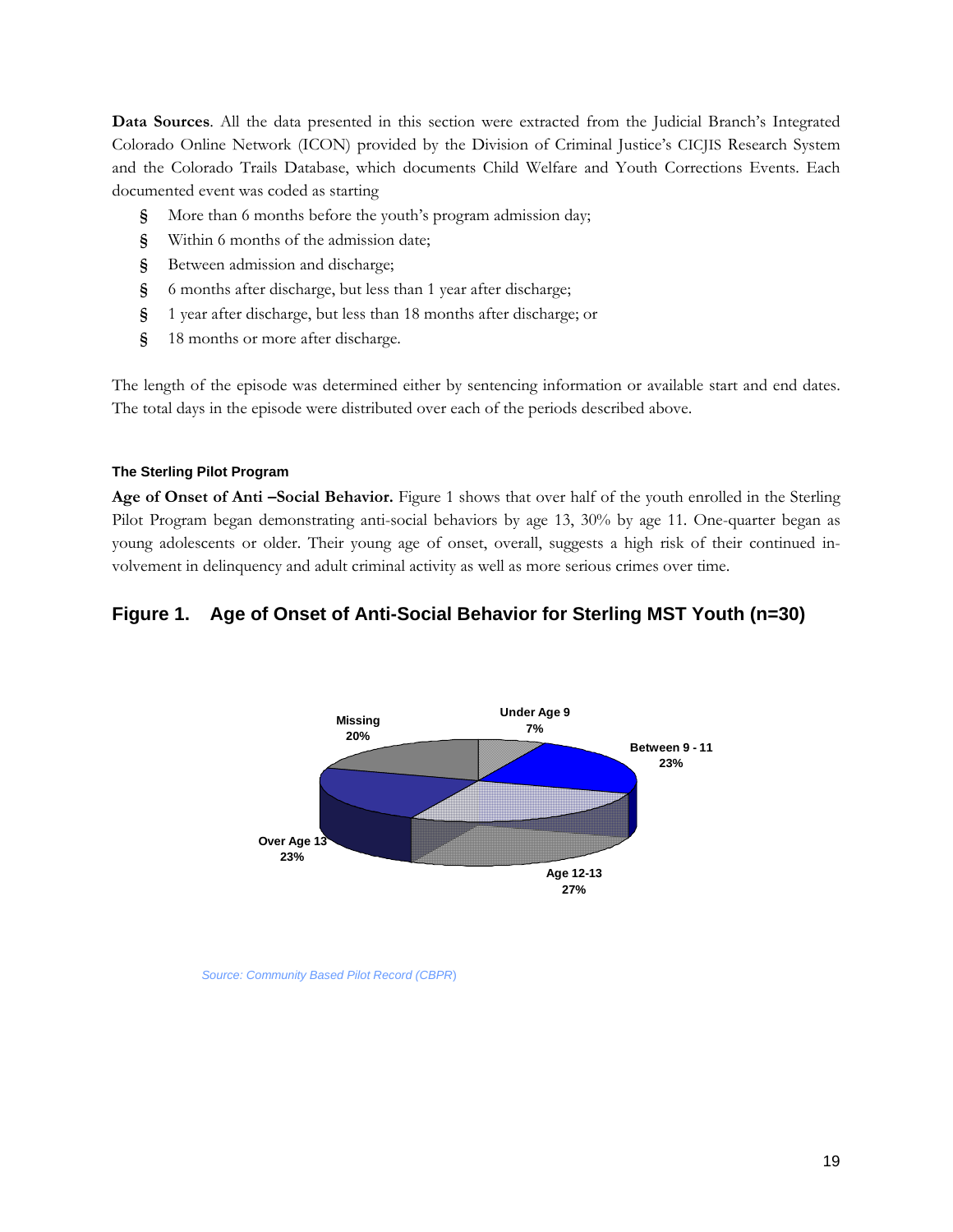**Data Sources**. All the data presented in this section were extracted from the Judicial Branch's Integrated Colorado Online Network (ICON) provided by the Division of Criminal Justice's CICJIS Research System and the Colorado Trails Database, which documents Child Welfare and Youth Corrections Events. Each documented event was coded as starting

- More than 6 months before the youth's program admission day;
- Within 6 months of the admission date;
- Between admission and discharge;
- 6 months after discharge, but less than 1 year after discharge;
- 1 year after discharge, but less than 18 months after discharge; or
- 18 months or more after discharge.

The length of the episode was determined either by sentencing information or available start and end dates. The total days in the episode were distributed over each of the periods described above.

#### The Sterling Pilot Program

**Age of Onset of Anti –Social Behavior.** Figure 1 shows that over half of the youth enrolled in the Sterling Pilot Program began demonstrating anti-social behaviors by age 13, 30% by age 11. One-quarter began as young adolescents or older. Their young age of onset, overall, suggests a high risk of their continued involvement in delinquency and adult criminal activity as well as more serious crimes over time.

## Figure 1. Age of Onset of Anti-Social Behavior for Sterling MST Youth (n=30)

| Category | Percent |
|---|---|
| Under Age 9 | 7% |
| Between 9 - 11 | 23% |
| Age 12-13 | 27% |
| Over Age 13 | 23% |
| Missing | 20% |

*Source: Community Based Pilot Record (CBPR)*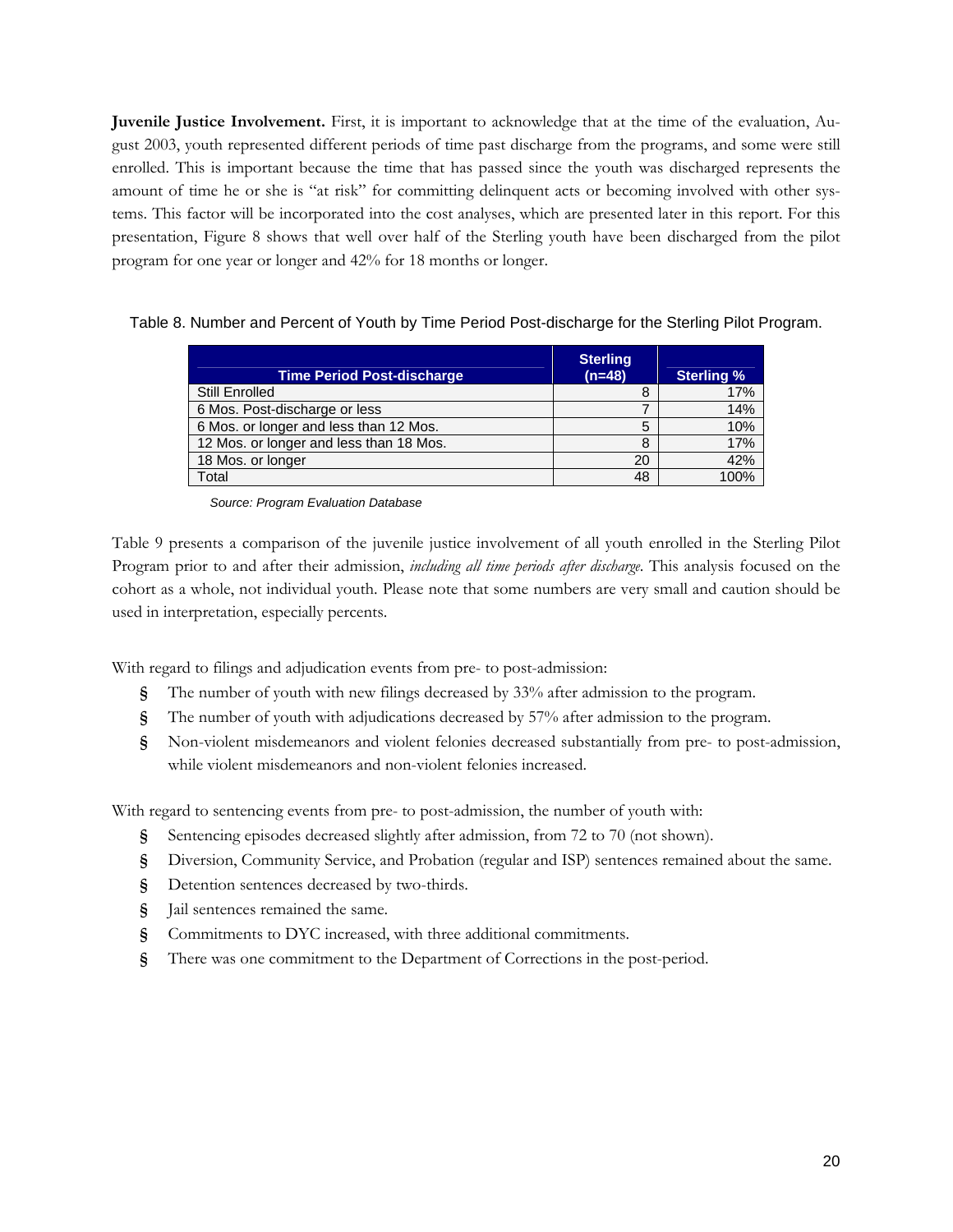**Juvenile Justice Involvement.** First, it is important to acknowledge that at the time of the evaluation, August 2003, youth represented different periods of time past discharge from the programs, and some were still enrolled. This is important because the time that has passed since the youth was discharged represents the amount of time he or she is "at risk" for committing delinquent acts or becoming involved with other systems. This factor will be incorporated into the cost analyses, which are presented later in this report. For this presentation, Figure 8 shows that well over half of the Sterling youth have been discharged from the pilot program for one year or longer and 42% for 18 months or longer.

Table 8. Number and Percent of Youth by Time Period Post-discharge for the Sterling Pilot Program.

| Time Period Post-discharge | Sterling (n=48) | Sterling % |
|---|---|---|
| Still Enrolled | 8 | 17% |
| 6 Mos. Post-discharge or less | 7 | 14% |
| 6 Mos. or longer and less than 12 Mos. | 5 | 10% |
| 12 Mos. or longer and less than 18 Mos. | 8 | 17% |
| 18 Mos. or longer | 20 | 42% |
| Total | 48 | 100% |

*Source: Program Evaluation Database*

Table 9 presents a comparison of the juvenile justice involvement of all youth enrolled in the Sterling Pilot Program prior to and after their admission, *including all time periods after discharge*. This analysis focused on the cohort as a whole, not individual youth. Please note that some numbers are very small and caution should be used in interpretation, especially percents.

With regard to filings and adjudication events from pre- to post-admission:

- The number of youth with new filings decreased by 33% after admission to the program.
- The number of youth with adjudications decreased by 57% after admission to the program.
- Non-violent misdemeanors and violent felonies decreased substantially from pre- to post-admission, while violent misdemeanors and non-violent felonies increased.

With regard to sentencing events from pre- to post-admission, the number of youth with:

- Sentencing episodes decreased slightly after admission, from 72 to 70 (not shown).
- Diversion, Community Service, and Probation (regular and ISP) sentences remained about the same.
- Detention sentences decreased by two-thirds.
- Jail sentences remained the same.
- Commitments to DYC increased, with three additional commitments.
- There was one commitment to the Department of Corrections in the post-period.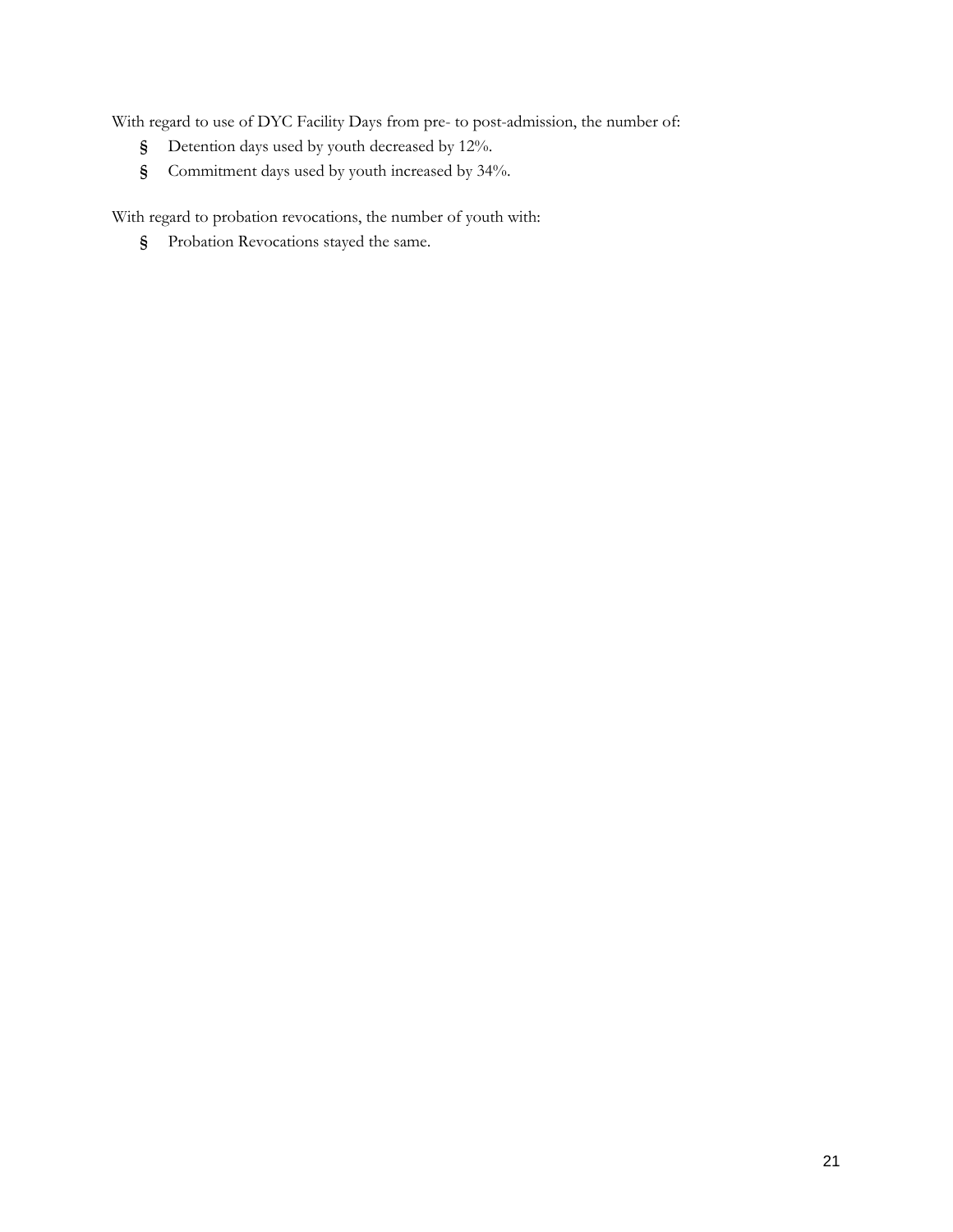With regard to use of DYC Facility Days from pre- to post-admission, the number of:

- Detention days used by youth decreased by 12%.
- Commitment days used by youth increased by 34%.

With regard to probation revocations, the number of youth with:

- Probation Revocations stayed the same.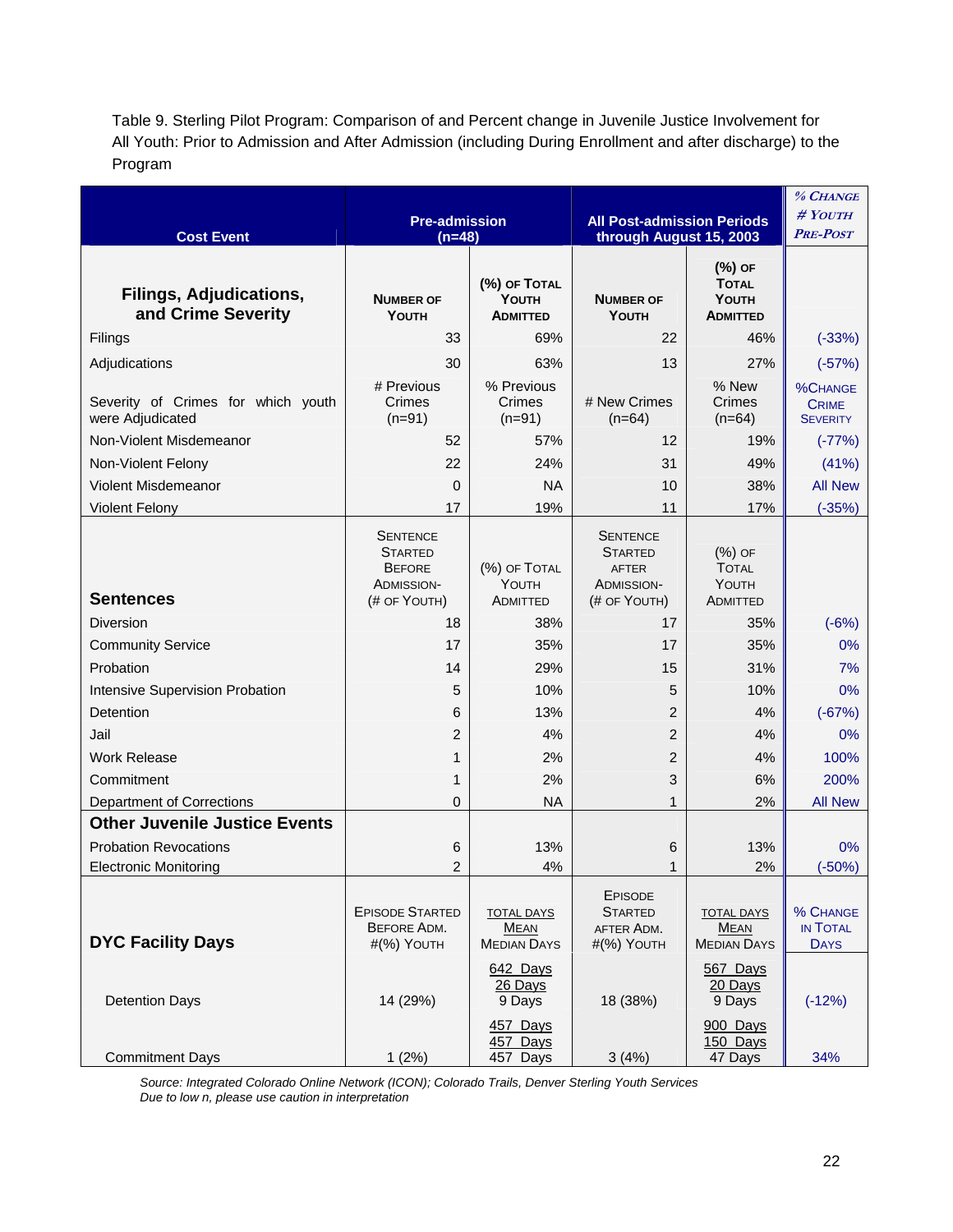Table 9. Sterling Pilot Program: Comparison of and Percent change in Juvenile Justice Involvement for All Youth: Prior to Admission and After Admission (including During Enrollment and after discharge) to the Program

| Cost Event | Pre-admission (n=48) | | All Post-admission Periods through August 15, 2003 | | % Change # Youth Pre-Post |
|---|---|---|---|---|---|
| **Filings, Adjudications, and Crime Severity** | Number of Youth | (%) of Total Youth Admitted | Number of Youth | (%) of Total Youth Admitted | |
| Filings | 33 | 69% | 22 | 46% | (-33%) |
| Adjudications | 30 | 63% | 13 | 27% | (-57%) |
| Severity of Crimes for which youth were Adjudicated | # Previous Crimes (n=91) | % Previous Crimes (n=91) | # New Crimes (n=64) | % New Crimes (n=64) | %Change Crime Severity |
| Non-Violent Misdemeanor | 52 | 57% | 12 | 19% | (-77%) |
| Non-Violent Felony | 22 | 24% | 31 | 49% | (41%) |
| Violent Misdemeanor | 0 | NA | 10 | 38% | All New |
| Violent Felony | 17 | 19% | 11 | 17% | (-35%) |
| **Sentences** | Sentence Started Before Admission- (# of Youth) | (%) of Total Youth Admitted | Sentence Started after Admission- (# of Youth) | (%) of Total Youth Admitted | |
| Diversion | 18 | 38% | 17 | 35% | (-6%) |
| Community Service | 17 | 35% | 17 | 35% | 0% |
| Probation | 14 | 29% | 15 | 31% | 7% |
| Intensive Supervision Probation | 5 | 10% | 5 | 10% | 0% |
| Detention | 6 | 13% | 2 | 4% | (-67%) |
| Jail | 2 | 4% | 2 | 4% | 0% |
| Work Release | 1 | 2% | 2 | 4% | 100% |
| Commitment | 1 | 2% | 3 | 6% | 200% |
| Department of Corrections | 0 | NA | 1 | 2% | All New |
| **Other Juvenile Justice Events** | | | | | |
| Probation Revocations | 6 | 13% | 6 | 13% | 0% |
| Electronic Monitoring | 2 | 4% | 1 | 2% | (-50%) |
| **DYC Facility Days** | Episode Started Before Adm. #(%) Youth | Total Days / Mean / Median Days | Episode Started after Adm. #(%) Youth | Total Days / Mean / Median Days | % Change in Total Days |
| Detention Days | 14 (29%) | 642 Days / 26 Days / 9 Days | 18 (38%) | 567 Days / 20 Days / 9 Days | (-12%) |
| Commitment Days | 1 (2%) | 457 Days / 457 Days / 457 Days | 3 (4%) | 900 Days / 150 Days / 47 Days | 34% |

*Source: Integrated Colorado Online Network (ICON); Colorado Trails, Denver Sterling Youth Services*
*Due to low n, please use caution in interpretation*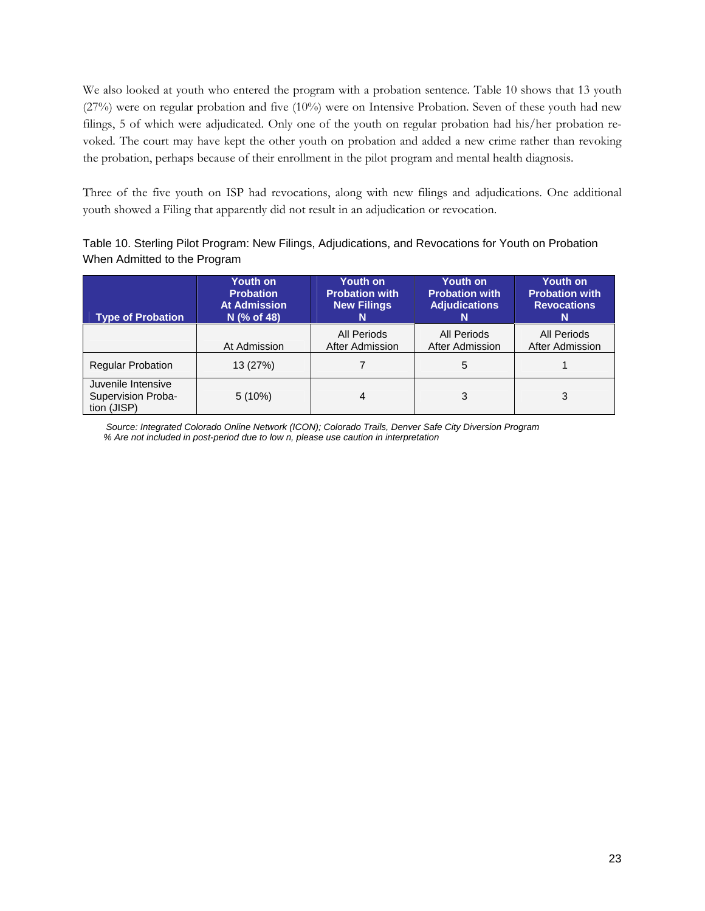We also looked at youth who entered the program with a probation sentence. Table 10 shows that 13 youth (27%) were on regular probation and five (10%) were on Intensive Probation. Seven of these youth had new filings, 5 of which were adjudicated. Only one of the youth on regular probation had his/her probation revoked. The court may have kept the other youth on probation and added a new crime rather than revoking the probation, perhaps because of their enrollment in the pilot program and mental health diagnosis.

Three of the five youth on ISP had revocations, along with new filings and adjudications. One additional youth showed a Filing that apparently did not result in an adjudication or revocation.

Table 10. Sterling Pilot Program: New Filings, Adjudications, and Revocations for Youth on Probation When Admitted to the Program

| Type of Probation | Youth on Probation At Admission N (% of 48) | Youth on Probation with New Filings N | Youth on Probation with Adjudications N | Youth on Probation with Revocations N |
|---|---|---|---|---|
| | At Admission | All Periods After Admission | All Periods After Admission | All Periods After Admission |
| Regular Probation | 13 (27%) | 7 | 5 | 1 |
| Juvenile Intensive Supervision Probation (JISP) | 5 (10%) | 4 | 3 | 3 |

*Source: Integrated Colorado Online Network (ICON); Colorado Trails, Denver Safe City Diversion Program*
*% Are not included in post-period due to low n, please use caution in interpretation*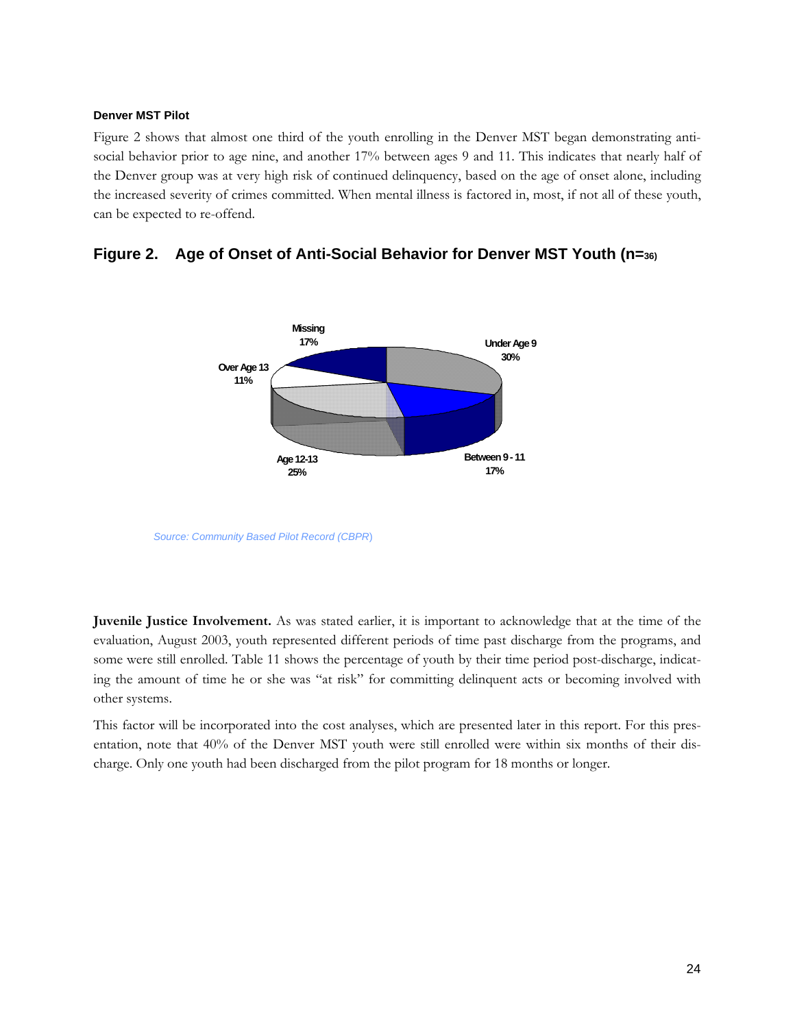### Denver MST Pilot

Figure 2 shows that almost one third of the youth enrolling in the Denver MST began demonstrating anti-social behavior prior to age nine, and another 17% between ages 9 and 11. This indicates that nearly half of the Denver group was at very high risk of continued delinquency, based on the age of onset alone, including the increased severity of crimes committed. When mental illness is factored in, most, if not all of these youth, can be expected to re-offend.

## Figure 2. Age of Onset of Anti-Social Behavior for Denver MST Youth (n=36)

| Category | Percent |
|---|---|
| Under Age 9 | 30% |
| Between 9 - 11 | 17% |
| Age 12-13 | 25% |
| Over Age 13 | 11% |
| Missing | 17% |

*Source: Community Based Pilot Record (CBPR)*

**Juvenile Justice Involvement.** As was stated earlier, it is important to acknowledge that at the time of the evaluation, August 2003, youth represented different periods of time past discharge from the programs, and some were still enrolled. Table 11 shows the percentage of youth by their time period post-discharge, indicating the amount of time he or she was "at risk" for committing delinquent acts or becoming involved with other systems.

This factor will be incorporated into the cost analyses, which are presented later in this report. For this presentation, note that 40% of the Denver MST youth were still enrolled were within six months of their discharge. Only one youth had been discharged from the pilot program for 18 months or longer.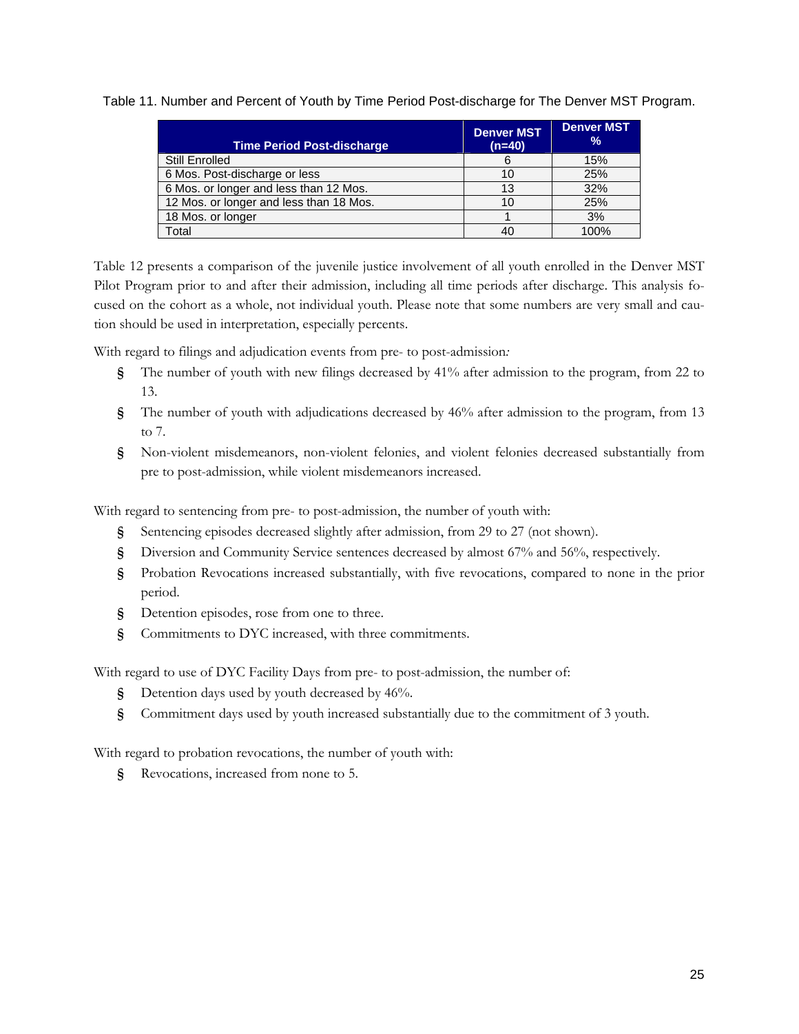Table 11. Number and Percent of Youth by Time Period Post-discharge for The Denver MST Program.

| Time Period Post-discharge | Denver MST (n=40) | Denver MST % |
|---|---|---|
| Still Enrolled | 6 | 15% |
| 6 Mos. Post-discharge or less | 10 | 25% |
| 6 Mos. or longer and less than 12 Mos. | 13 | 32% |
| 12 Mos. or longer and less than 18 Mos. | 10 | 25% |
| 18 Mos. or longer | 1 | 3% |
| Total | 40 | 100% |

Table 12 presents a comparison of the juvenile justice involvement of all youth enrolled in the Denver MST Pilot Program prior to and after their admission, including all time periods after discharge. This analysis focused on the cohort as a whole, not individual youth. Please note that some numbers are very small and caution should be used in interpretation, especially percents.

With regard to filings and adjudication events from pre- to post-admission*:*

- The number of youth with new filings decreased by 41% after admission to the program, from 22 to 13.
- The number of youth with adjudications decreased by 46% after admission to the program, from 13 to 7.
- Non-violent misdemeanors, non-violent felonies, and violent felonies decreased substantially from pre to post-admission, while violent misdemeanors increased.

With regard to sentencing from pre- to post-admission, the number of youth with:

- Sentencing episodes decreased slightly after admission, from 29 to 27 (not shown).
- Diversion and Community Service sentences decreased by almost 67% and 56%, respectively.
- Probation Revocations increased substantially, with five revocations, compared to none in the prior period.
- Detention episodes, rose from one to three.
- Commitments to DYC increased, with three commitments.

With regard to use of DYC Facility Days from pre- to post-admission, the number of:

- Detention days used by youth decreased by 46%.
- Commitment days used by youth increased substantially due to the commitment of 3 youth.

With regard to probation revocations, the number of youth with:

- Revocations, increased from none to 5.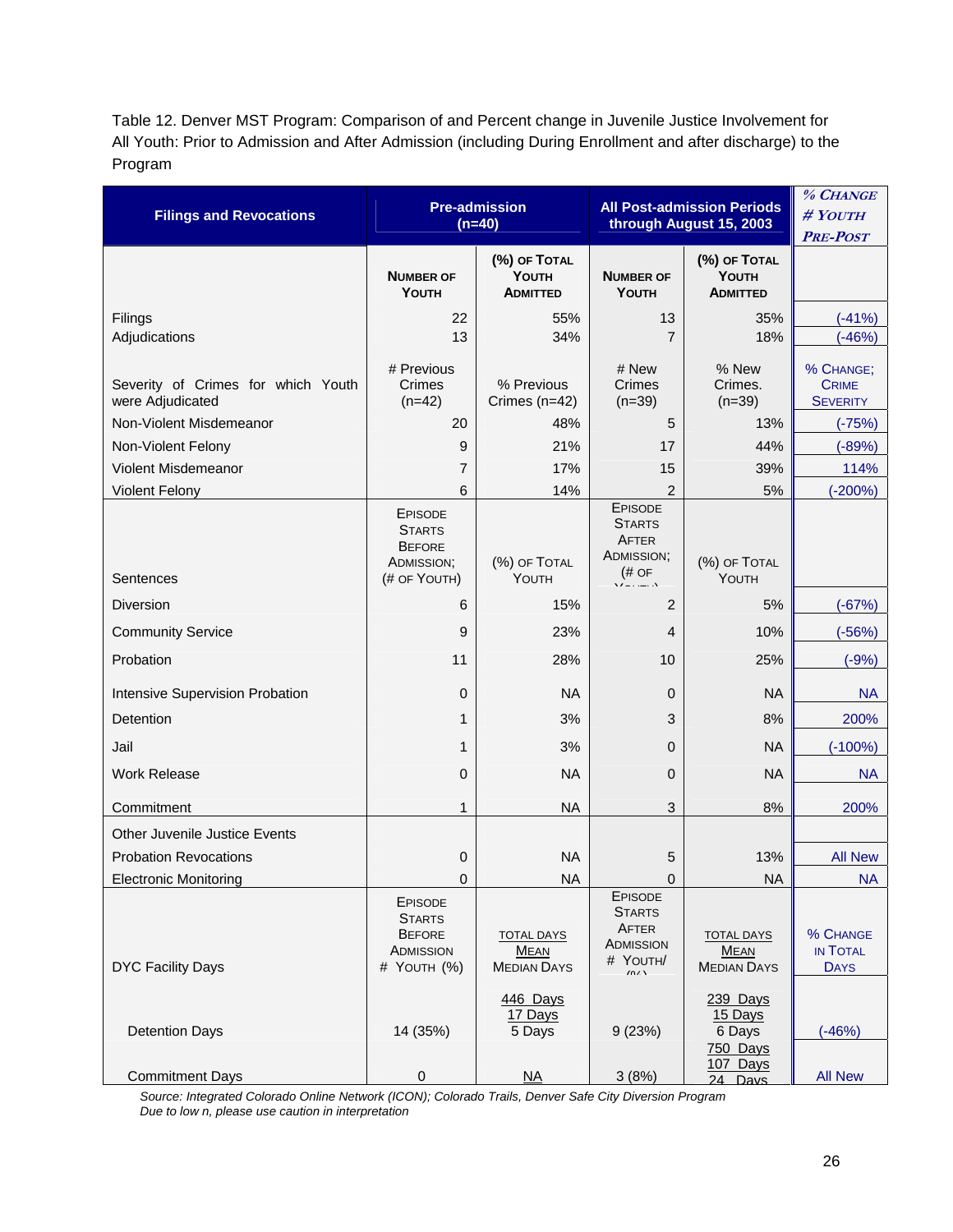Table 12. Denver MST Program: Comparison of and Percent change in Juvenile Justice Involvement for All Youth: Prior to Admission and After Admission (including During Enrollment and after discharge) to the Program

| Filings and Revocations | Pre-admission (n=40) | | All Post-admission Periods through August 15, 2003 | | % Change # Youth Pre-Post |
|---|---|---|---|---|---|
| | Number of Youth | (%) of Total Youth Admitted | Number of Youth | (%) of Total Youth Admitted | |
| Filings | 22 | 55% | 13 | 35% | (-41%) |
| Adjudications | 13 | 34% | 7 | 18% | (-46%) |
| Severity of Crimes for which Youth were Adjudicated | # Previous Crimes (n=42) | % Previous Crimes (n=42) | # New Crimes (n=39) | % New Crimes. (n=39) | % Change; Crime Severity |
| Non-Violent Misdemeanor | 20 | 48% | 5 | 13% | (-75%) |
| Non-Violent Felony | 9 | 21% | 17 | 44% | (-89%) |
| Violent Misdemeanor | 7 | 17% | 15 | 39% | 114% |
| Violent Felony | 6 | 14% | 2 | 5% | (-200%) |
| Sentences | Episode Starts Before Admission; (# of Youth) | (%) of Total Youth | Episode Starts After Admission; (# of Youth) | (%) of Total Youth | |
| Diversion | 6 | 15% | 2 | 5% | (-67%) |
| Community Service | 9 | 23% | 4 | 10% | (-56%) |
| Probation | 11 | 28% | 10 | 25% | (-9%) |
| Intensive Supervision Probation | 0 | NA | 0 | NA | NA |
| Detention | 1 | 3% | 3 | 8% | 200% |
| Jail | 1 | 3% | 0 | NA | (-100%) |
| Work Release | 0 | NA | 0 | NA | NA |
| Commitment | 1 | NA | 3 | 8% | 200% |
| Other Juvenile Justice Events | | | | | |
| Probation Revocations | 0 | NA | 5 | 13% | All New |
| Electronic Monitoring | 0 | NA | 0 | NA | NA |
| DYC Facility Days | Episode Starts Before Admission # Youth (%) | Total Days / Mean / Median Days | Episode Starts After Admission # Youth/ (%) | Total Days / Mean / Median Days | % Change in Total Days |
| Detention Days | 14 (35%) | 446 Days / 17 Days / 5 Days | 9 (23%) | 239 Days / 15 Days / 6 Days | (-46%) |
| Commitment Days | 0 | NA | 3 (8%) | 750 Days / 107 Days / 24 Days | All New |

*Source: Integrated Colorado Online Network (ICON); Colorado Trails, Denver Safe City Diversion Program*
*Due to low n, please use caution in interpretation*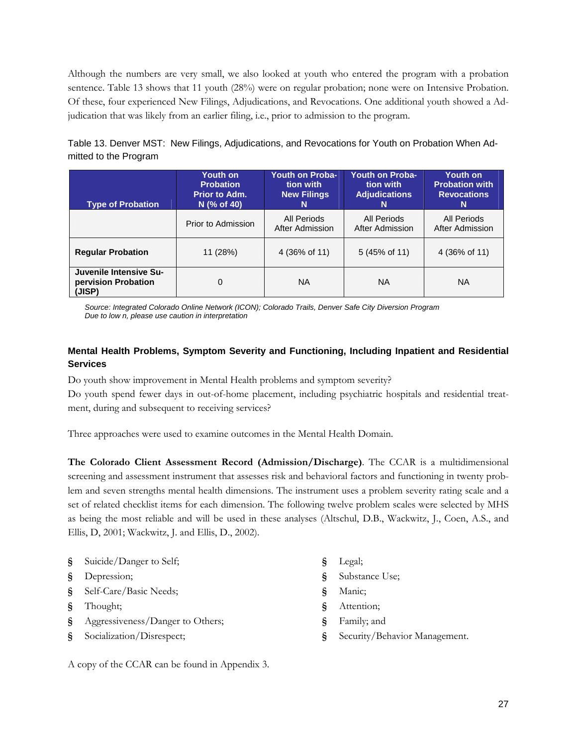Although the numbers are very small, we also looked at youth who entered the program with a probation sentence. Table 13 shows that 11 youth (28%) were on regular probation; none were on Intensive Probation. Of these, four experienced New Filings, Adjudications, and Revocations. One additional youth showed a Adjudication that was likely from an earlier filing, i.e., prior to admission to the program.

Table 13. Denver MST: New Filings, Adjudications, and Revocations for Youth on Probation When Admitted to the Program

| Type of Probation | Youth on Probation Prior to Adm. N (% of 40) | Youth on Probation with New Filings N | Youth on Probation with Adjudications N | Youth on Probation with Revocations N |
|---|---|---|---|---|
| | Prior to Admission | All Periods After Admission | All Periods After Admission | All Periods After Admission |
| **Regular Probation** | 11 (28%) | 4 (36% of 11) | 5 (45% of 11) | 4 (36% of 11) |
| **Juvenile Intensive Supervision Probation (JISP)** | 0 | NA | NA | NA |

*Source: Integrated Colorado Online Network (ICON); Colorado Trails, Denver Safe City Diversion Program*
*Due to low n, please use caution in interpretation*

### Mental Health Problems, Symptom Severity and Functioning, Including Inpatient and Residential Services

Do youth show improvement in Mental Health problems and symptom severity?
Do youth spend fewer days in out-of-home placement, including psychiatric hospitals and residential treatment, during and subsequent to receiving services?

Three approaches were used to examine outcomes in the Mental Health Domain.

**The Colorado Client Assessment Record (Admission/Discharge)**. The CCAR is a multidimensional screening and assessment instrument that assesses risk and behavioral factors and functioning in twenty problem and seven strengths mental health dimensions. The instrument uses a problem severity rating scale and a set of related checklist items for each dimension. The following twelve problem scales were selected by MHS as being the most reliable and will be used in these analyses (Altschul, D.B., Wackwitz, J., Coen, A.S., and Ellis, D, 2001; Wackwitz, J. and Ellis, D., 2002).

- Suicide/Danger to Self;
- Depression;
- Self-Care/Basic Needs;
- Thought;
- Aggressiveness/Danger to Others;
- Socialization/Disrespect;
- Legal;
- Substance Use;
- Manic;
- Attention;
- Family; and
- Security/Behavior Management.

A copy of the CCAR can be found in Appendix 3.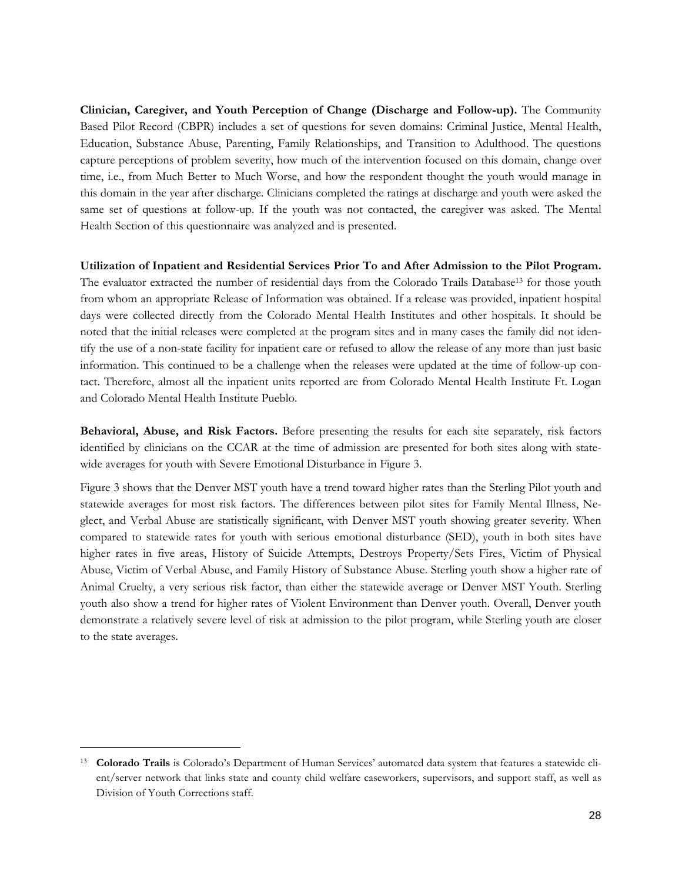**Clinician, Caregiver, and Youth Perception of Change (Discharge and Follow-up).** The Community Based Pilot Record (CBPR) includes a set of questions for seven domains: Criminal Justice, Mental Health, Education, Substance Abuse, Parenting, Family Relationships, and Transition to Adulthood. The questions capture perceptions of problem severity, how much of the intervention focused on this domain, change over time, i.e., from Much Better to Much Worse, and how the respondent thought the youth would manage in this domain in the year after discharge. Clinicians completed the ratings at discharge and youth were asked the same set of questions at follow-up. If the youth was not contacted, the caregiver was asked. The Mental Health Section of this questionnaire was analyzed and is presented.

**Utilization of Inpatient and Residential Services Prior To and After Admission to the Pilot Program.** The evaluator extracted the number of residential days from the Colorado Trails Database[13] for those youth from whom an appropriate Release of Information was obtained. If a release was provided, inpatient hospital days were collected directly from the Colorado Mental Health Institutes and other hospitals. It should be noted that the initial releases were completed at the program sites and in many cases the family did not identify the use of a non-state facility for inpatient care or refused to allow the release of any more than just basic information. This continued to be a challenge when the releases were updated at the time of follow-up contact. Therefore, almost all the inpatient units reported are from Colorado Mental Health Institute Ft. Logan and Colorado Mental Health Institute Pueblo.

**Behavioral, Abuse, and Risk Factors.** Before presenting the results for each site separately, risk factors identified by clinicians on the CCAR at the time of admission are presented for both sites along with statewide averages for youth with Severe Emotional Disturbance in Figure 3.

Figure 3 shows that the Denver MST youth have a trend toward higher rates than the Sterling Pilot youth and statewide averages for most risk factors. The differences between pilot sites for Family Mental Illness, Neglect, and Verbal Abuse are statistically significant, with Denver MST youth showing greater severity. When compared to statewide rates for youth with serious emotional disturbance (SED), youth in both sites have higher rates in five areas, History of Suicide Attempts, Destroys Property/Sets Fires, Victim of Physical Abuse, Victim of Verbal Abuse, and Family History of Substance Abuse. Sterling youth show a higher rate of Animal Cruelty, a very serious risk factor, than either the statewide average or Denver MST Youth. Sterling youth also show a trend for higher rates of Violent Environment than Denver youth. Overall, Denver youth demonstrate a relatively severe level of risk at admission to the pilot program, while Sterling youth are closer to the state averages.

[13] **Colorado Trails** is Colorado's Department of Human Services' automated data system that features a statewide client/server network that links state and county child welfare caseworkers, supervisors, and support staff, as well as Division of Youth Corrections staff.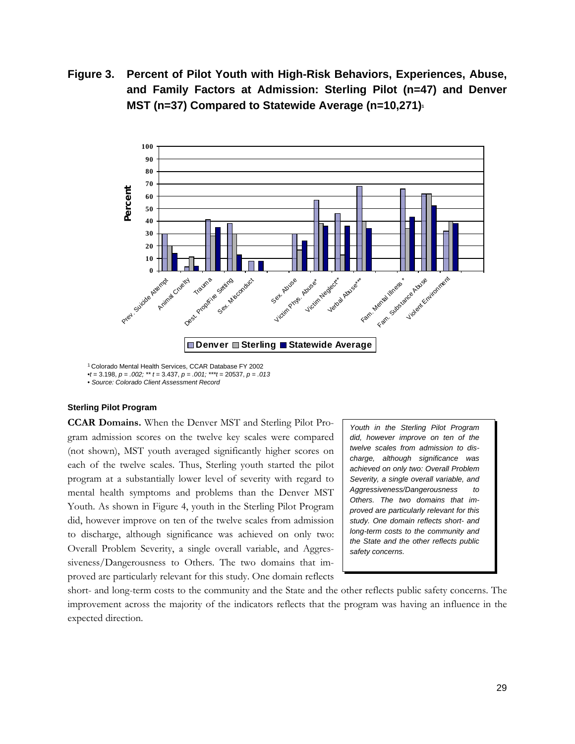**Figure 3. Percent of Pilot Youth with High-Risk Behaviors, Experiences, Abuse, and Family Factors at Admission: Sterling Pilot (n=47) and Denver MST (n=37) Compared to Statewide Average (n=10,271)[1]**

[1] Colorado Mental Health Services, CCAR Database FY 2002

•$t$ = 3.198, $p$ = .002; ** $t$ = 3.437, $p$ = .001; ***$t$ = 20537, $p$ = .013

• *Source: Colorado Client Assessment Record*

#### Sterling Pilot Program

**CCAR Domains.** When the Denver MST and Sterling Pilot Program admission scores on the twelve key scales were compared (not shown), MST youth averaged significantly higher scores on each of the twelve scales. Thus, Sterling youth started the pilot program at a substantially lower level of severity with regard to mental health symptoms and problems than the Denver MST Youth. As shown in Figure 4, youth in the Sterling Pilot Program did, however improve on ten of the twelve scales from admission to discharge, although significance was achieved on only two: Overall Problem Severity, a single overall variable, and Aggressiveness/Dangerousness to Others. The two domains that improved are particularly relevant for this study. One domain reflects short- and long-term costs to the community and the State and the other reflects public safety concerns. The improvement across the majority of the indicators reflects that the program was having an influence in the expected direction.

> *Youth in the Sterling Pilot Program did, however improve on ten of the twelve scales from admission to discharge, although significance was achieved on only two: Overall Problem Severity, a single overall variable, and Aggressiveness/Dangerousness to Others. The two domains that improved are particularly relevant for this study. One domain reflects short- and long-term costs to the community and the State and the other reflects public safety concerns.*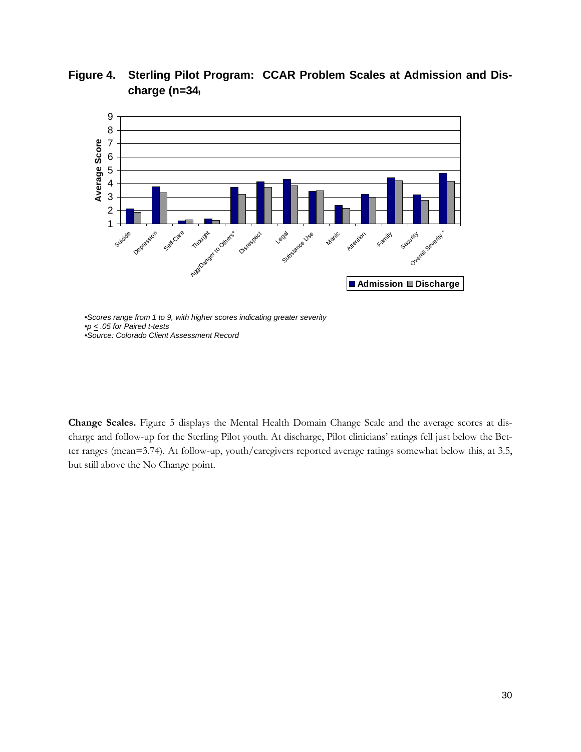**Figure 4. Sterling Pilot Program: CCAR Problem Scales at Admission and Discharge (n=34)**

•Scores range from 1 to 9, with higher scores indicating greater severity
•p < .05 for Paired t-tests
•Source: Colorado Client Assessment Record

**Change Scales.** Figure 5 displays the Mental Health Domain Change Scale and the average scores at discharge and follow-up for the Sterling Pilot youth. At discharge, Pilot clinicians' ratings fell just below the Better ranges (mean=3.74). At follow-up, youth/caregivers reported average ratings somewhat below this, at 3.5, but still above the No Change point.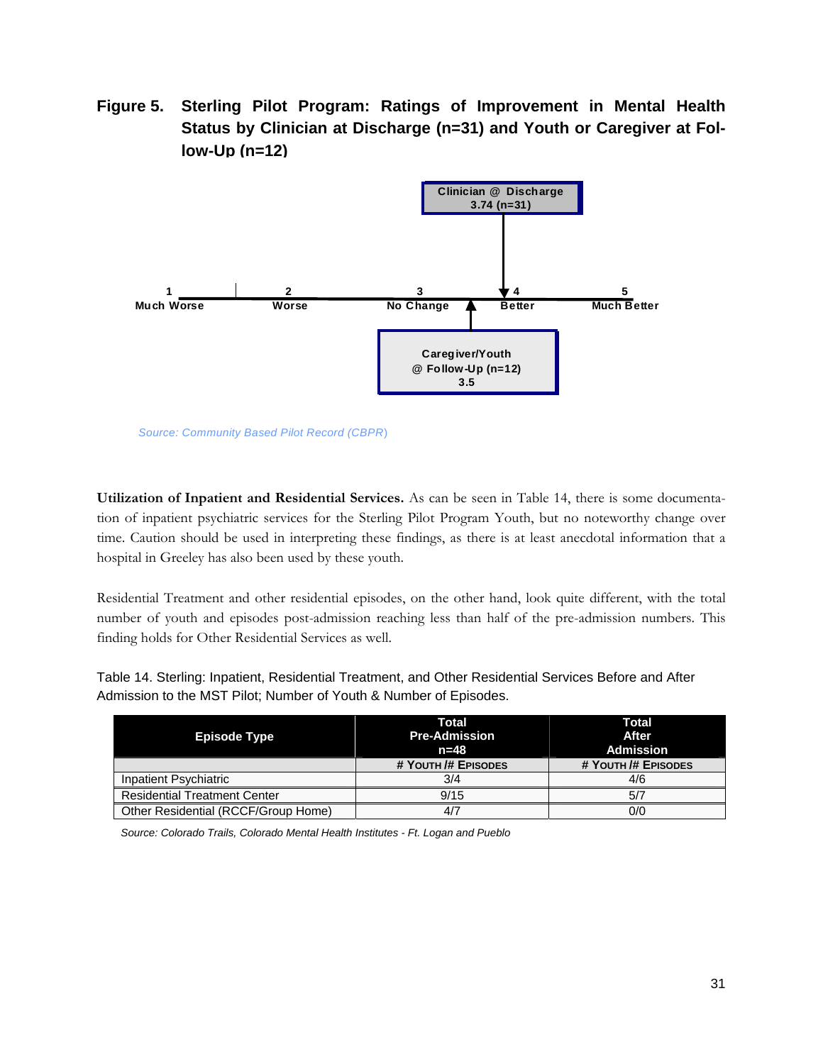**Figure 5. Sterling Pilot Program: Ratings of Improvement in Mental Health Status by Clinician at Discharge (n=31) and Youth or Caregiver at Follow-Up (n=12)**

Clinician @ Discharge
3.74 (n=31)

1 Much Worse — 2 Worse — 3 No Change — 4 Better — 5 Much Better

Caregiver/Youth
@ Follow-Up (n=12)
3.5

*Source: Community Based Pilot Record (CBPR)*

**Utilization of Inpatient and Residential Services.** As can be seen in Table 14, there is some documentation of inpatient psychiatric services for the Sterling Pilot Program Youth, but no noteworthy change over time. Caution should be used in interpreting these findings, as there is at least anecdotal information that a hospital in Greeley has also been used by these youth.

Residential Treatment and other residential episodes, on the other hand, look quite different, with the total number of youth and episodes post-admission reaching less than half of the pre-admission numbers. This finding holds for Other Residential Services as well.

Table 14. Sterling: Inpatient, Residential Treatment, and Other Residential Services Before and After Admission to the MST Pilot; Number of Youth & Number of Episodes.

| Episode Type | Total Pre-Admission n=48 | Total After Admission |
|---|---|---|
| | # Youth /# Episodes | # Youth /# Episodes |
| Inpatient Psychiatric | 3/4 | 4/6 |
| Residential Treatment Center | 9/15 | 5/7 |
| Other Residential (RCCF/Group Home) | 4/7 | 0/0 |

*Source: Colorado Trails, Colorado Mental Health Institutes - Ft. Logan and Pueblo*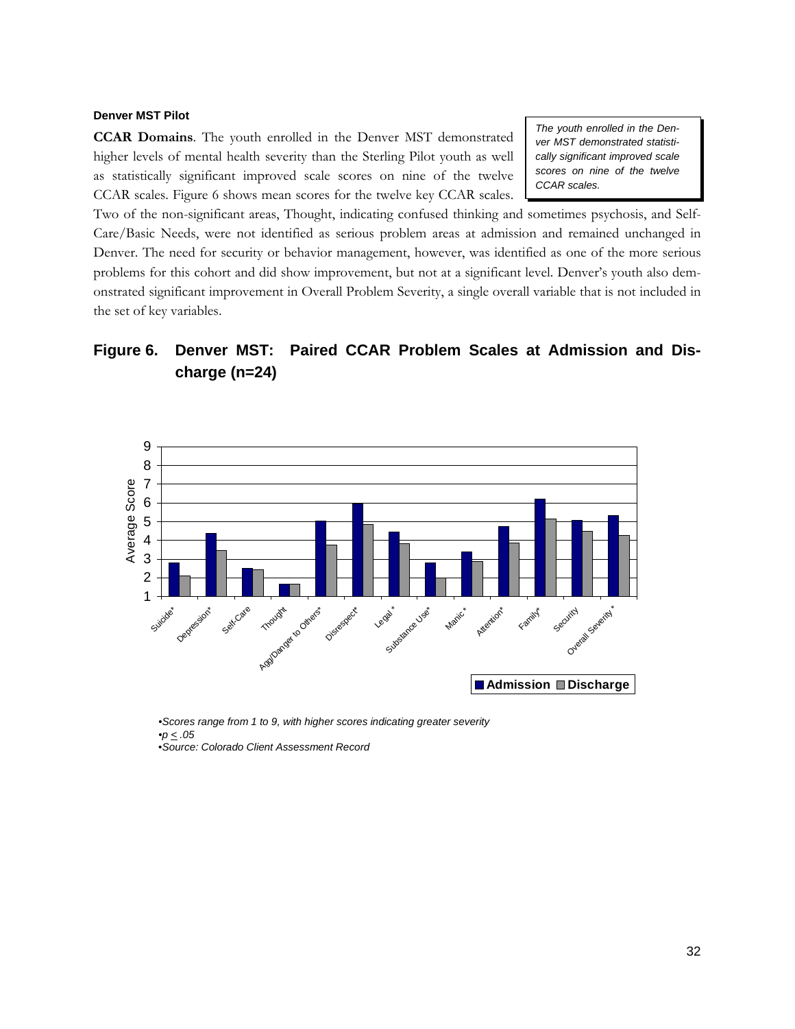**Denver MST Pilot**

**CCAR Domains**. The youth enrolled in the Denver MST demonstrated higher levels of mental health severity than the Sterling Pilot youth as well as statistically significant improved scale scores on nine of the twelve CCAR scales. Figure 6 shows mean scores for the twelve key CCAR scales. Two of the non-significant areas, Thought, indicating confused thinking and sometimes psychosis, and Self-Care/Basic Needs, were not identified as serious problem areas at admission and remained unchanged in Denver. The need for security or behavior management, however, was identified as one of the more serious problems for this cohort and did show improvement, but not at a significant level. Denver's youth also demonstrated significant improvement in Overall Problem Severity, a single overall variable that is not included in the set of key variables.

> *The youth enrolled in the Denver MST demonstrated statistically significant improved scale scores on nine of the twelve CCAR scales.*

## Figure 6. Denver MST: Paired CCAR Problem Scales at Admission and Discharge (n=24)

*•Scores range from 1 to 9, with higher scores indicating greater severity*

*•p ≤ .05*

*•Source: Colorado Client Assessment Record*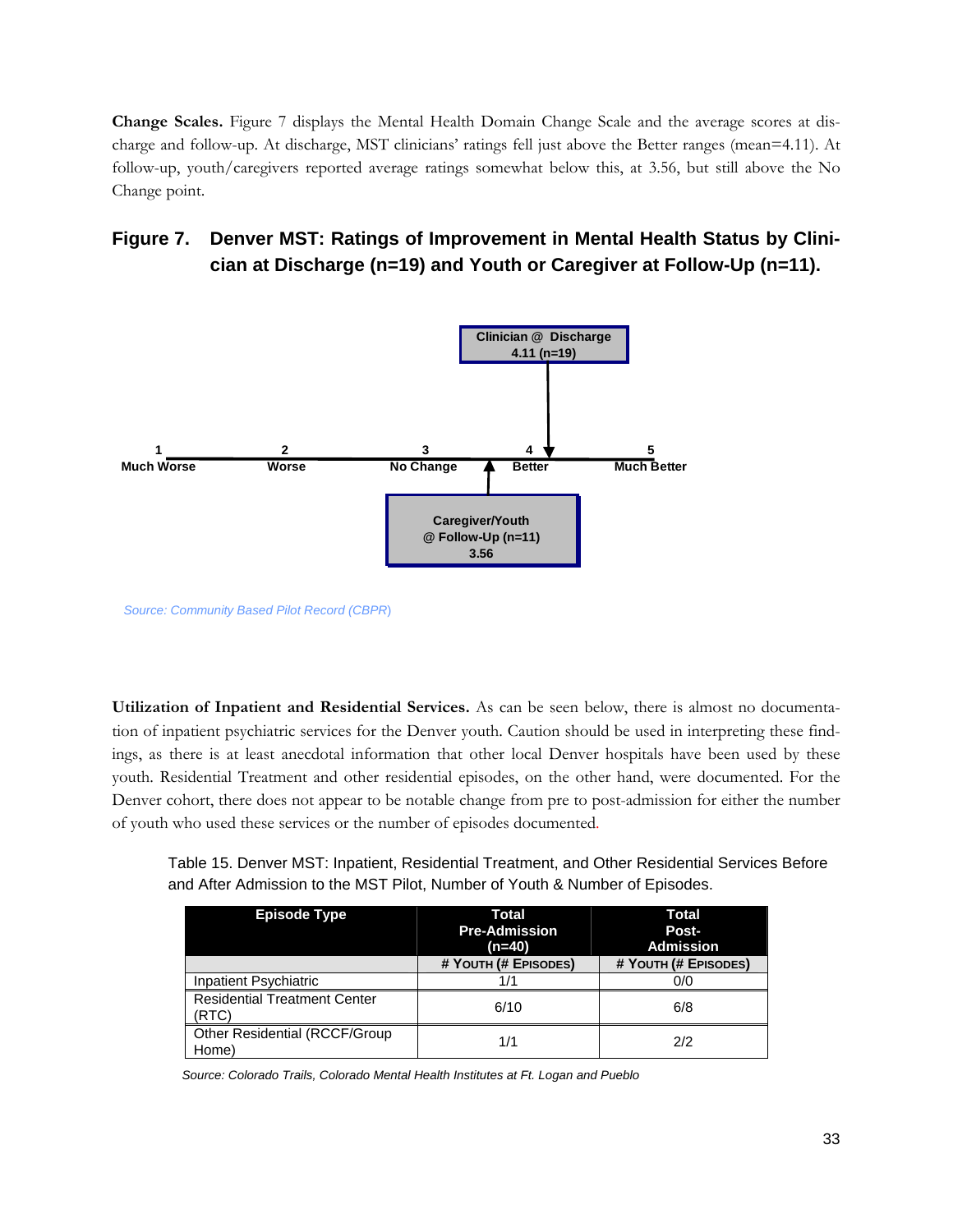**Change Scales.** Figure 7 displays the Mental Health Domain Change Scale and the average scores at discharge and follow-up. At discharge, MST clinicians' ratings fell just above the Better ranges (mean=4.11). At follow-up, youth/caregivers reported average ratings somewhat below this, at 3.56, but still above the No Change point.

### Figure 7. Denver MST: Ratings of Improvement in Mental Health Status by Clinician at Discharge (n=19) and Youth or Caregiver at Follow-Up (n=11).

Clinician @ Discharge
4.11 (n=19)

1 Much Worse — 2 Worse — 3 No Change — 4 Better — 5 Much Better

Caregiver/Youth
@ Follow-Up (n=11)
3.56

*Source: Community Based Pilot Record (CBPR)*

**Utilization of Inpatient and Residential Services.** As can be seen below, there is almost no documentation of inpatient psychiatric services for the Denver youth. Caution should be used in interpreting these findings, as there is at least anecdotal information that other local Denver hospitals have been used by these youth. Residential Treatment and other residential episodes, on the other hand, were documented. For the Denver cohort, there does not appear to be notable change from pre to post-admission for either the number of youth who used these services or the number of episodes documented.

Table 15. Denver MST: Inpatient, Residential Treatment, and Other Residential Services Before and After Admission to the MST Pilot, Number of Youth & Number of Episodes.

| Episode Type | Total Pre-Admission (n=40) | Total Post-Admission |
|---|---|---|
| | # Youth (# Episodes) | # Youth (# Episodes) |
| Inpatient Psychiatric | 1/1 | 0/0 |
| Residential Treatment Center (RTC) | 6/10 | 6/8 |
| Other Residential (RCCF/Group Home) | 1/1 | 2/2 |

*Source: Colorado Trails, Colorado Mental Health Institutes at Ft. Logan and Pueblo*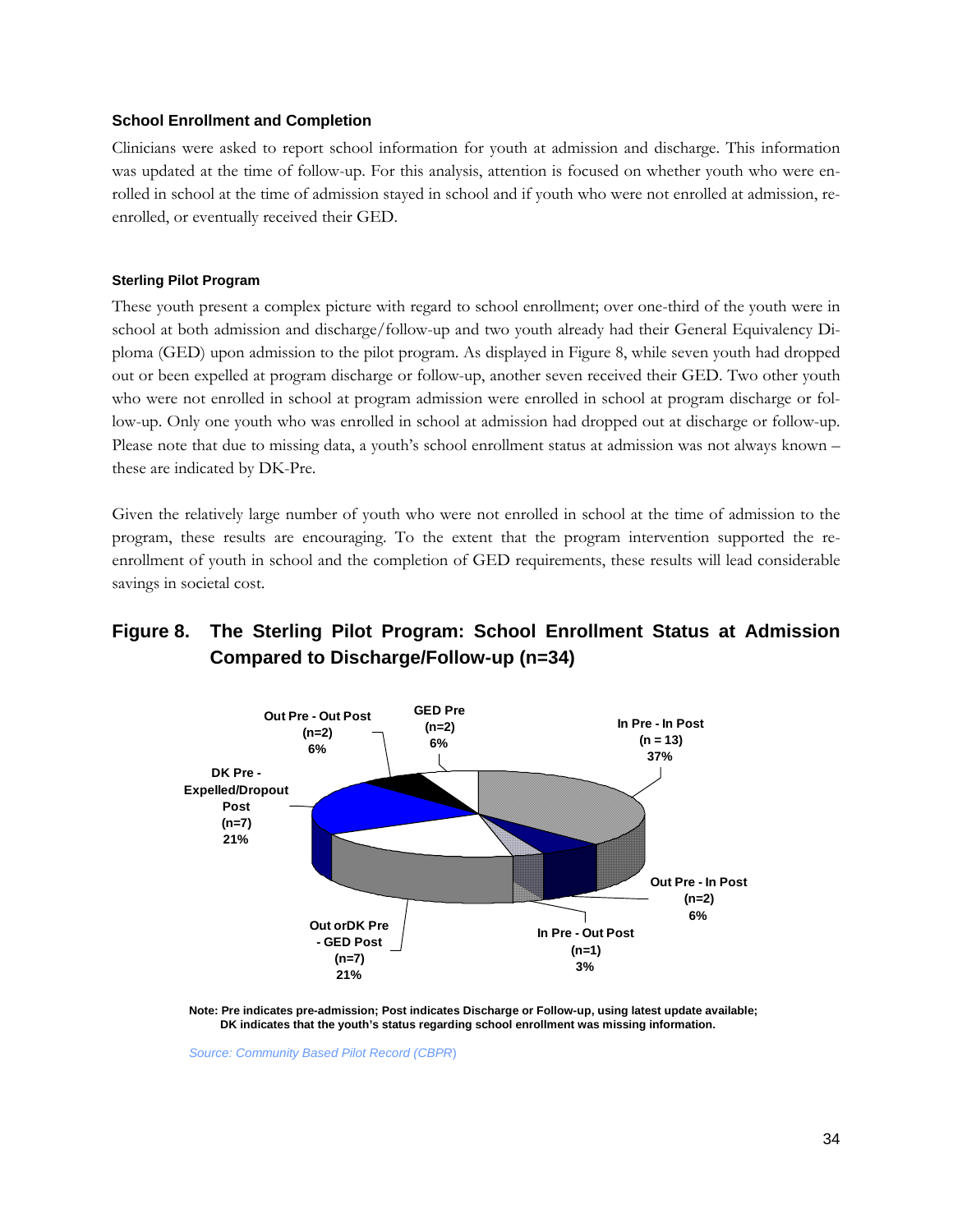### School Enrollment and Completion

Clinicians were asked to report school information for youth at admission and discharge. This information was updated at the time of follow-up. For this analysis, attention is focused on whether youth who were enrolled in school at the time of admission stayed in school and if youth who were not enrolled at admission, re-enrolled, or eventually received their GED.

#### Sterling Pilot Program

These youth present a complex picture with regard to school enrollment; over one-third of the youth were in school at both admission and discharge/follow-up and two youth already had their General Equivalency Diploma (GED) upon admission to the pilot program. As displayed in Figure 8, while seven youth had dropped out or been expelled at program discharge or follow-up, another seven received their GED. Two other youth who were not enrolled in school at program admission were enrolled in school at program discharge or follow-up. Only one youth who was enrolled in school at admission had dropped out at discharge or follow-up. Please note that due to missing data, a youth's school enrollment status at admission was not always known – these are indicated by DK-Pre.

Given the relatively large number of youth who were not enrolled in school at the time of admission to the program, these results are encouraging. To the extent that the program intervention supported the re-enrollment of youth in school and the completion of GED requirements, these results will lead considerable savings in societal cost.

**Figure 8. The Sterling Pilot Program: School Enrollment Status at Admission Compared to Discharge/Follow-up (n=34)**

- In Pre - In Post (n = 13) 37%
- Out Pre - In Post (n=2) 6%
- In Pre - Out Post (n=1) 3%
- Out orDK Pre - GED Post (n=7) 21%
- DK Pre - Expelled/Dropout Post (n=7) 21%
- Out Pre - Out Post (n=2) 6%
- GED Pre (n=2) 6%

**Note: Pre indicates pre-admission; Post indicates Discharge or Follow-up, using latest update available; DK indicates that the youth's status regarding school enrollment was missing information.**

*Source: Community Based Pilot Record (CBPR)*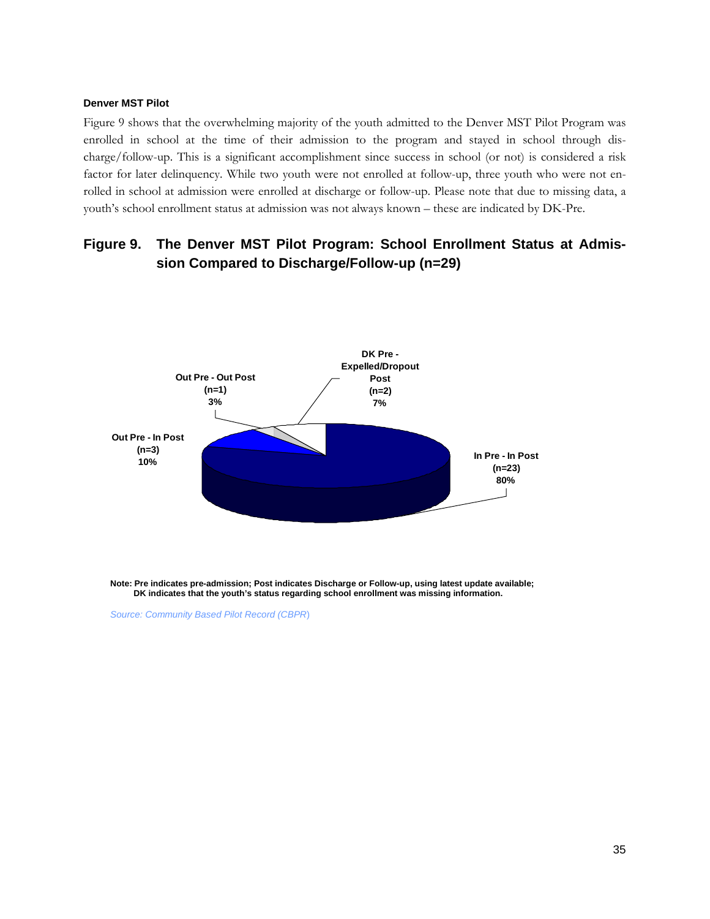**Denver MST Pilot**

Figure 9 shows that the overwhelming majority of the youth admitted to the Denver MST Pilot Program was enrolled in school at the time of their admission to the program and stayed in school through discharge/follow-up. This is a significant accomplishment since success in school (or not) is considered a risk factor for later delinquency. While two youth were not enrolled at follow-up, three youth who were not enrolled in school at admission were enrolled at discharge or follow-up. Please note that due to missing data, a youth's school enrollment status at admission was not always known – these are indicated by DK-Pre.

## Figure 9. The Denver MST Pilot Program: School Enrollment Status at Admission Compared to Discharge/Follow-up (n=29)

DK Pre - Expelled/Dropout Post (n=2) 7%

Out Pre - Out Post (n=1) 3%

Out Pre - In Post (n=3) 10%

In Pre - In Post (n=23) 80%

**Note: Pre indicates pre-admission; Post indicates Discharge or Follow-up, using latest update available; DK indicates that the youth's status regarding school enrollment was missing information.**

*Source: Community Based Pilot Record (CBPR)*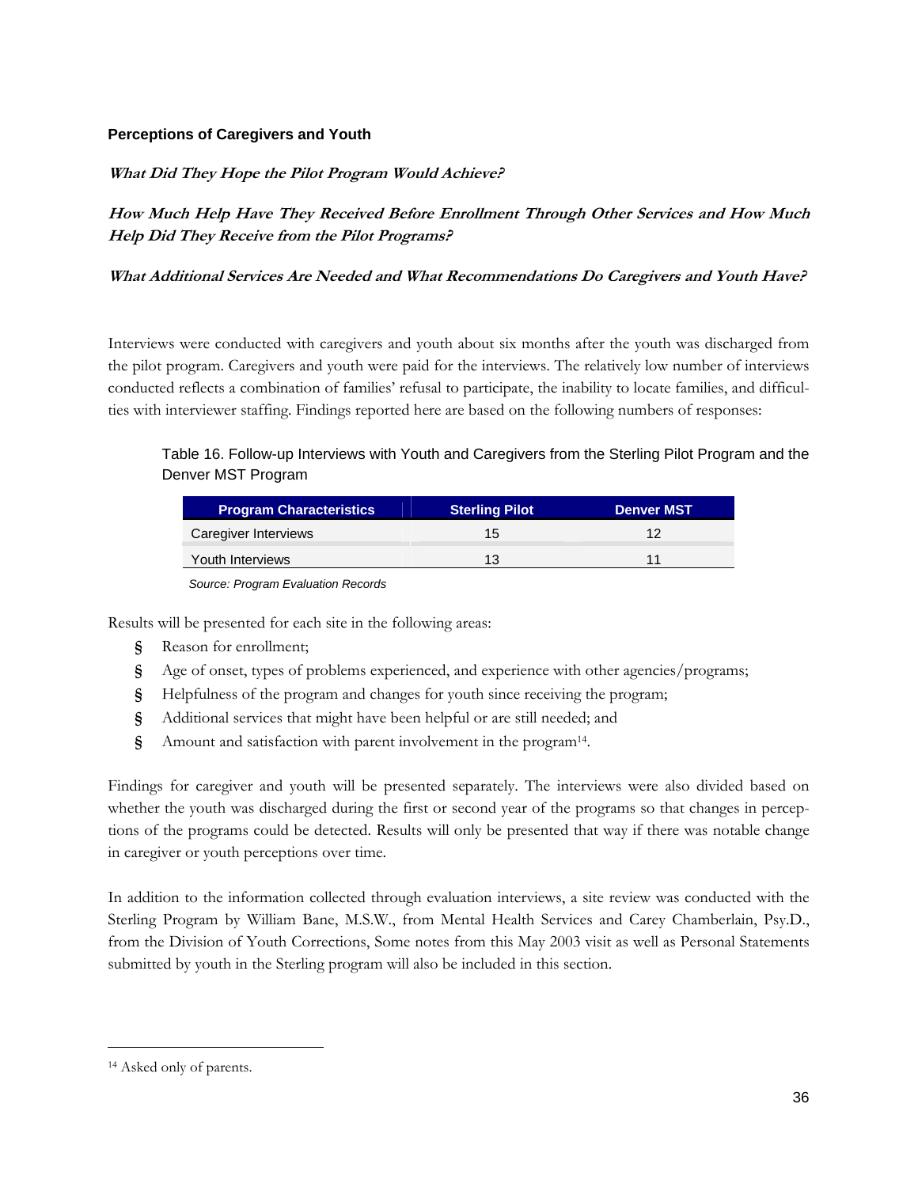### Perceptions of Caregivers and Youth

***What Did They Hope the Pilot Program Would Achieve?***

***How Much Help Have They Received Before Enrollment Through Other Services and How Much Help Did They Receive from the Pilot Programs?***

***What Additional Services Are Needed and What Recommendations Do Caregivers and Youth Have?***

Interviews were conducted with caregivers and youth about six months after the youth was discharged from the pilot program. Caregivers and youth were paid for the interviews. The relatively low number of interviews conducted reflects a combination of families' refusal to participate, the inability to locate families, and difficulties with interviewer staffing. Findings reported here are based on the following numbers of responses:

Table 16. Follow-up Interviews with Youth and Caregivers from the Sterling Pilot Program and the Denver MST Program

| Program Characteristics | Sterling Pilot | Denver MST |
|---|---|---|
| Caregiver Interviews | 15 | 12 |
| Youth Interviews | 13 | 11 |

*Source: Program Evaluation Records*

Results will be presented for each site in the following areas:

- Reason for enrollment;
- Age of onset, types of problems experienced, and experience with other agencies/programs;
- Helpfulness of the program and changes for youth since receiving the program;
- Additional services that might have been helpful or are still needed; and
- Amount and satisfaction with parent involvement in the program[14].

Findings for caregiver and youth will be presented separately. The interviews were also divided based on whether the youth was discharged during the first or second year of the programs so that changes in perceptions of the programs could be detected. Results will only be presented that way if there was notable change in caregiver or youth perceptions over time.

In addition to the information collected through evaluation interviews, a site review was conducted with the Sterling Program by William Bane, M.S.W., from Mental Health Services and Carey Chamberlain, Psy.D., from the Division of Youth Corrections, Some notes from this May 2003 visit as well as Personal Statements submitted by youth in the Sterling program will also be included in this section.

---

[14] Asked only of parents.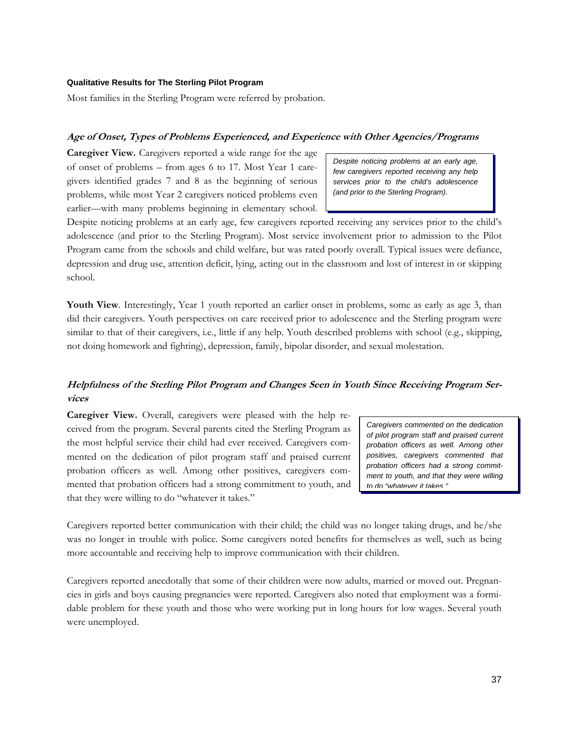### Qualitative Results for The Sterling Pilot Program

Most families in the Sterling Program were referred by probation.

#### *Age of Onset, Types of Problems Experienced, and Experience with Other Agencies/Programs*

**Caregiver View.** Caregivers reported a wide range for the age of onset of problems – from ages 6 to 17. Most Year 1 caregivers identified grades 7 and 8 as the beginning of serious problems, while most Year 2 caregivers noticed problems even earlier—with many problems beginning in elementary school. Despite noticing problems at an early age, few caregivers reported receiving any services prior to the child's adolescence (and prior to the Sterling Program). Most service involvement prior to admission to the Pilot Program came from the schools and child welfare, but was rated poorly overall. Typical issues were defiance, depression and drug use, attention deficit, lying, acting out in the classroom and lost of interest in or skipping school.

> *Despite noticing problems at an early age, few caregivers reported receiving any help services prior to the child's adolescence (and prior to the Sterling Program).*

**Youth View**. Interestingly, Year 1 youth reported an earlier onset in problems, some as early as age 3, than did their caregivers. Youth perspectives on care received prior to adolescence and the Sterling program were similar to that of their caregivers, i.e., little if any help. Youth described problems with school (e.g., skipping, not doing homework and fighting), depression, family, bipolar disorder, and sexual molestation.

#### *Helpfulness of the Sterling Pilot Program and Changes Seen in Youth Since Receiving Program Services*

**Caregiver View.** Overall, caregivers were pleased with the help received from the program. Several parents cited the Sterling Program as the most helpful service their child had ever received. Caregivers commented on the dedication of pilot program staff and praised current probation officers as well. Among other positives, caregivers commented that probation officers had a strong commitment to youth, and that they were willing to do "whatever it takes."

> *Caregivers commented on the dedication of pilot program staff and praised current probation officers as well. Among other positives, caregivers commented that probation officers had a strong commitment to youth, and that they were willing to do "whatever it takes."*

Caregivers reported better communication with their child; the child was no longer taking drugs, and he/she was no longer in trouble with police. Some caregivers noted benefits for themselves as well, such as being more accountable and receiving help to improve communication with their children.

Caregivers reported anecdotally that some of their children were now adults, married or moved out. Pregnancies in girls and boys causing pregnancies were reported. Caregivers also noted that employment was a formidable problem for these youth and those who were working put in long hours for low wages. Several youth were unemployed.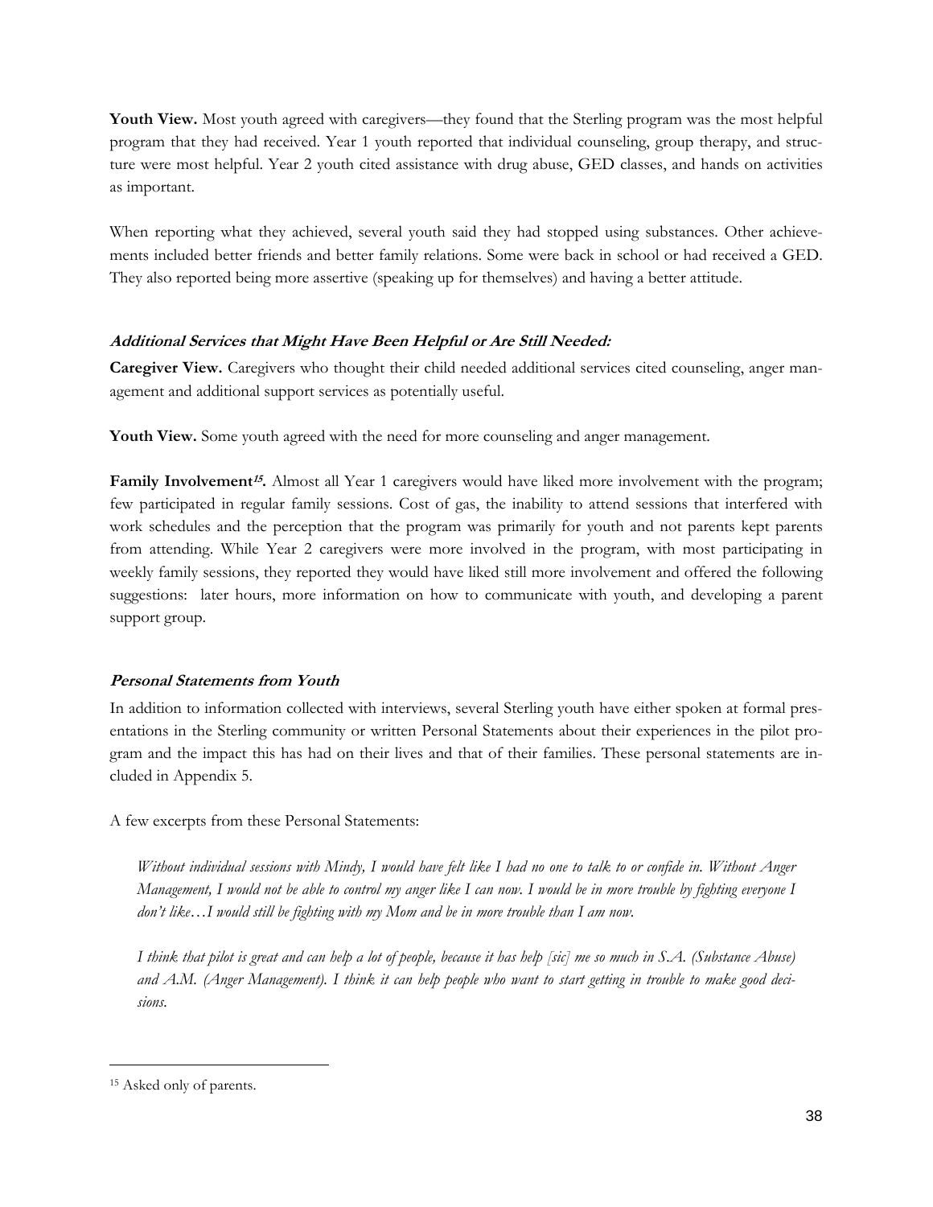**Youth View.** Most youth agreed with caregivers—they found that the Sterling program was the most helpful program that they had received. Year 1 youth reported that individual counseling, group therapy, and structure were most helpful. Year 2 youth cited assistance with drug abuse, GED classes, and hands on activities as important.

When reporting what they achieved, several youth said they had stopped using substances. Other achievements included better friends and better family relations. Some were back in school or had received a GED. They also reported being more assertive (speaking up for themselves) and having a better attitude.

***Additional Services that Might Have Been Helpful or Are Still Needed:***

**Caregiver View.** Caregivers who thought their child needed additional services cited counseling, anger management and additional support services as potentially useful.

**Youth View.** Some youth agreed with the need for more counseling and anger management.

**Family Involvement[15].** Almost all Year 1 caregivers would have liked more involvement with the program; few participated in regular family sessions. Cost of gas, the inability to attend sessions that interfered with work schedules and the perception that the program was primarily for youth and not parents kept parents from attending. While Year 2 caregivers were more involved in the program, with most participating in weekly family sessions, they reported they would have liked still more involvement and offered the following suggestions: later hours, more information on how to communicate with youth, and developing a parent support group.

***Personal Statements from Youth***

In addition to information collected with interviews, several Sterling youth have either spoken at formal presentations in the Sterling community or written Personal Statements about their experiences in the pilot program and the impact this has had on their lives and that of their families. These personal statements are included in Appendix 5.

A few excerpts from these Personal Statements:

> *Without individual sessions with Mindy, I would have felt like I had no one to talk to or confide in. Without Anger Management, I would not be able to control my anger like I can now. I would be in more trouble by fighting everyone I don't like…I would still be fighting with my Mom and be in more trouble than I am now.*

> *I think that pilot is great and can help a lot of people, because it has help [sic] me so much in S.A. (Substance Abuse) and A.M. (Anger Management). I think it can help people who want to start getting in trouble to make good decisions.*

---

15 Asked only of parents.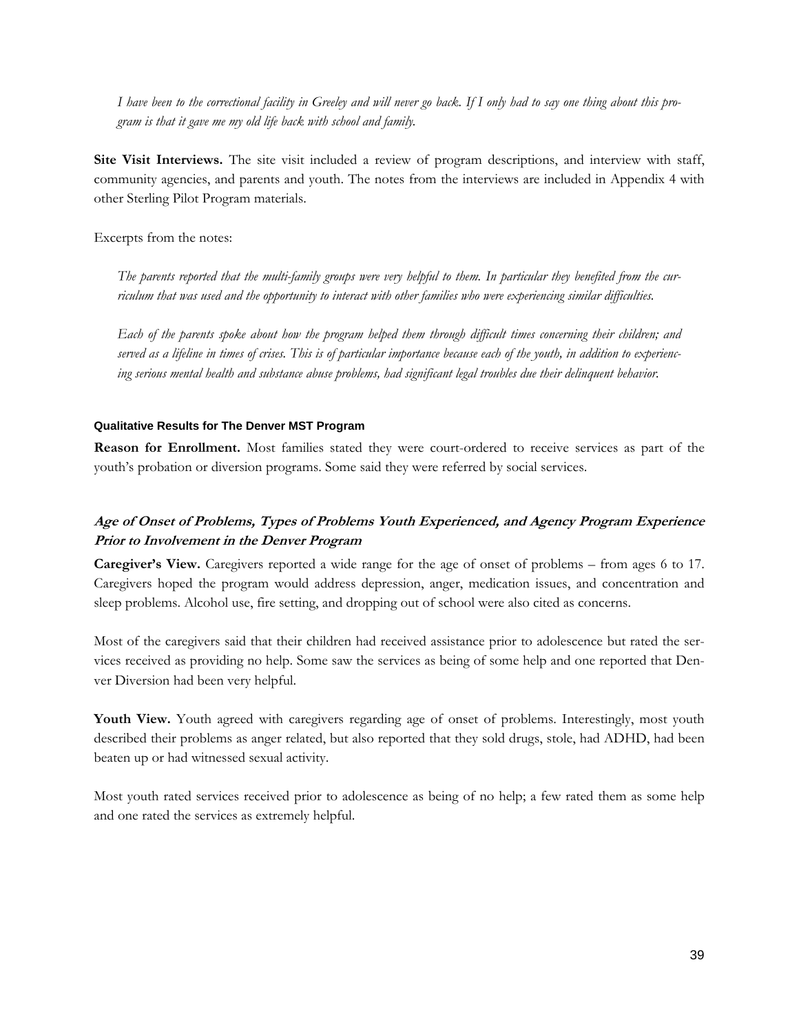*I have been to the correctional facility in Greeley and will never go back. If I only had to say one thing about this program is that it gave me my old life back with school and family.*

**Site Visit Interviews.** The site visit included a review of program descriptions, and interview with staff, community agencies, and parents and youth. The notes from the interviews are included in Appendix 4 with other Sterling Pilot Program materials.

Excerpts from the notes:

*The parents reported that the multi-family groups were very helpful to them. In particular they benefited from the curriculum that was used and the opportunity to interact with other families who were experiencing similar difficulties.*

*Each of the parents spoke about how the program helped them through difficult times concerning their children; and served as a lifeline in times of crises. This is of particular importance because each of the youth, in addition to experiencing serious mental health and substance abuse problems, had significant legal troubles due their delinquent behavior.*

#### Qualitative Results for The Denver MST Program

**Reason for Enrollment.** Most families stated they were court-ordered to receive services as part of the youth's probation or diversion programs. Some said they were referred by social services.

### *Age of Onset of Problems, Types of Problems Youth Experienced, and Agency Program Experience Prior to Involvement in the Denver Program*

**Caregiver's View.** Caregivers reported a wide range for the age of onset of problems – from ages 6 to 17. Caregivers hoped the program would address depression, anger, medication issues, and concentration and sleep problems. Alcohol use, fire setting, and dropping out of school were also cited as concerns.

Most of the caregivers said that their children had received assistance prior to adolescence but rated the services received as providing no help. Some saw the services as being of some help and one reported that Denver Diversion had been very helpful.

**Youth View.** Youth agreed with caregivers regarding age of onset of problems. Interestingly, most youth described their problems as anger related, but also reported that they sold drugs, stole, had ADHD, had been beaten up or had witnessed sexual activity.

Most youth rated services received prior to adolescence as being of no help; a few rated them as some help and one rated the services as extremely helpful.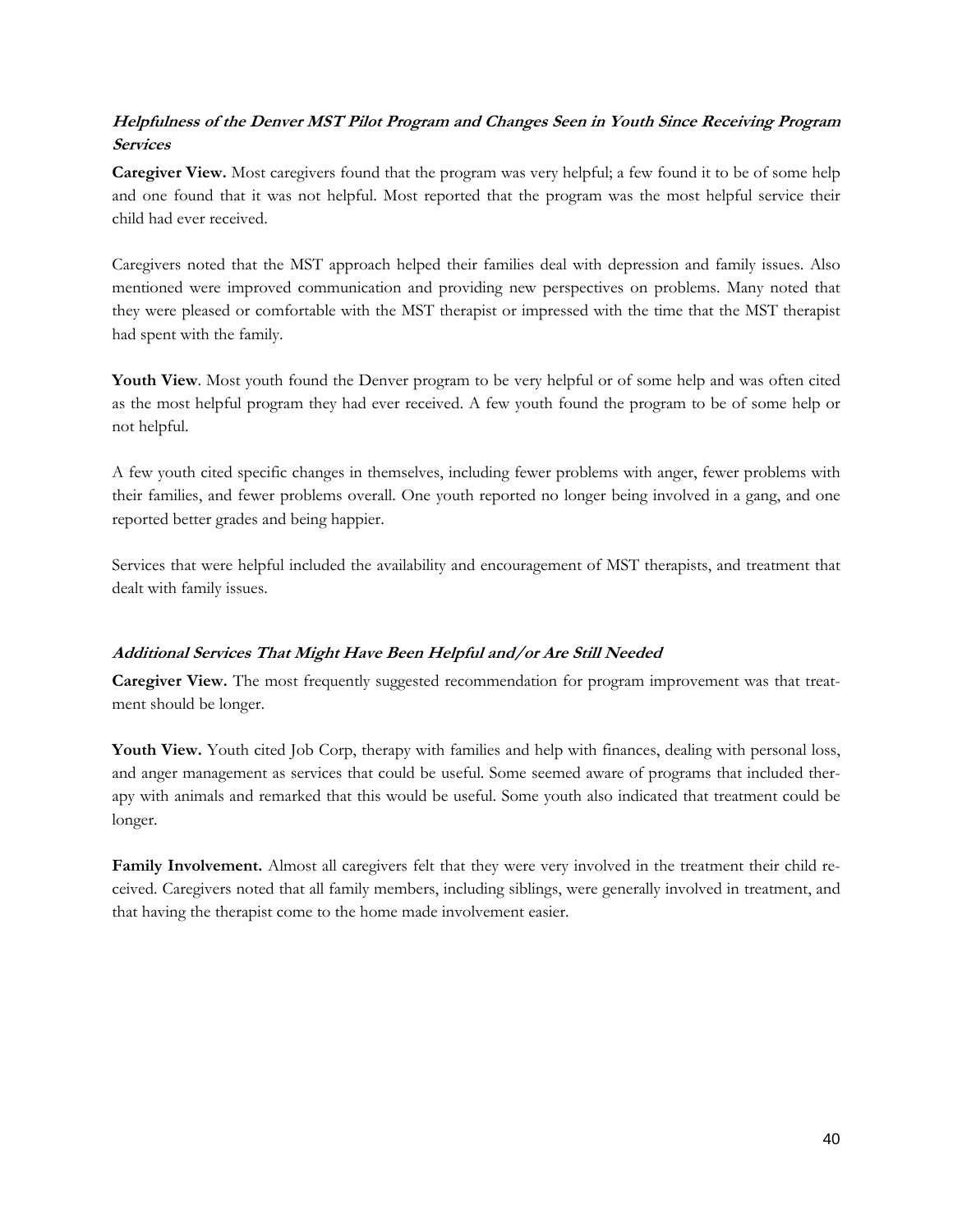### *Helpfulness of the Denver MST Pilot Program and Changes Seen in Youth Since Receiving Program Services*

**Caregiver View.** Most caregivers found that the program was very helpful; a few found it to be of some help and one found that it was not helpful. Most reported that the program was the most helpful service their child had ever received.

Caregivers noted that the MST approach helped their families deal with depression and family issues. Also mentioned were improved communication and providing new perspectives on problems. Many noted that they were pleased or comfortable with the MST therapist or impressed with the time that the MST therapist had spent with the family.

**Youth View**. Most youth found the Denver program to be very helpful or of some help and was often cited as the most helpful program they had ever received. A few youth found the program to be of some help or not helpful.

A few youth cited specific changes in themselves, including fewer problems with anger, fewer problems with their families, and fewer problems overall. One youth reported no longer being involved in a gang, and one reported better grades and being happier.

Services that were helpful included the availability and encouragement of MST therapists, and treatment that dealt with family issues.

### *Additional Services That Might Have Been Helpful and/or Are Still Needed*

**Caregiver View.** The most frequently suggested recommendation for program improvement was that treatment should be longer.

**Youth View.** Youth cited Job Corp, therapy with families and help with finances, dealing with personal loss, and anger management as services that could be useful. Some seemed aware of programs that included therapy with animals and remarked that this would be useful. Some youth also indicated that treatment could be longer.

**Family Involvement.** Almost all caregivers felt that they were very involved in the treatment their child received. Caregivers noted that all family members, including siblings, were generally involved in treatment, and that having the therapist come to the home made involvement easier.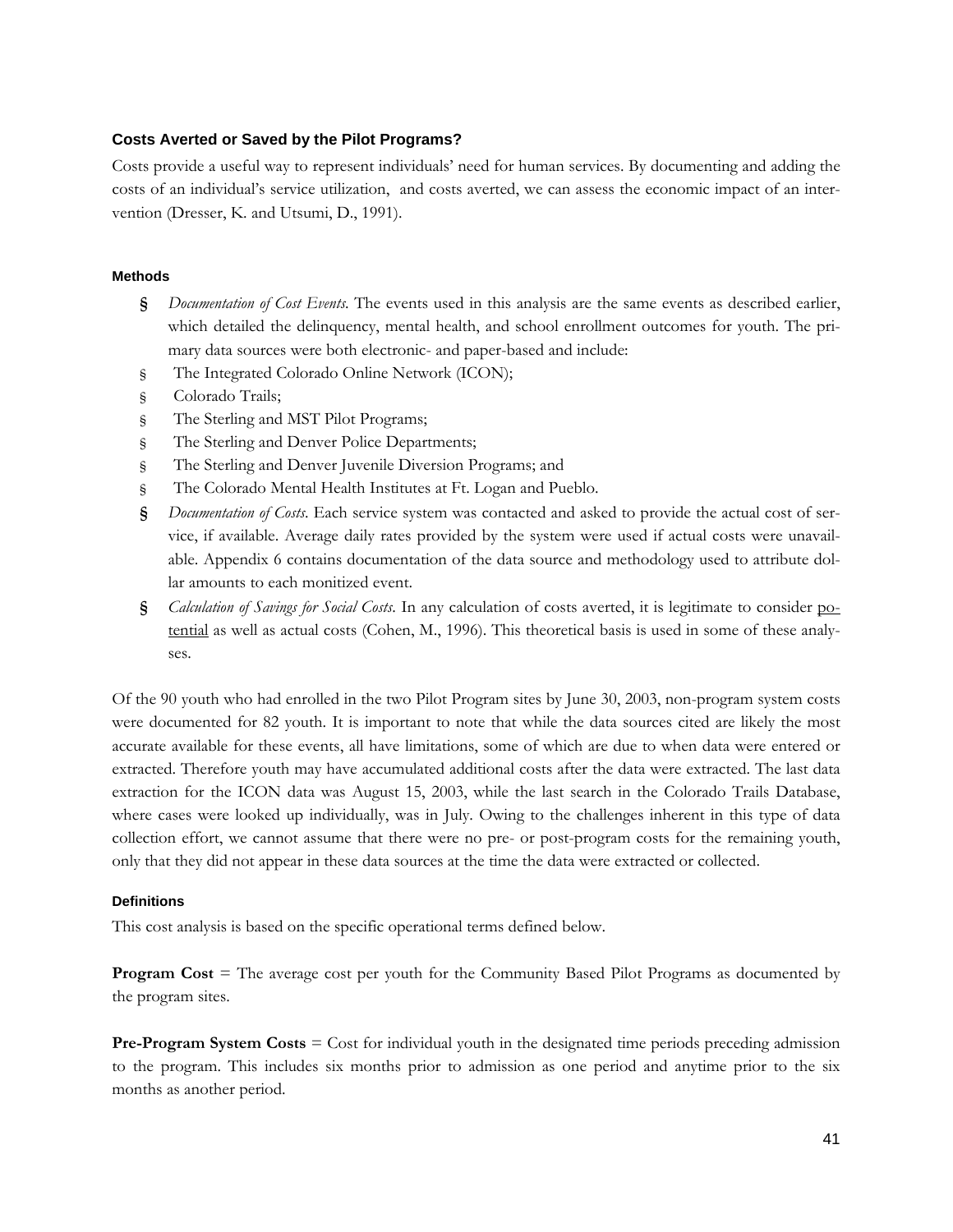### Costs Averted or Saved by the Pilot Programs?

Costs provide a useful way to represent individuals' need for human services. By documenting and adding the costs of an individual's service utilization, and costs averted, we can assess the economic impact of an intervention (Dresser, K. and Utsumi, D., 1991).

#### Methods

- *Documentation of Cost Events.* The events used in this analysis are the same events as described earlier, which detailed the delinquency, mental health, and school enrollment outcomes for youth. The primary data sources were both electronic- and paper-based and include:
- The Integrated Colorado Online Network (ICON);
- Colorado Trails;
- The Sterling and MST Pilot Programs;
- The Sterling and Denver Police Departments;
- The Sterling and Denver Juvenile Diversion Programs; and
- The Colorado Mental Health Institutes at Ft. Logan and Pueblo.
- *Documentation of Costs.* Each service system was contacted and asked to provide the actual cost of service, if available. Average daily rates provided by the system were used if actual costs were unavailable. Appendix 6 contains documentation of the data source and methodology used to attribute dollar amounts to each monitized event.
- *Calculation of Savings for Social Costs.* In any calculation of costs averted, it is legitimate to consider potential as well as actual costs (Cohen, M., 1996). This theoretical basis is used in some of these analyses.

Of the 90 youth who had enrolled in the two Pilot Program sites by June 30, 2003, non-program system costs were documented for 82 youth. It is important to note that while the data sources cited are likely the most accurate available for these events, all have limitations, some of which are due to when data were entered or extracted. Therefore youth may have accumulated additional costs after the data were extracted. The last data extraction for the ICON data was August 15, 2003, while the last search in the Colorado Trails Database, where cases were looked up individually, was in July. Owing to the challenges inherent in this type of data collection effort, we cannot assume that there were no pre- or post-program costs for the remaining youth, only that they did not appear in these data sources at the time the data were extracted or collected.

#### Definitions

This cost analysis is based on the specific operational terms defined below.

**Program Cost** = The average cost per youth for the Community Based Pilot Programs as documented by the program sites.

**Pre-Program System Costs** = Cost for individual youth in the designated time periods preceding admission to the program. This includes six months prior to admission as one period and anytime prior to the six months as another period.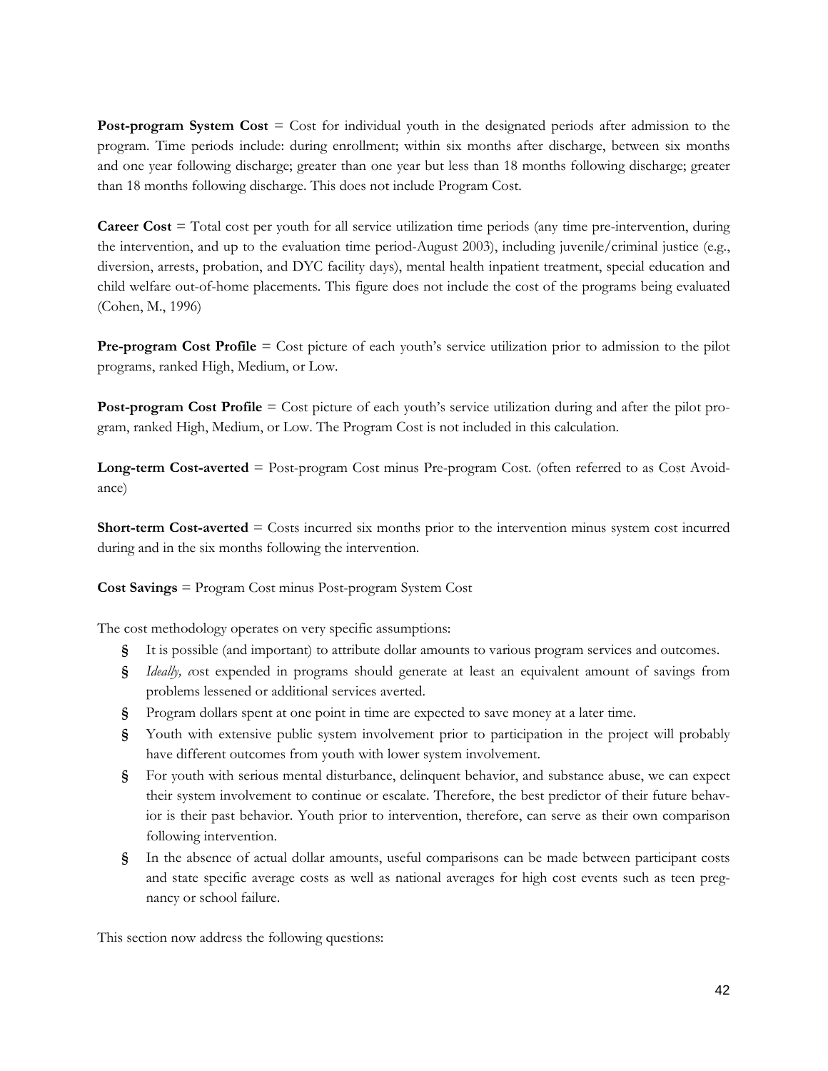**Post-program System Cost** = Cost for individual youth in the designated periods after admission to the program. Time periods include: during enrollment; within six months after discharge, between six months and one year following discharge; greater than one year but less than 18 months following discharge; greater than 18 months following discharge. This does not include Program Cost.

**Career Cost** = Total cost per youth for all service utilization time periods (any time pre-intervention, during the intervention, and up to the evaluation time period-August 2003), including juvenile/criminal justice (e.g., diversion, arrests, probation, and DYC facility days), mental health inpatient treatment, special education and child welfare out-of-home placements. This figure does not include the cost of the programs being evaluated (Cohen, M., 1996)

**Pre-program Cost Profile** = Cost picture of each youth's service utilization prior to admission to the pilot programs, ranked High, Medium, or Low.

**Post-program Cost Profile** = Cost picture of each youth's service utilization during and after the pilot program, ranked High, Medium, or Low. The Program Cost is not included in this calculation.

**Long-term Cost-averted** = Post-program Cost minus Pre-program Cost. (often referred to as Cost Avoidance)

**Short-term Cost-averted** = Costs incurred six months prior to the intervention minus system cost incurred during and in the six months following the intervention.

**Cost Savings** = Program Cost minus Post-program System Cost

The cost methodology operates on very specific assumptions:

- It is possible (and important) to attribute dollar amounts to various program services and outcomes.
- *Ideally, c*ost expended in programs should generate at least an equivalent amount of savings from problems lessened or additional services averted.
- Program dollars spent at one point in time are expected to save money at a later time.
- Youth with extensive public system involvement prior to participation in the project will probably have different outcomes from youth with lower system involvement.
- For youth with serious mental disturbance, delinquent behavior, and substance abuse, we can expect their system involvement to continue or escalate. Therefore, the best predictor of their future behavior is their past behavior. Youth prior to intervention, therefore, can serve as their own comparison following intervention.
- In the absence of actual dollar amounts, useful comparisons can be made between participant costs and state specific average costs as well as national averages for high cost events such as teen pregnancy or school failure.

This section now address the following questions: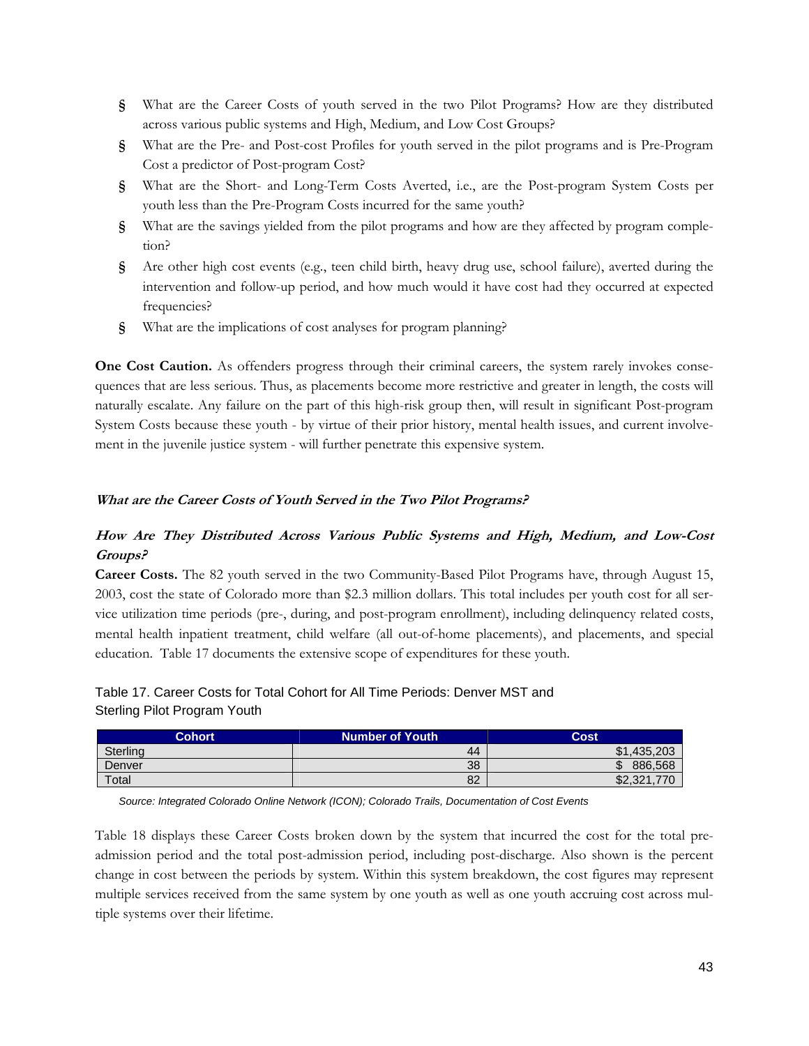- What are the Career Costs of youth served in the two Pilot Programs? How are they distributed across various public systems and High, Medium, and Low Cost Groups?
- What are the Pre- and Post-cost Profiles for youth served in the pilot programs and is Pre-Program Cost a predictor of Post-program Cost?
- What are the Short- and Long-Term Costs Averted, i.e., are the Post-program System Costs per youth less than the Pre-Program Costs incurred for the same youth?
- What are the savings yielded from the pilot programs and how are they affected by program completion?
- Are other high cost events (e.g., teen child birth, heavy drug use, school failure), averted during the intervention and follow-up period, and how much would it have cost had they occurred at expected frequencies?
- What are the implications of cost analyses for program planning?

**One Cost Caution.** As offenders progress through their criminal careers, the system rarely invokes consequences that are less serious. Thus, as placements become more restrictive and greater in length, the costs will naturally escalate. Any failure on the part of this high-risk group then, will result in significant Post-program System Costs because these youth - by virtue of their prior history, mental health issues, and current involvement in the juvenile justice system - will further penetrate this expensive system.

### *What are the Career Costs of Youth Served in the Two Pilot Programs?*

### *How Are They Distributed Across Various Public Systems and High, Medium, and Low-Cost Groups?*

**Career Costs.** The 82 youth served in the two Community-Based Pilot Programs have, through August 15, 2003, cost the state of Colorado more than $2.3 million dollars. This total includes per youth cost for all service utilization time periods (pre-, during, and post-program enrollment), including delinquency related costs, mental health inpatient treatment, child welfare (all out-of-home placements), and placements, and special education. Table 17 documents the extensive scope of expenditures for these youth.

Table 17. Career Costs for Total Cohort for All Time Periods: Denver MST and Sterling Pilot Program Youth

| Cohort | Number of Youth | Cost |
|---|---|---|
| Sterling | 44 | $1,435,203 |
| Denver | 38 | $ 886,568 |
| Total | 82 | $2,321,770 |

*Source: Integrated Colorado Online Network (ICON); Colorado Trails, Documentation of Cost Events*

Table 18 displays these Career Costs broken down by the system that incurred the cost for the total pre-admission period and the total post-admission period, including post-discharge. Also shown is the percent change in cost between the periods by system. Within this system breakdown, the cost figures may represent multiple services received from the same system by one youth as well as one youth accruing cost across multiple systems over their lifetime.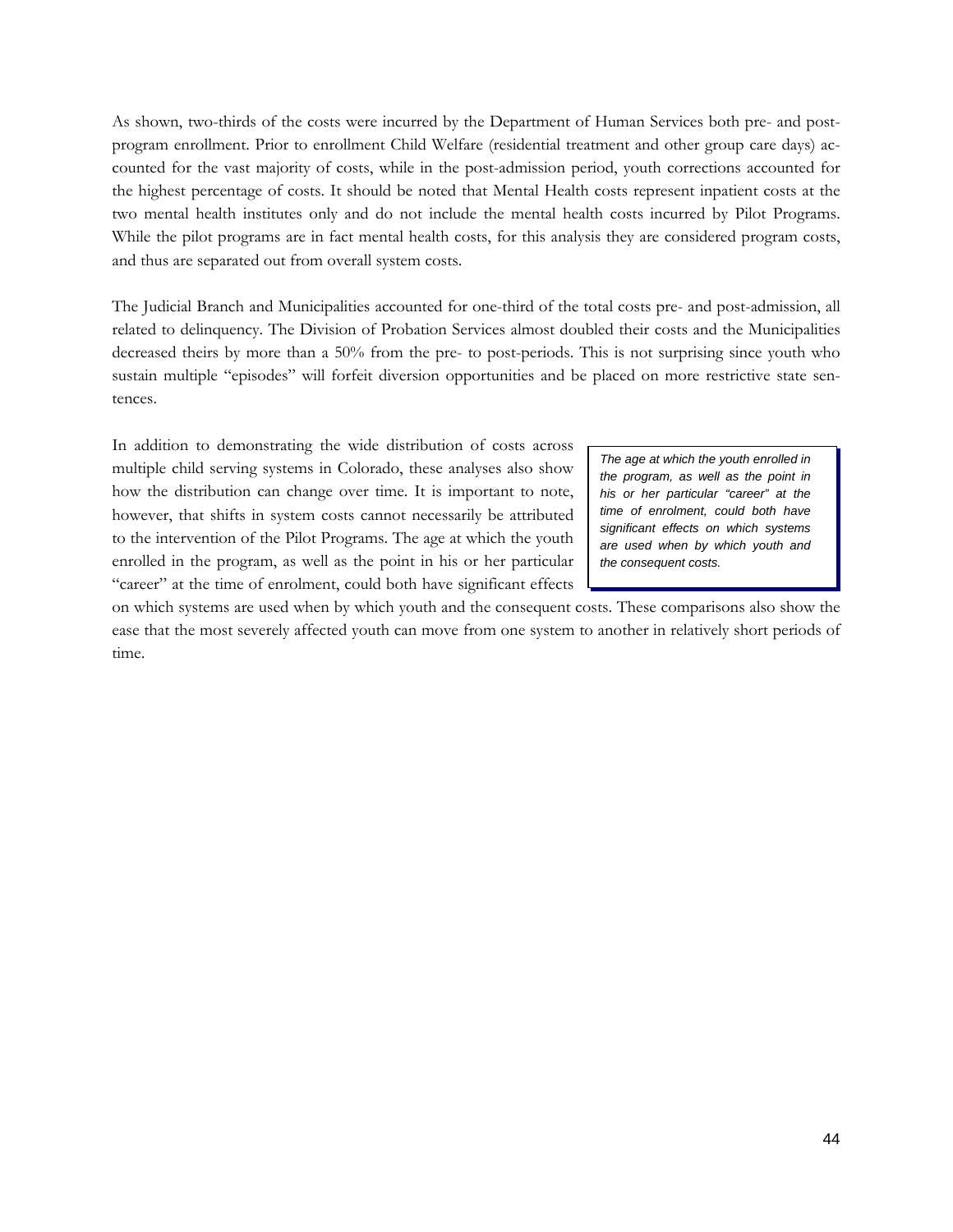As shown, two-thirds of the costs were incurred by the Department of Human Services both pre- and post-program enrollment. Prior to enrollment Child Welfare (residential treatment and other group care days) accounted for the vast majority of costs, while in the post-admission period, youth corrections accounted for the highest percentage of costs. It should be noted that Mental Health costs represent inpatient costs at the two mental health institutes only and do not include the mental health costs incurred by Pilot Programs. While the pilot programs are in fact mental health costs, for this analysis they are considered program costs, and thus are separated out from overall system costs.

The Judicial Branch and Municipalities accounted for one-third of the total costs pre- and post-admission, all related to delinquency. The Division of Probation Services almost doubled their costs and the Municipalities decreased theirs by more than a 50% from the pre- to post-periods. This is not surprising since youth who sustain multiple "episodes" will forfeit diversion opportunities and be placed on more restrictive state sentences.

In addition to demonstrating the wide distribution of costs across multiple child serving systems in Colorado, these analyses also show how the distribution can change over time. It is important to note, however, that shifts in system costs cannot necessarily be attributed to the intervention of the Pilot Programs. The age at which the youth enrolled in the program, as well as the point in his or her particular "career" at the time of enrolment, could both have significant effects on which systems are used when by which youth and the consequent costs. These comparisons also show the ease that the most severely affected youth can move from one system to another in relatively short periods of time.

> *The age at which the youth enrolled in the program, as well as the point in his or her particular "career" at the time of enrolment, could both have significant effects on which systems are used when by which youth and the consequent costs.*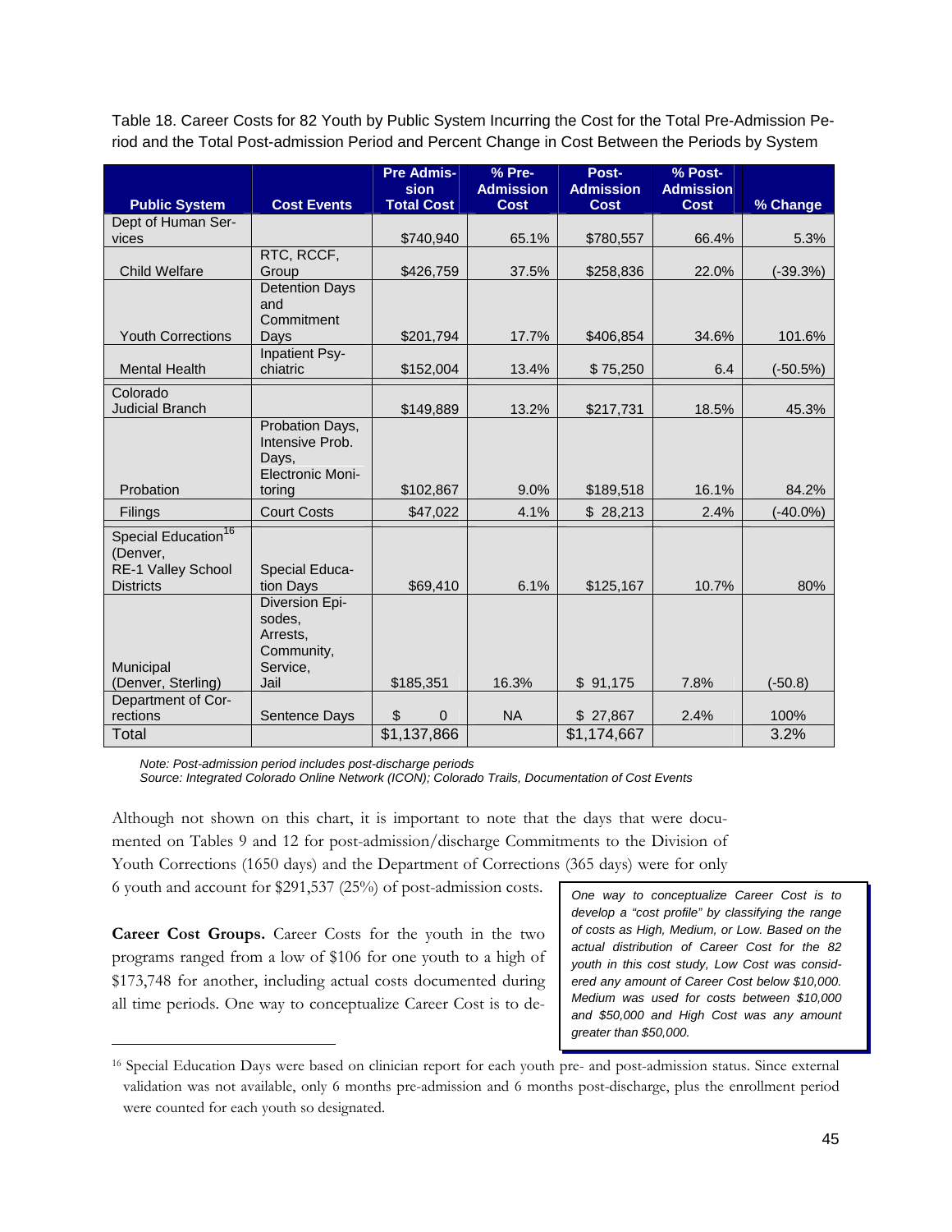Table 18. Career Costs for 82 Youth by Public System Incurring the Cost for the Total Pre-Admission Period and the Total Post-admission Period and Percent Change in Cost Between the Periods by System

| Public System | Cost Events | Pre Admission Total Cost | % Pre-Admission Cost | Post-Admission Cost | % Post-Admission Cost | % Change |
|---|---|---|---|---|---|---|
| Dept of Human Services | | $740,940 | 65.1% | $780,557 | 66.4% | 5.3% |
| Child Welfare | RTC, RCCF, Group | $426,759 | 37.5% | $258,836 | 22.0% | (-39.3%) |
| Youth Corrections | Detention Days and Commitment Days | $201,794 | 17.7% | $406,854 | 34.6% | 101.6% |
| Mental Health | Inpatient Psychiatric | $152,004 | 13.4% | $ 75,250 | 6.4 | (-50.5%) |
| Colorado Judicial Branch | | $149,889 | 13.2% | $217,731 | 18.5% | 45.3% |
| Probation | Probation Days, Intensive Prob. Days, Electronic Monitoring | $102,867 | 9.0% | $189,518 | 16.1% | 84.2% |
| Filings | Court Costs | $47,022 | 4.1% | $ 28,213 | 2.4% | (-40.0%) |
| Special Education[16] (Denver, RE-1 Valley School Districts | Special Education Days | $69,410 | 6.1% | $125,167 | 10.7% | 80% |
| Municipal (Denver, Sterling) | Diversion Episodes, Arrests, Community, Service, Jail | $185,351 | 16.3% | $ 91,175 | 7.8% | (-50.8) |
| Department of Corrections | Sentence Days | $ 0 | NA | $ 27,867 | 2.4% | 100% |
| Total | | $1,137,866 | | $1,174,667 | | 3.2% |

*Note: Post-admission period includes post-discharge periods*
*Source: Integrated Colorado Online Network (ICON); Colorado Trails, Documentation of Cost Events*

Although not shown on this chart, it is important to note that the days that were documented on Tables 9 and 12 for post-admission/discharge Commitments to the Division of Youth Corrections (1650 days) and the Department of Corrections (365 days) were for only 6 youth and account for $291,537 (25%) of post-admission costs.

*One way to conceptualize Career Cost is to develop a "cost profile" by classifying the range of costs as High, Medium, or Low. Based on the actual distribution of Career Cost for the 82 youth in this cost study, Low Cost was considered any amount of Career Cost below $10,000. Medium was used for costs between $10,000 and $50,000 and High Cost was any amount greater than $50,000.*

**Career Cost Groups.** Career Costs for the youth in the two programs ranged from a low of $106 for one youth to a high of $173,748 for another, including actual costs documented during all time periods. One way to conceptualize Career Cost is to de-

[16] Special Education Days were based on clinician report for each youth pre- and post-admission status. Since external validation was not available, only 6 months pre-admission and 6 months post-discharge, plus the enrollment period were counted for each youth so designated.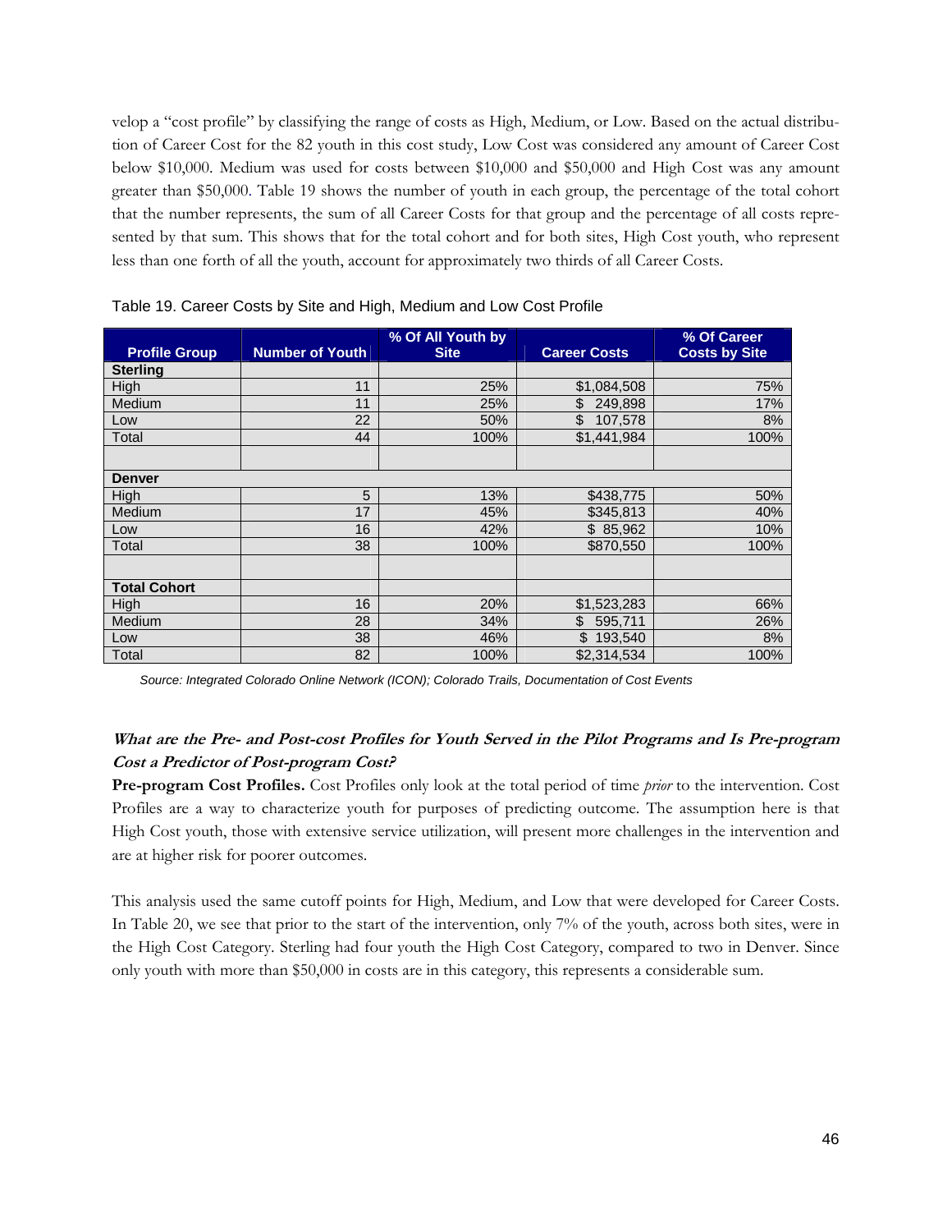velop a "cost profile" by classifying the range of costs as High, Medium, or Low. Based on the actual distribution of Career Cost for the 82 youth in this cost study, Low Cost was considered any amount of Career Cost below $10,000. Medium was used for costs between $10,000 and $50,000 and High Cost was any amount greater than $50,000. Table 19 shows the number of youth in each group, the percentage of the total cohort that the number represents, the sum of all Career Costs for that group and the percentage of all costs represented by that sum. This shows that for the total cohort and for both sites, High Cost youth, who represent less than one forth of all the youth, account for approximately two thirds of all Career Costs.

Table 19. Career Costs by Site and High, Medium and Low Cost Profile

| Profile Group | Number of Youth | % Of All Youth by Site | Career Costs | % Of Career Costs by Site |
|---|---|---|---|---|
| **Sterling** | | | | |
| High | 11 | 25% | $1,084,508 | 75% |
| Medium | 11 | 25% | $ 249,898 | 17% |
| Low | 22 | 50% | $ 107,578 | 8% |
| Total | 44 | 100% | $1,441,984 | 100% |
| | | | | |
| **Denver** | | | | |
| High | 5 | 13% | $438,775 | 50% |
| Medium | 17 | 45% | $345,813 | 40% |
| Low | 16 | 42% | $ 85,962 | 10% |
| Total | 38 | 100% | $870,550 | 100% |
| | | | | |
| **Total Cohort** | | | | |
| High | 16 | 20% | $1,523,283 | 66% |
| Medium | 28 | 34% | $ 595,711 | 26% |
| Low | 38 | 46% | $ 193,540 | 8% |
| Total | 82 | 100% | $2,314,534 | 100% |

*Source: Integrated Colorado Online Network (ICON); Colorado Trails, Documentation of Cost Events*

### *What are the Pre- and Post-cost Profiles for Youth Served in the Pilot Programs and Is Pre-program Cost a Predictor of Post-program Cost?*

**Pre-program Cost Profiles.** Cost Profiles only look at the total period of time *prior* to the intervention. Cost Profiles are a way to characterize youth for purposes of predicting outcome. The assumption here is that High Cost youth, those with extensive service utilization, will present more challenges in the intervention and are at higher risk for poorer outcomes.

This analysis used the same cutoff points for High, Medium, and Low that were developed for Career Costs. In Table 20, we see that prior to the start of the intervention, only 7% of the youth, across both sites, were in the High Cost Category. Sterling had four youth the High Cost Category, compared to two in Denver. Since only youth with more than $50,000 in costs are in this category, this represents a considerable sum.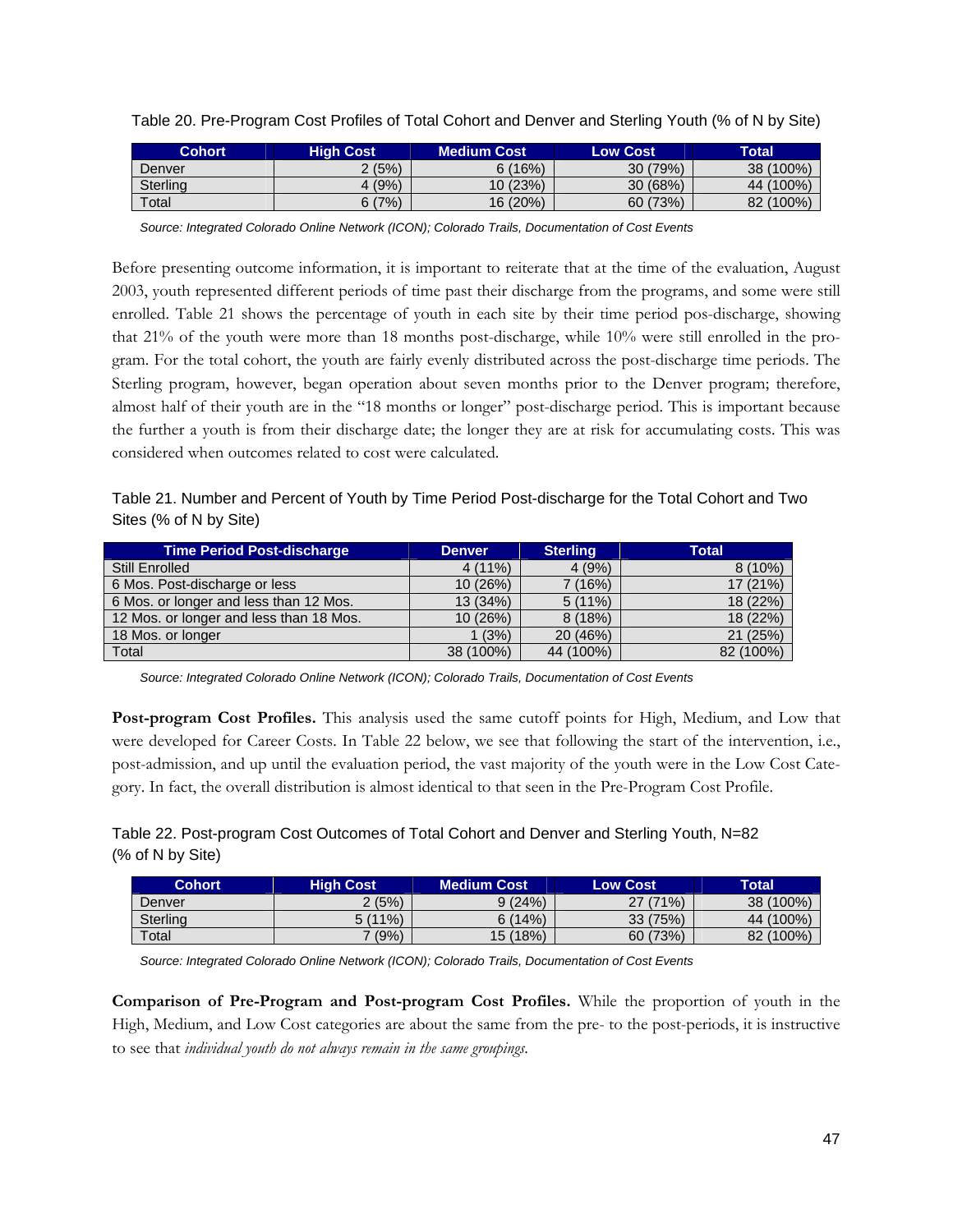Table 20. Pre-Program Cost Profiles of Total Cohort and Denver and Sterling Youth (% of N by Site)

| Cohort | High Cost | Medium Cost | Low Cost | Total |
|---|---|---|---|---|
| Denver | 2 (5%) | 6 (16%) | 30 (79%) | 38 (100%) |
| Sterling | 4 (9%) | 10 (23%) | 30 (68%) | 44 (100%) |
| Total | 6 (7%) | 16 (20%) | 60 (73%) | 82 (100%) |

*Source: Integrated Colorado Online Network (ICON); Colorado Trails, Documentation of Cost Events*

Before presenting outcome information, it is important to reiterate that at the time of the evaluation, August 2003, youth represented different periods of time past their discharge from the programs, and some were still enrolled. Table 21 shows the percentage of youth in each site by their time period pos-discharge, showing that 21% of the youth were more than 18 months post-discharge, while 10% were still enrolled in the program. For the total cohort, the youth are fairly evenly distributed across the post-discharge time periods. The Sterling program, however, began operation about seven months prior to the Denver program; therefore, almost half of their youth are in the "18 months or longer" post-discharge period. This is important because the further a youth is from their discharge date; the longer they are at risk for accumulating costs. This was considered when outcomes related to cost were calculated.

Table 21. Number and Percent of Youth by Time Period Post-discharge for the Total Cohort and Two Sites (% of N by Site)

| Time Period Post-discharge | Denver | Sterling | Total |
|---|---|---|---|
| Still Enrolled | 4 (11%) | 4 (9%) | 8 (10%) |
| 6 Mos. Post-discharge or less | 10 (26%) | 7 (16%) | 17 (21%) |
| 6 Mos. or longer and less than 12 Mos. | 13 (34%) | 5 (11%) | 18 (22%) |
| 12 Mos. or longer and less than 18 Mos. | 10 (26%) | 8 (18%) | 18 (22%) |
| 18 Mos. or longer | 1 (3%) | 20 (46%) | 21 (25%) |
| Total | 38 (100%) | 44 (100%) | 82 (100%) |

*Source: Integrated Colorado Online Network (ICON); Colorado Trails, Documentation of Cost Events*

**Post-program Cost Profiles.** This analysis used the same cutoff points for High, Medium, and Low that were developed for Career Costs. In Table 22 below, we see that following the start of the intervention, i.e., post-admission, and up until the evaluation period, the vast majority of the youth were in the Low Cost Category. In fact, the overall distribution is almost identical to that seen in the Pre-Program Cost Profile.

Table 22. Post-program Cost Outcomes of Total Cohort and Denver and Sterling Youth, N=82 (% of N by Site)

| Cohort | High Cost | Medium Cost | Low Cost | Total |
|---|---|---|---|---|
| Denver | 2 (5%) | 9 (24%) | 27 (71%) | 38 (100%) |
| Sterling | 5 (11%) | 6 (14%) | 33 (75%) | 44 (100%) |
| Total | 7 (9%) | 15 (18%) | 60 (73%) | 82 (100%) |

*Source: Integrated Colorado Online Network (ICON); Colorado Trails, Documentation of Cost Events*

**Comparison of Pre-Program and Post-program Cost Profiles.** While the proportion of youth in the High, Medium, and Low Cost categories are about the same from the pre- to the post-periods, it is instructive to see that *individual youth do not always remain in the same groupings*.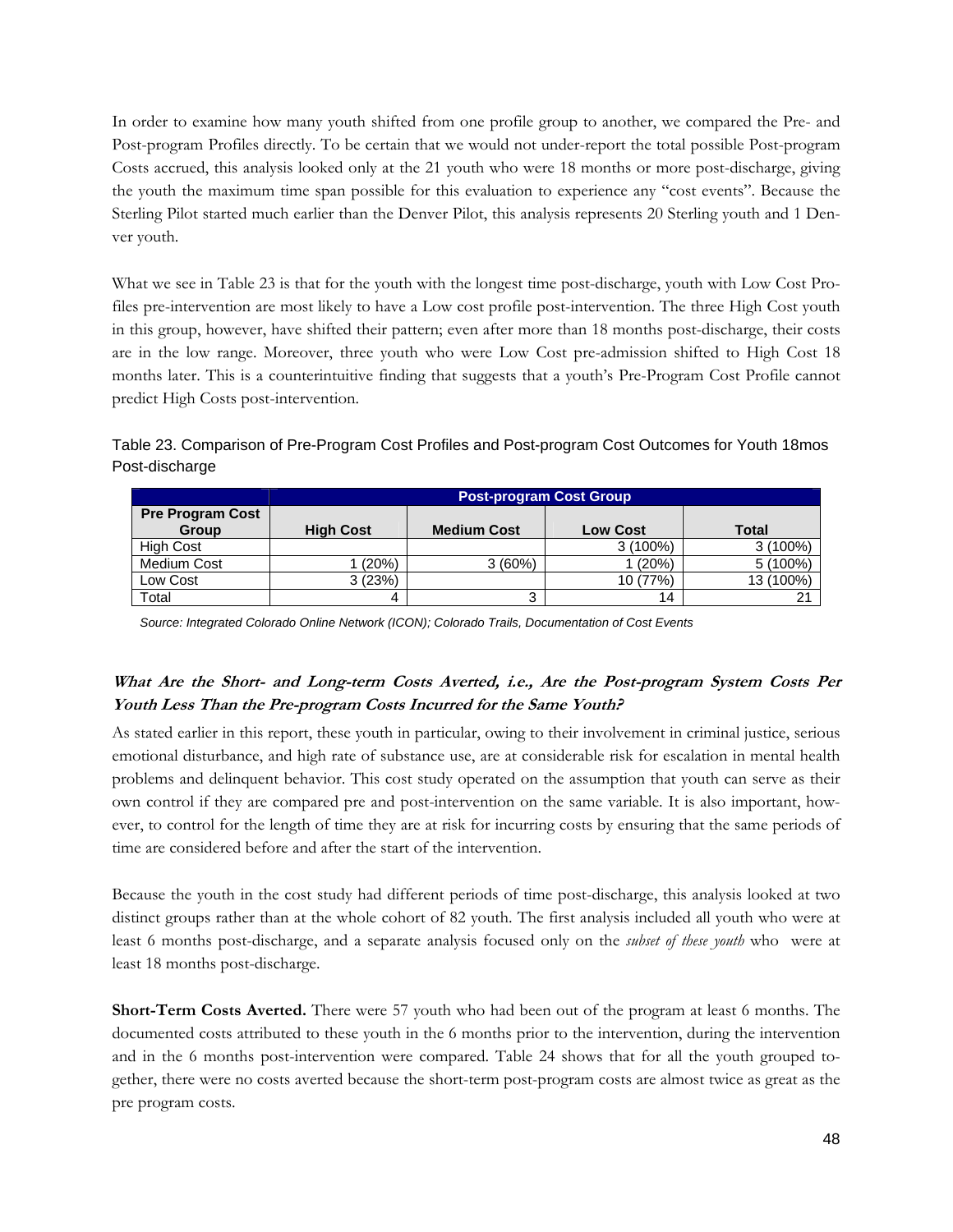In order to examine how many youth shifted from one profile group to another, we compared the Pre- and Post-program Profiles directly. To be certain that we would not under-report the total possible Post-program Costs accrued, this analysis looked only at the 21 youth who were 18 months or more post-discharge, giving the youth the maximum time span possible for this evaluation to experience any "cost events". Because the Sterling Pilot started much earlier than the Denver Pilot, this analysis represents 20 Sterling youth and 1 Denver youth.

What we see in Table 23 is that for the youth with the longest time post-discharge, youth with Low Cost Profiles pre-intervention are most likely to have a Low cost profile post-intervention. The three High Cost youth in this group, however, have shifted their pattern; even after more than 18 months post-discharge, their costs are in the low range. Moreover, three youth who were Low Cost pre-admission shifted to High Cost 18 months later. This is a counterintuitive finding that suggests that a youth's Pre-Program Cost Profile cannot predict High Costs post-intervention.

Table 23. Comparison of Pre-Program Cost Profiles and Post-program Cost Outcomes for Youth 18mos Post-discharge

| | Post-program Cost Group | | | |
|---|---|---|---|---|
| **Pre Program Cost Group** | **High Cost** | **Medium Cost** | **Low Cost** | **Total** |
| High Cost | | | 3 (100%) | 3 (100%) |
| Medium Cost | 1 (20%) | 3 (60%) | 1 (20%) | 5 (100%) |
| Low Cost | 3 (23%) | | 10 (77%) | 13 (100%) |
| Total | 4 | 3 | 14 | 21 |

*Source: Integrated Colorado Online Network (ICON); Colorado Trails, Documentation of Cost Events*

### What Are the Short- and Long-term Costs Averted, i.e., Are the Post-program System Costs Per Youth Less Than the Pre-program Costs Incurred for the Same Youth?

As stated earlier in this report, these youth in particular, owing to their involvement in criminal justice, serious emotional disturbance, and high rate of substance use, are at considerable risk for escalation in mental health problems and delinquent behavior. This cost study operated on the assumption that youth can serve as their own control if they are compared pre and post-intervention on the same variable. It is also important, however, to control for the length of time they are at risk for incurring costs by ensuring that the same periods of time are considered before and after the start of the intervention.

Because the youth in the cost study had different periods of time post-discharge, this analysis looked at two distinct groups rather than at the whole cohort of 82 youth. The first analysis included all youth who were at least 6 months post-discharge, and a separate analysis focused only on the *subset of these youth* who were at least 18 months post-discharge.

**Short-Term Costs Averted.** There were 57 youth who had been out of the program at least 6 months. The documented costs attributed to these youth in the 6 months prior to the intervention, during the intervention and in the 6 months post-intervention were compared. Table 24 shows that for all the youth grouped together, there were no costs averted because the short-term post-program costs are almost twice as great as the pre program costs.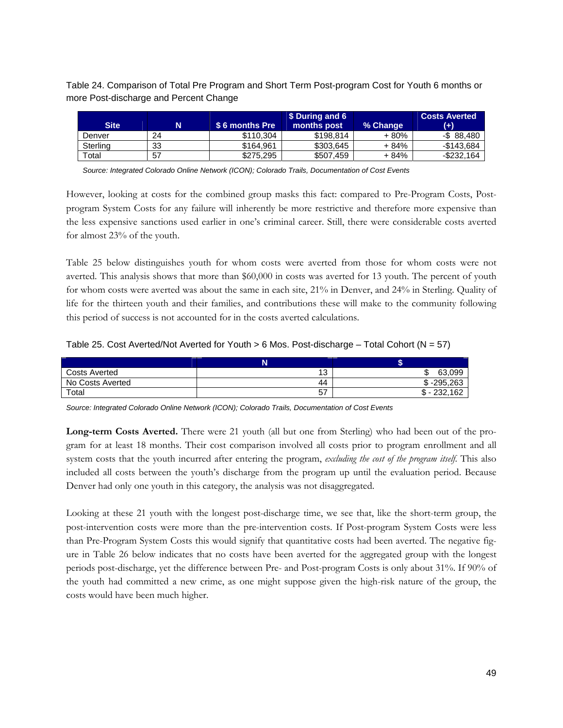Table 24. Comparison of Total Pre Program and Short Term Post-program Cost for Youth 6 months or more Post-discharge and Percent Change

| Site | N | $ 6 months Pre | $ During and 6 months post | % Change | Costs Averted (+) |
|---|---|---|---|---|---|
| Denver | 24 | $110,304 | $198,814 | + 80% | -$ 88,480 |
| Sterling | 33 | $164,961 | $303,645 | + 84% | -$143,684 |
| Total | 57 | $275,295 | $507,459 | + 84% | -$232,164 |

*Source: Integrated Colorado Online Network (ICON); Colorado Trails, Documentation of Cost Events*

However, looking at costs for the combined group masks this fact: compared to Pre-Program Costs, Post-program System Costs for any failure will inherently be more restrictive and therefore more expensive than the less expensive sanctions used earlier in one's criminal career. Still, there were considerable costs averted for almost 23% of the youth.

Table 25 below distinguishes youth for whom costs were averted from those for whom costs were not averted. This analysis shows that more than $60,000 in costs was averted for 13 youth. The percent of youth for whom costs were averted was about the same in each site, 21% in Denver, and 24% in Sterling. Quality of life for the thirteen youth and their families, and contributions these will make to the community following this period of success is not accounted for in the costs averted calculations.

Table 25. Cost Averted/Not Averted for Youth > 6 Mos. Post-discharge – Total Cohort (N = 57)

| | N | $ |
|---|---|---|
| Costs Averted | 13 | $ 63,099 |
| No Costs Averted | 44 | $ -295,263 |
| Total | 57 | $ - 232,162 |

*Source: Integrated Colorado Online Network (ICON); Colorado Trails, Documentation of Cost Events*

**Long-term Costs Averted.** There were 21 youth (all but one from Sterling) who had been out of the program for at least 18 months. Their cost comparison involved all costs prior to program enrollment and all system costs that the youth incurred after entering the program, *excluding the cost of the program itself.* This also included all costs between the youth's discharge from the program up until the evaluation period. Because Denver had only one youth in this category, the analysis was not disaggregated.

Looking at these 21 youth with the longest post-discharge time, we see that, like the short-term group, the post-intervention costs were more than the pre-intervention costs. If Post-program System Costs were less than Pre-Program System Costs this would signify that quantitative costs had been averted. The negative figure in Table 26 below indicates that no costs have been averted for the aggregated group with the longest periods post-discharge, yet the difference between Pre- and Post-program Costs is only about 31%. If 90% of the youth had committed a new crime, as one might suppose given the high-risk nature of the group, the costs would have been much higher.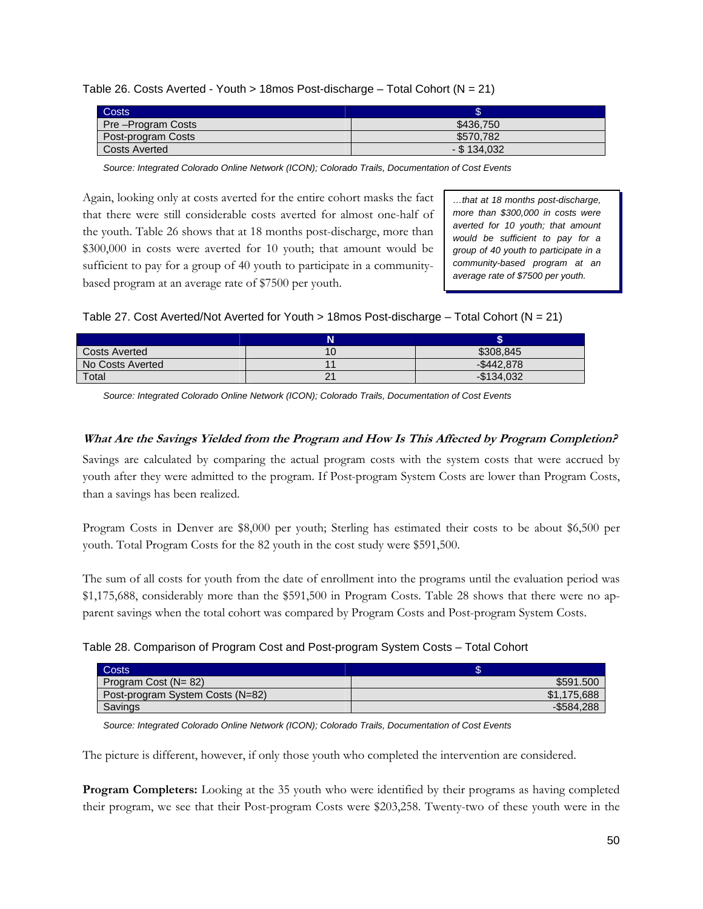Table 26. Costs Averted - Youth > 18mos Post-discharge – Total Cohort (N = 21)

| Costs | $ |
|---|---|
| Pre –Program Costs | $436,750 |
| Post-program Costs | $570,782 |
| Costs Averted | - $ 134,032 |

*Source: Integrated Colorado Online Network (ICON); Colorado Trails, Documentation of Cost Events*

Again, looking only at costs averted for the entire cohort masks the fact that there were still considerable costs averted for almost one-half of the youth. Table 26 shows that at 18 months post-discharge, more than $300,000 in costs were averted for 10 youth; that amount would be sufficient to pay for a group of 40 youth to participate in a community-based program at an average rate of $7500 per youth.

> *…that at 18 months post-discharge, more than $300,000 in costs were averted for 10 youth; that amount would be sufficient to pay for a group of 40 youth to participate in a community-based program at an average rate of $7500 per youth.*

Table 27. Cost Averted/Not Averted for Youth > 18mos Post-discharge – Total Cohort (N = 21)

| | N | $ |
|---|---|---|
| Costs Averted | 10 | $308,845 |
| No Costs Averted | 11 | -$442,878 |
| Total | 21 | -$134,032 |

*Source: Integrated Colorado Online Network (ICON); Colorado Trails, Documentation of Cost Events*

### *What Are the Savings Yielded from the Program and How Is This Affected by Program Completion?*

Savings are calculated by comparing the actual program costs with the system costs that were accrued by youth after they were admitted to the program. If Post-program System Costs are lower than Program Costs, than a savings has been realized.

Program Costs in Denver are $8,000 per youth; Sterling has estimated their costs to be about $6,500 per youth. Total Program Costs for the 82 youth in the cost study were $591,500.

The sum of all costs for youth from the date of enrollment into the programs until the evaluation period was $1,175,688, considerably more than the $591,500 in Program Costs. Table 28 shows that there were no apparent savings when the total cohort was compared by Program Costs and Post-program System Costs.

Table 28. Comparison of Program Cost and Post-program System Costs – Total Cohort

| Costs | $ |
|---|---|
| Program Cost (N= 82) | $591.500 |
| Post-program System Costs (N=82) | $1,175,688 |
| Savings | -$584,288 |

*Source: Integrated Colorado Online Network (ICON); Colorado Trails, Documentation of Cost Events*

The picture is different, however, if only those youth who completed the intervention are considered.

**Program Completers:** Looking at the 35 youth who were identified by their programs as having completed their program, we see that their Post-program Costs were $203,258. Twenty-two of these youth were in the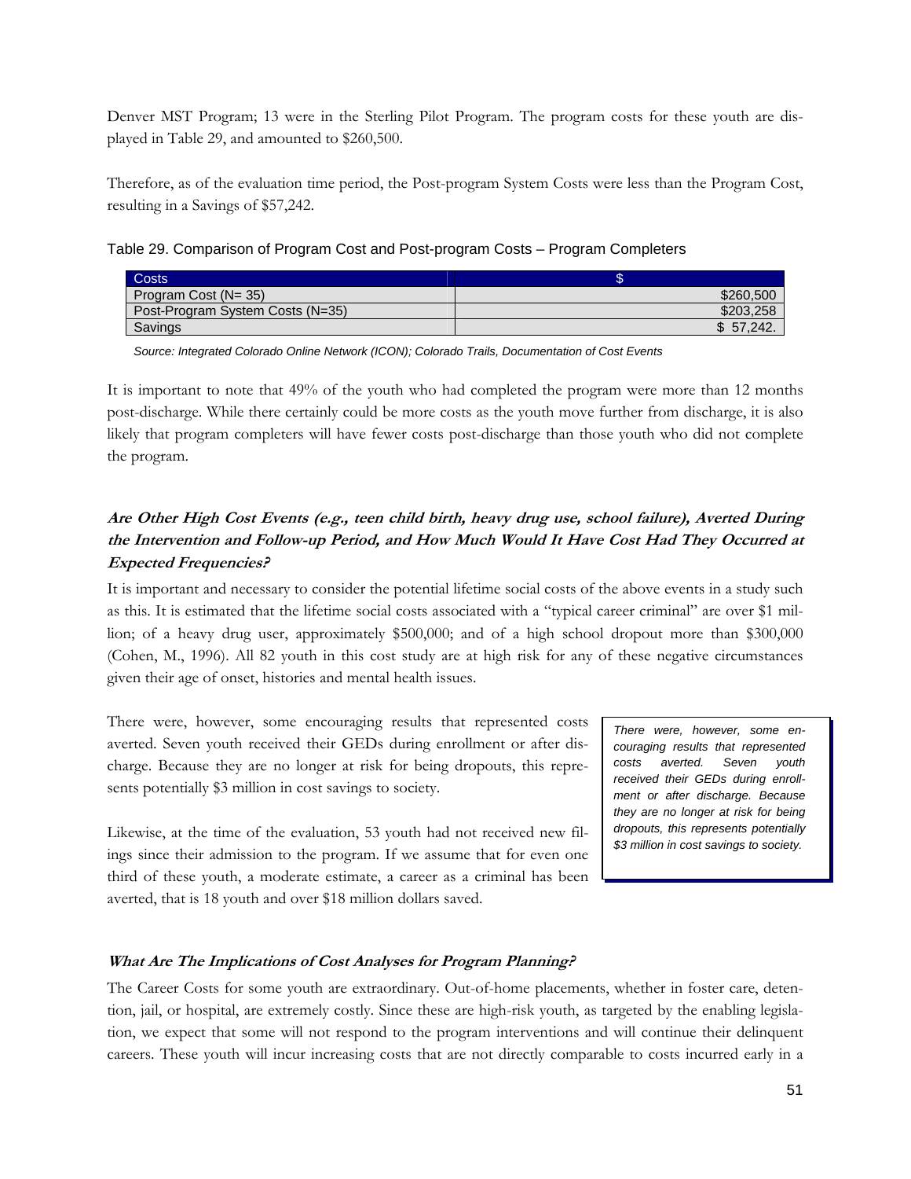Denver MST Program; 13 were in the Sterling Pilot Program. The program costs for these youth are displayed in Table 29, and amounted to $260,500.

Therefore, as of the evaluation time period, the Post-program System Costs were less than the Program Cost, resulting in a Savings of $57,242.

Table 29. Comparison of Program Cost and Post-program Costs – Program Completers

| Costs | $ |
|---|---|
| Program Cost (N= 35) | $260,500 |
| Post-Program System Costs (N=35) | $203,258 |
| Savings | $ 57,242. |

*Source: Integrated Colorado Online Network (ICON); Colorado Trails, Documentation of Cost Events*

It is important to note that 49% of the youth who had completed the program were more than 12 months post-discharge. While there certainly could be more costs as the youth move further from discharge, it is also likely that program completers will have fewer costs post-discharge than those youth who did not complete the program.

### *Are Other High Cost Events (e.g., teen child birth, heavy drug use, school failure), Averted During the Intervention and Follow-up Period, and How Much Would It Have Cost Had They Occurred at Expected Frequencies?*

It is important and necessary to consider the potential lifetime social costs of the above events in a study such as this. It is estimated that the lifetime social costs associated with a "typical career criminal" are over $1 million; of a heavy drug user, approximately $500,000; and of a high school dropout more than $300,000 (Cohen, M., 1996). All 82 youth in this cost study are at high risk for any of these negative circumstances given their age of onset, histories and mental health issues.

There were, however, some encouraging results that represented costs averted. Seven youth received their GEDs during enrollment or after discharge. Because they are no longer at risk for being dropouts, this represents potentially $3 million in cost savings to society.

> *There were, however, some encouraging results that represented costs averted. Seven youth received their GEDs during enrollment or after discharge. Because they are no longer at risk for being dropouts, this represents potentially $3 million in cost savings to society.*

Likewise, at the time of the evaluation, 53 youth had not received new filings since their admission to the program. If we assume that for even one third of these youth, a moderate estimate, a career as a criminal has been averted, that is 18 youth and over $18 million dollars saved.

### *What Are The Implications of Cost Analyses for Program Planning?*

The Career Costs for some youth are extraordinary. Out-of-home placements, whether in foster care, detention, jail, or hospital, are extremely costly. Since these are high-risk youth, as targeted by the enabling legislation, we expect that some will not respond to the program interventions and will continue their delinquent careers. These youth will incur increasing costs that are not directly comparable to costs incurred early in a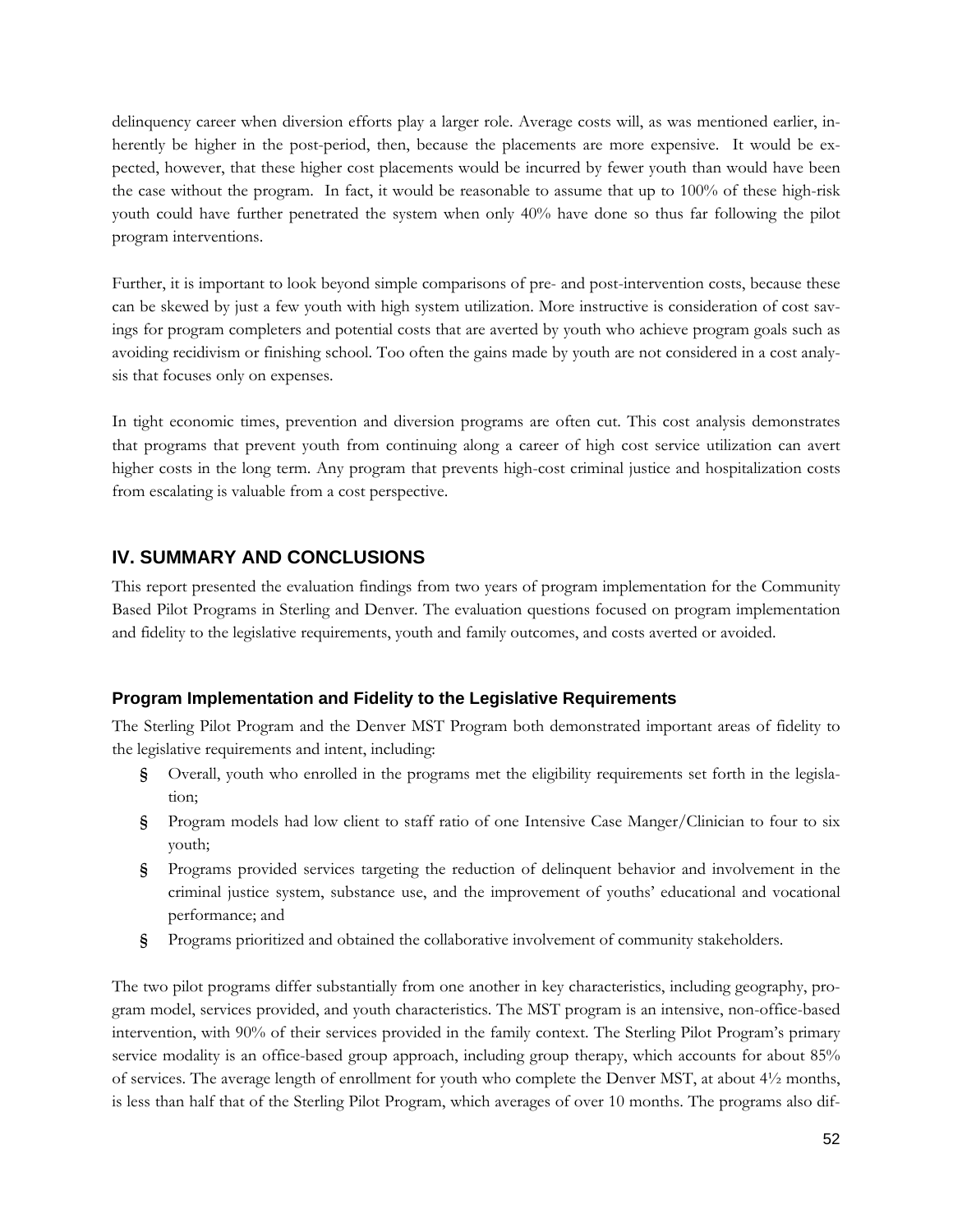delinquency career when diversion efforts play a larger role. Average costs will, as was mentioned earlier, inherently be higher in the post-period, then, because the placements are more expensive. It would be expected, however, that these higher cost placements would be incurred by fewer youth than would have been the case without the program. In fact, it would be reasonable to assume that up to 100% of these high-risk youth could have further penetrated the system when only 40% have done so thus far following the pilot program interventions.

Further, it is important to look beyond simple comparisons of pre- and post-intervention costs, because these can be skewed by just a few youth with high system utilization. More instructive is consideration of cost savings for program completers and potential costs that are averted by youth who achieve program goals such as avoiding recidivism or finishing school. Too often the gains made by youth are not considered in a cost analysis that focuses only on expenses.

In tight economic times, prevention and diversion programs are often cut. This cost analysis demonstrates that programs that prevent youth from continuing along a career of high cost service utilization can avert higher costs in the long term. Any program that prevents high-cost criminal justice and hospitalization costs from escalating is valuable from a cost perspective.

## IV. SUMMARY AND CONCLUSIONS

This report presented the evaluation findings from two years of program implementation for the Community Based Pilot Programs in Sterling and Denver. The evaluation questions focused on program implementation and fidelity to the legislative requirements, youth and family outcomes, and costs averted or avoided.

### Program Implementation and Fidelity to the Legislative Requirements

The Sterling Pilot Program and the Denver MST Program both demonstrated important areas of fidelity to the legislative requirements and intent, including:

- Overall, youth who enrolled in the programs met the eligibility requirements set forth in the legislation;
- Program models had low client to staff ratio of one Intensive Case Manger/Clinician to four to six youth;
- Programs provided services targeting the reduction of delinquent behavior and involvement in the criminal justice system, substance use, and the improvement of youths' educational and vocational performance; and
- Programs prioritized and obtained the collaborative involvement of community stakeholders.

The two pilot programs differ substantially from one another in key characteristics, including geography, program model, services provided, and youth characteristics. The MST program is an intensive, non-office-based intervention, with 90% of their services provided in the family context. The Sterling Pilot Program's primary service modality is an office-based group approach, including group therapy, which accounts for about 85% of services. The average length of enrollment for youth who complete the Denver MST, at about 4½ months, is less than half that of the Sterling Pilot Program, which averages of over 10 months. The programs also dif-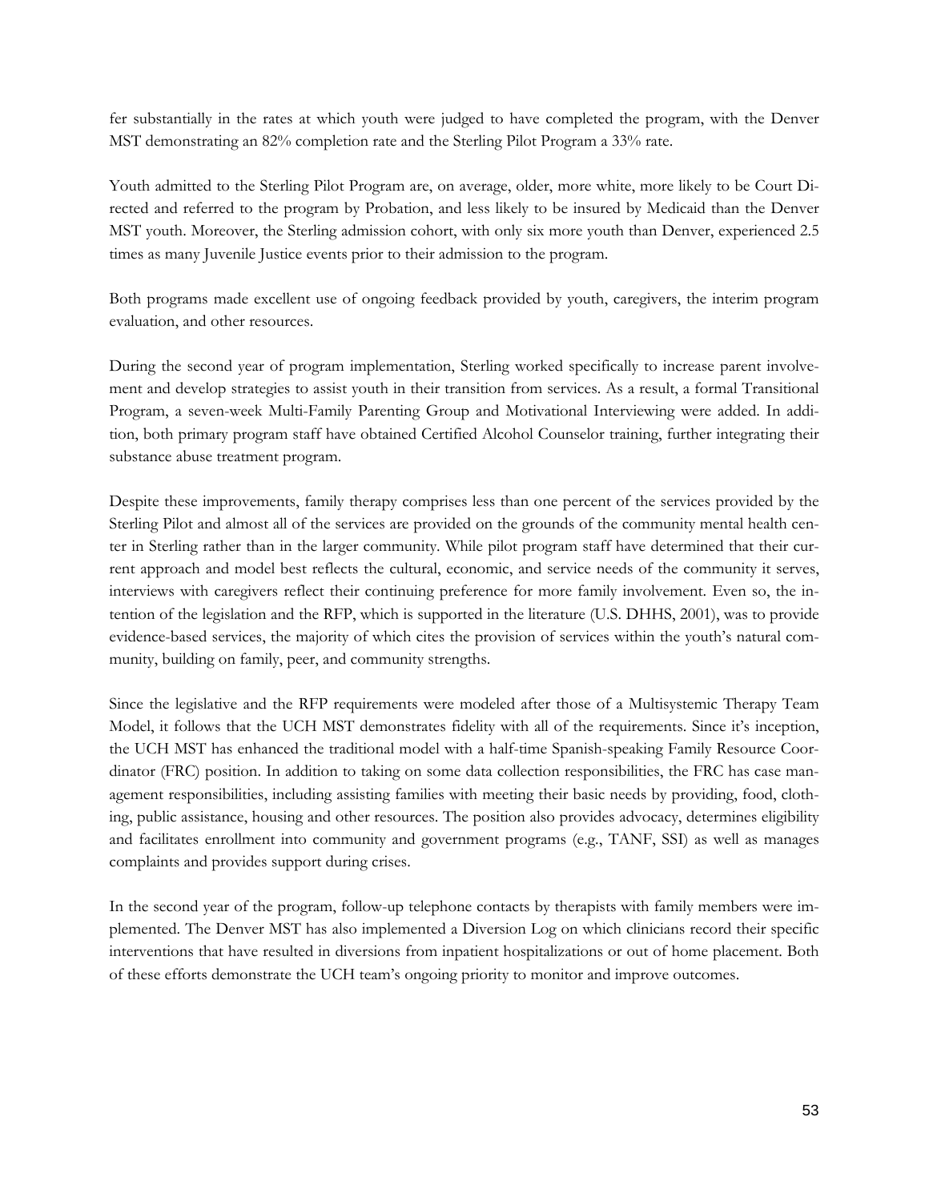fer substantially in the rates at which youth were judged to have completed the program, with the Denver MST demonstrating an 82% completion rate and the Sterling Pilot Program a 33% rate.

Youth admitted to the Sterling Pilot Program are, on average, older, more white, more likely to be Court Directed and referred to the program by Probation, and less likely to be insured by Medicaid than the Denver MST youth. Moreover, the Sterling admission cohort, with only six more youth than Denver, experienced 2.5 times as many Juvenile Justice events prior to their admission to the program.

Both programs made excellent use of ongoing feedback provided by youth, caregivers, the interim program evaluation, and other resources.

During the second year of program implementation, Sterling worked specifically to increase parent involvement and develop strategies to assist youth in their transition from services. As a result, a formal Transitional Program, a seven-week Multi-Family Parenting Group and Motivational Interviewing were added. In addition, both primary program staff have obtained Certified Alcohol Counselor training, further integrating their substance abuse treatment program.

Despite these improvements, family therapy comprises less than one percent of the services provided by the Sterling Pilot and almost all of the services are provided on the grounds of the community mental health center in Sterling rather than in the larger community. While pilot program staff have determined that their current approach and model best reflects the cultural, economic, and service needs of the community it serves, interviews with caregivers reflect their continuing preference for more family involvement. Even so, the intention of the legislation and the RFP, which is supported in the literature (U.S. DHHS, 2001), was to provide evidence-based services, the majority of which cites the provision of services within the youth's natural community, building on family, peer, and community strengths.

Since the legislative and the RFP requirements were modeled after those of a Multisystemic Therapy Team Model, it follows that the UCH MST demonstrates fidelity with all of the requirements. Since it's inception, the UCH MST has enhanced the traditional model with a half-time Spanish-speaking Family Resource Coordinator (FRC) position. In addition to taking on some data collection responsibilities, the FRC has case management responsibilities, including assisting families with meeting their basic needs by providing, food, clothing, public assistance, housing and other resources. The position also provides advocacy, determines eligibility and facilitates enrollment into community and government programs (e.g., TANF, SSI) as well as manages complaints and provides support during crises.

In the second year of the program, follow-up telephone contacts by therapists with family members were implemented. The Denver MST has also implemented a Diversion Log on which clinicians record their specific interventions that have resulted in diversions from inpatient hospitalizations or out of home placement. Both of these efforts demonstrate the UCH team's ongoing priority to monitor and improve outcomes.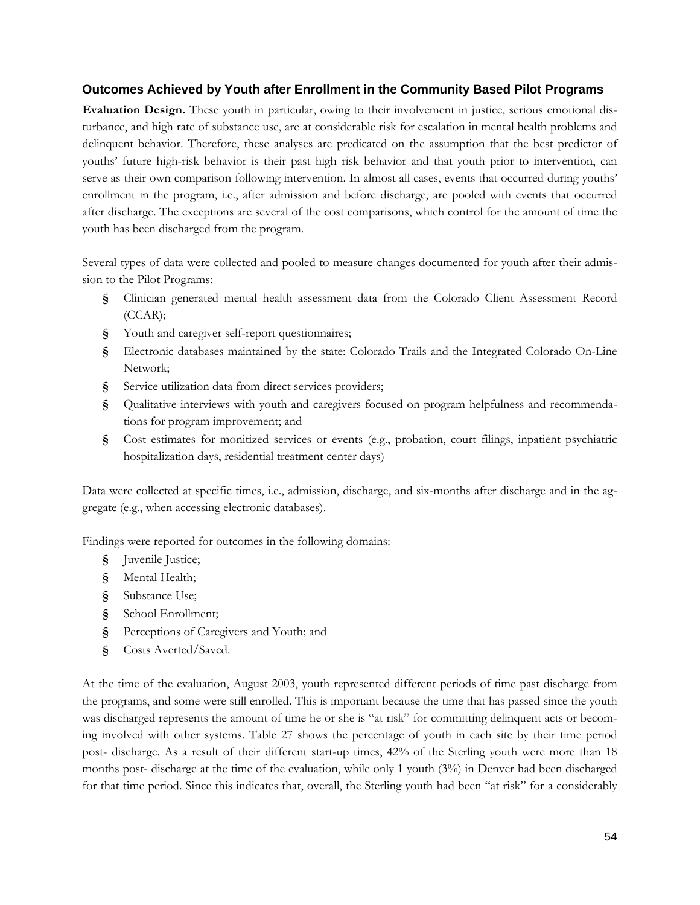### Outcomes Achieved by Youth after Enrollment in the Community Based Pilot Programs

**Evaluation Design.** These youth in particular, owing to their involvement in justice, serious emotional disturbance, and high rate of substance use, are at considerable risk for escalation in mental health problems and delinquent behavior. Therefore, these analyses are predicated on the assumption that the best predictor of youths' future high-risk behavior is their past high risk behavior and that youth prior to intervention, can serve as their own comparison following intervention. In almost all cases, events that occurred during youths' enrollment in the program, i.e., after admission and before discharge, are pooled with events that occurred after discharge. The exceptions are several of the cost comparisons, which control for the amount of time the youth has been discharged from the program.

Several types of data were collected and pooled to measure changes documented for youth after their admission to the Pilot Programs:

- Clinician generated mental health assessment data from the Colorado Client Assessment Record (CCAR);
- Youth and caregiver self-report questionnaires;
- Electronic databases maintained by the state: Colorado Trails and the Integrated Colorado On-Line Network;
- Service utilization data from direct services providers;
- Qualitative interviews with youth and caregivers focused on program helpfulness and recommendations for program improvement; and
- Cost estimates for monitized services or events (e.g., probation, court filings, inpatient psychiatric hospitalization days, residential treatment center days)

Data were collected at specific times, i.e., admission, discharge, and six-months after discharge and in the aggregate (e.g., when accessing electronic databases).

Findings were reported for outcomes in the following domains:

- Juvenile Justice;
- Mental Health;
- Substance Use;
- School Enrollment;
- Perceptions of Caregivers and Youth; and
- Costs Averted/Saved.

At the time of the evaluation, August 2003, youth represented different periods of time past discharge from the programs, and some were still enrolled. This is important because the time that has passed since the youth was discharged represents the amount of time he or she is "at risk" for committing delinquent acts or becoming involved with other systems. Table 27 shows the percentage of youth in each site by their time period post- discharge. As a result of their different start-up times, 42% of the Sterling youth were more than 18 months post- discharge at the time of the evaluation, while only 1 youth (3%) in Denver had been discharged for that time period. Since this indicates that, overall, the Sterling youth had been "at risk" for a considerably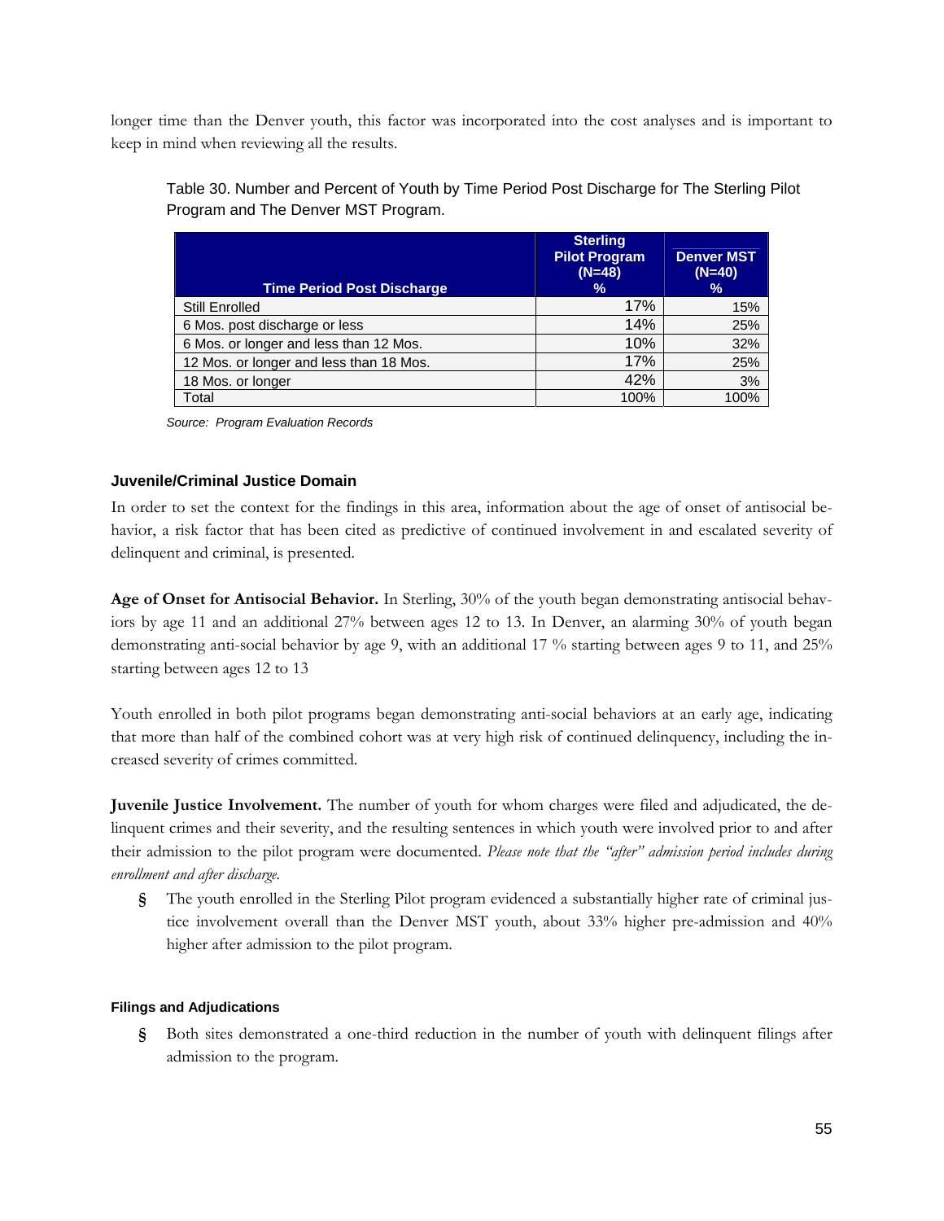longer time than the Denver youth, this factor was incorporated into the cost analyses and is important to keep in mind when reviewing all the results.

Table 30. Number and Percent of Youth by Time Period Post Discharge for The Sterling Pilot Program and The Denver MST Program.

| Time Period Post Discharge | Sterling Pilot Program (N=48) % | Denver MST (N=40) % |
|---|---|---|
| Still Enrolled | 17% | 15% |
| 6 Mos. post discharge or less | 14% | 25% |
| 6 Mos. or longer and less than 12 Mos. | 10% | 32% |
| 12 Mos. or longer and less than 18 Mos. | 17% | 25% |
| 18 Mos. or longer | 42% | 3% |
| Total | 100% | 100% |

*Source: Program Evaluation Records*

### Juvenile/Criminal Justice Domain

In order to set the context for the findings in this area, information about the age of onset of antisocial behavior, a risk factor that has been cited as predictive of continued involvement in and escalated severity of delinquent and criminal, is presented.

**Age of Onset for Antisocial Behavior.** In Sterling, 30% of the youth began demonstrating antisocial behaviors by age 11 and an additional 27% between ages 12 to 13. In Denver, an alarming 30% of youth began demonstrating anti-social behavior by age 9, with an additional 17 % starting between ages 9 to 11, and 25% starting between ages 12 to 13

Youth enrolled in both pilot programs began demonstrating anti-social behaviors at an early age, indicating that more than half of the combined cohort was at very high risk of continued delinquency, including the increased severity of crimes committed.

**Juvenile Justice Involvement.** The number of youth for whom charges were filed and adjudicated, the delinquent crimes and their severity, and the resulting sentences in which youth were involved prior to and after their admission to the pilot program were documented. *Please note that the "after" admission period includes during enrollment and after discharge.*

- The youth enrolled in the Sterling Pilot program evidenced a substantially higher rate of criminal justice involvement overall than the Denver MST youth, about 33% higher pre-admission and 40% higher after admission to the pilot program.

#### Filings and Adjudications

- Both sites demonstrated a one-third reduction in the number of youth with delinquent filings after admission to the program.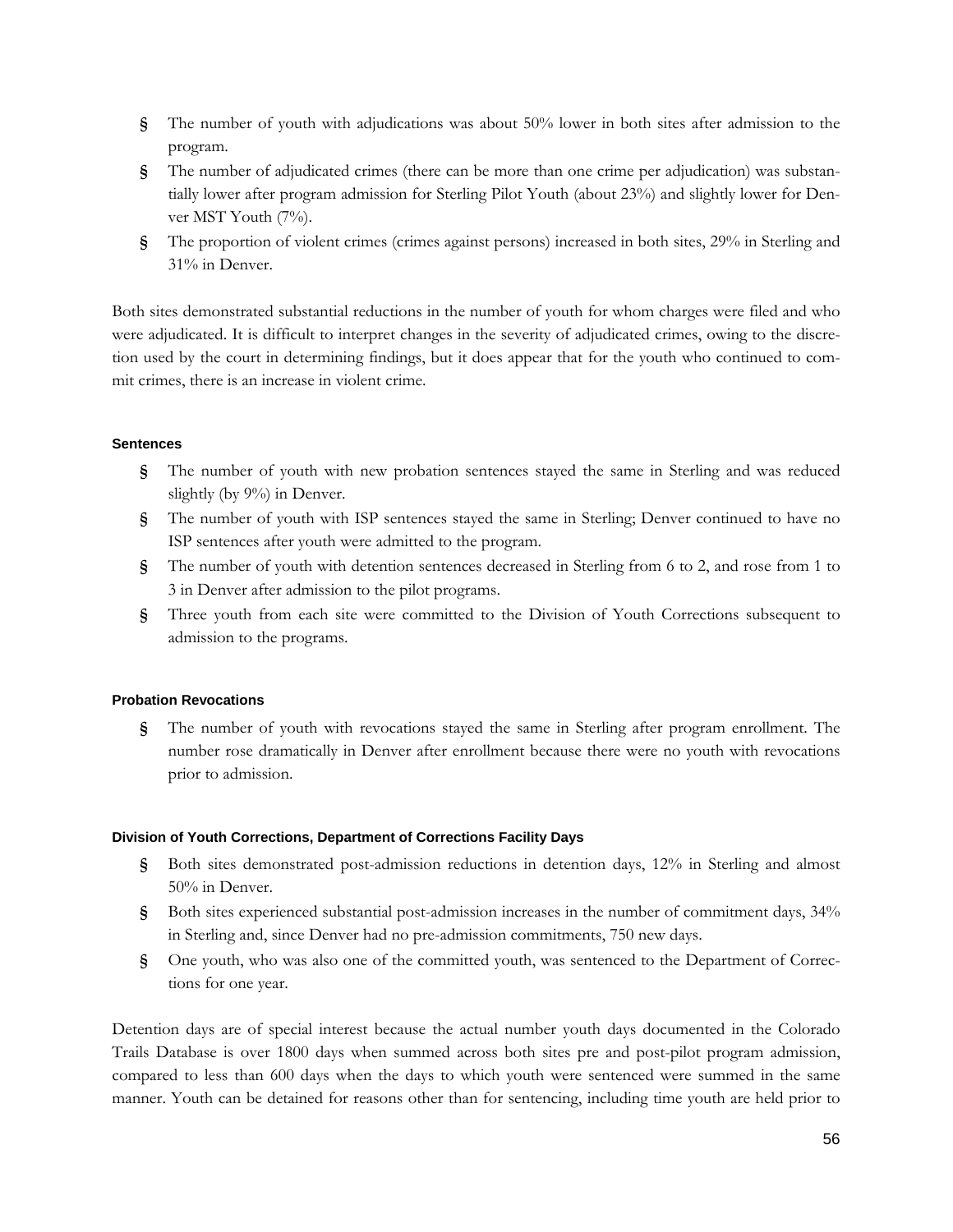- The number of youth with adjudications was about 50% lower in both sites after admission to the program.
- The number of adjudicated crimes (there can be more than one crime per adjudication) was substantially lower after program admission for Sterling Pilot Youth (about 23%) and slightly lower for Denver MST Youth (7%).
- The proportion of violent crimes (crimes against persons) increased in both sites, 29% in Sterling and 31% in Denver.

Both sites demonstrated substantial reductions in the number of youth for whom charges were filed and who were adjudicated. It is difficult to interpret changes in the severity of adjudicated crimes, owing to the discretion used by the court in determining findings, but it does appear that for the youth who continued to commit crimes, there is an increase in violent crime.

#### Sentences

- The number of youth with new probation sentences stayed the same in Sterling and was reduced slightly (by 9%) in Denver.
- The number of youth with ISP sentences stayed the same in Sterling; Denver continued to have no ISP sentences after youth were admitted to the program.
- The number of youth with detention sentences decreased in Sterling from 6 to 2, and rose from 1 to 3 in Denver after admission to the pilot programs.
- Three youth from each site were committed to the Division of Youth Corrections subsequent to admission to the programs.

#### Probation Revocations

- The number of youth with revocations stayed the same in Sterling after program enrollment. The number rose dramatically in Denver after enrollment because there were no youth with revocations prior to admission.

#### Division of Youth Corrections, Department of Corrections Facility Days

- Both sites demonstrated post-admission reductions in detention days, 12% in Sterling and almost 50% in Denver.
- Both sites experienced substantial post-admission increases in the number of commitment days, 34% in Sterling and, since Denver had no pre-admission commitments, 750 new days.
- One youth, who was also one of the committed youth, was sentenced to the Department of Corrections for one year.

Detention days are of special interest because the actual number youth days documented in the Colorado Trails Database is over 1800 days when summed across both sites pre and post-pilot program admission, compared to less than 600 days when the days to which youth were sentenced were summed in the same manner. Youth can be detained for reasons other than for sentencing, including time youth are held prior to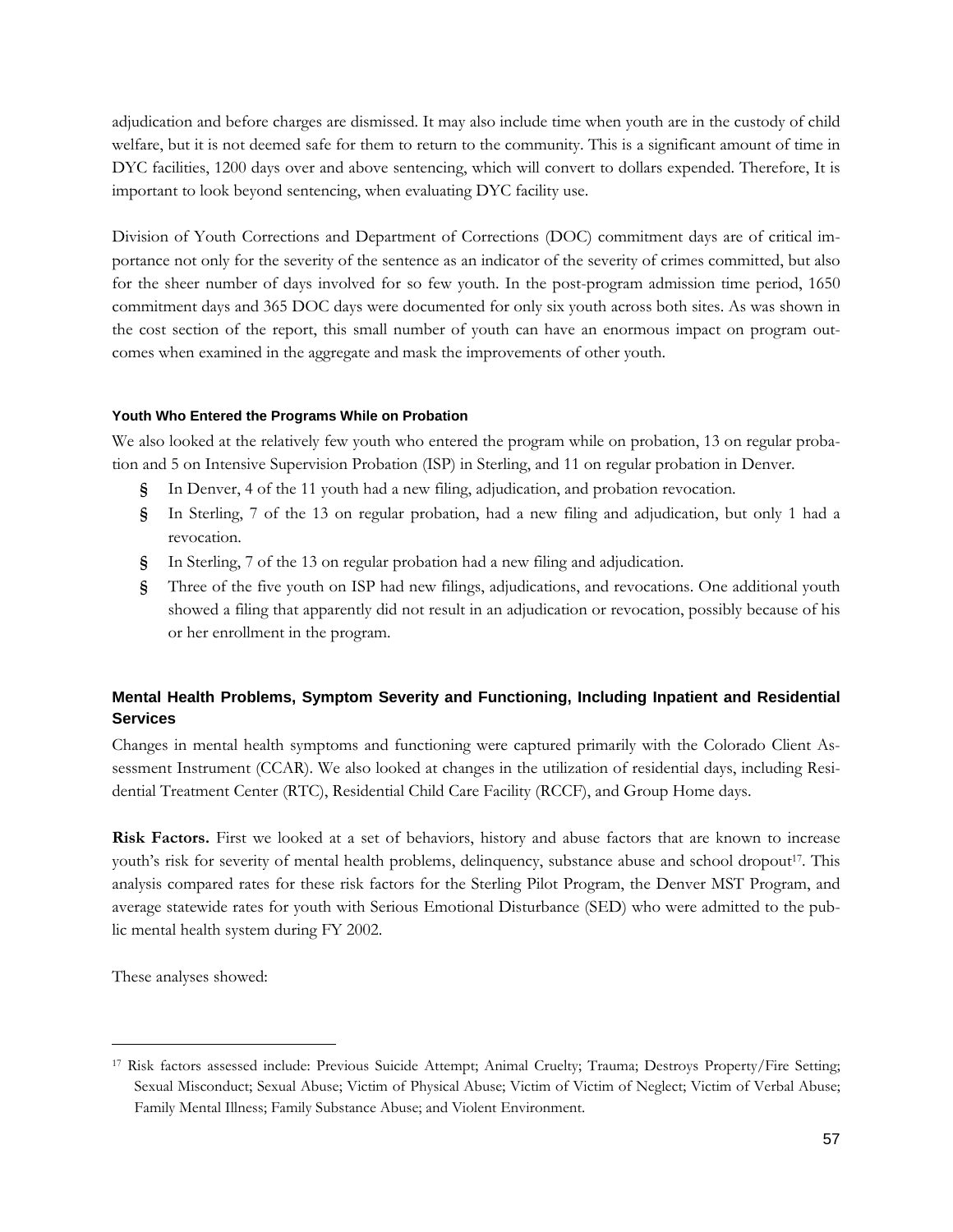adjudication and before charges are dismissed. It may also include time when youth are in the custody of child welfare, but it is not deemed safe for them to return to the community. This is a significant amount of time in DYC facilities, 1200 days over and above sentencing, which will convert to dollars expended. Therefore, It is important to look beyond sentencing, when evaluating DYC facility use.

Division of Youth Corrections and Department of Corrections (DOC) commitment days are of critical importance not only for the severity of the sentence as an indicator of the severity of crimes committed, but also for the sheer number of days involved for so few youth. In the post-program admission time period, 1650 commitment days and 365 DOC days were documented for only six youth across both sites. As was shown in the cost section of the report, this small number of youth can have an enormous impact on program outcomes when examined in the aggregate and mask the improvements of other youth.

#### Youth Who Entered the Programs While on Probation

We also looked at the relatively few youth who entered the program while on probation, 13 on regular probation and 5 on Intensive Supervision Probation (ISP) in Sterling, and 11 on regular probation in Denver.

- In Denver, 4 of the 11 youth had a new filing, adjudication, and probation revocation.
- In Sterling, 7 of the 13 on regular probation, had a new filing and adjudication, but only 1 had a revocation.
- In Sterling, 7 of the 13 on regular probation had a new filing and adjudication.
- Three of the five youth on ISP had new filings, adjudications, and revocations. One additional youth showed a filing that apparently did not result in an adjudication or revocation, possibly because of his or her enrollment in the program.

### Mental Health Problems, Symptom Severity and Functioning, Including Inpatient and Residential Services

Changes in mental health symptoms and functioning were captured primarily with the Colorado Client Assessment Instrument (CCAR). We also looked at changes in the utilization of residential days, including Residential Treatment Center (RTC), Residential Child Care Facility (RCCF), and Group Home days.

**Risk Factors.** First we looked at a set of behaviors, history and abuse factors that are known to increase youth's risk for severity of mental health problems, delinquency, substance abuse and school dropout[17]. This analysis compared rates for these risk factors for the Sterling Pilot Program, the Denver MST Program, and average statewide rates for youth with Serious Emotional Disturbance (SED) who were admitted to the public mental health system during FY 2002.

These analyses showed:

---

[17] Risk factors assessed include: Previous Suicide Attempt; Animal Cruelty; Trauma; Destroys Property/Fire Setting; Sexual Misconduct; Sexual Abuse; Victim of Physical Abuse; Victim of Victim of Neglect; Victim of Verbal Abuse; Family Mental Illness; Family Substance Abuse; and Violent Environment.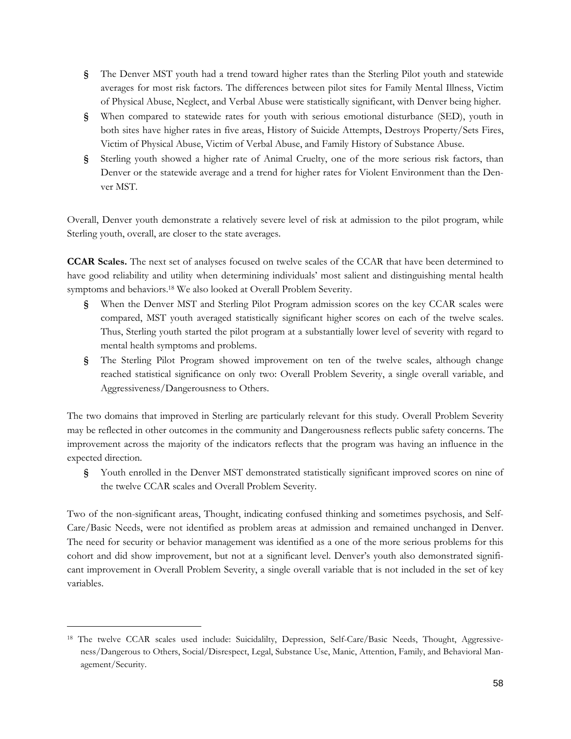- The Denver MST youth had a trend toward higher rates than the Sterling Pilot youth and statewide averages for most risk factors. The differences between pilot sites for Family Mental Illness, Victim of Physical Abuse, Neglect, and Verbal Abuse were statistically significant, with Denver being higher.
- When compared to statewide rates for youth with serious emotional disturbance (SED), youth in both sites have higher rates in five areas, History of Suicide Attempts, Destroys Property/Sets Fires, Victim of Physical Abuse, Victim of Verbal Abuse, and Family History of Substance Abuse.
- Sterling youth showed a higher rate of Animal Cruelty, one of the more serious risk factors, than Denver or the statewide average and a trend for higher rates for Violent Environment than the Denver MST.

Overall, Denver youth demonstrate a relatively severe level of risk at admission to the pilot program, while Sterling youth, overall, are closer to the state averages.

**CCAR Scales.** The next set of analyses focused on twelve scales of the CCAR that have been determined to have good reliability and utility when determining individuals' most salient and distinguishing mental health symptoms and behaviors.[18] We also looked at Overall Problem Severity.

- When the Denver MST and Sterling Pilot Program admission scores on the key CCAR scales were compared, MST youth averaged statistically significant higher scores on each of the twelve scales. Thus, Sterling youth started the pilot program at a substantially lower level of severity with regard to mental health symptoms and problems.
- The Sterling Pilot Program showed improvement on ten of the twelve scales, although change reached statistical significance on only two: Overall Problem Severity, a single overall variable, and Aggressiveness/Dangerousness to Others.

The two domains that improved in Sterling are particularly relevant for this study. Overall Problem Severity may be reflected in other outcomes in the community and Dangerousness reflects public safety concerns. The improvement across the majority of the indicators reflects that the program was having an influence in the expected direction.

- Youth enrolled in the Denver MST demonstrated statistically significant improved scores on nine of the twelve CCAR scales and Overall Problem Severity.

Two of the non-significant areas, Thought, indicating confused thinking and sometimes psychosis, and Self-Care/Basic Needs, were not identified as problem areas at admission and remained unchanged in Denver. The need for security or behavior management was identified as a one of the more serious problems for this cohort and did show improvement, but not at a significant level. Denver's youth also demonstrated significant improvement in Overall Problem Severity, a single overall variable that is not included in the set of key variables.

[18] The twelve CCAR scales used include: Suicidalilty, Depression, Self-Care/Basic Needs, Thought, Aggressiveness/Dangerous to Others, Social/Disrespect, Legal, Substance Use, Manic, Attention, Family, and Behavioral Management/Security.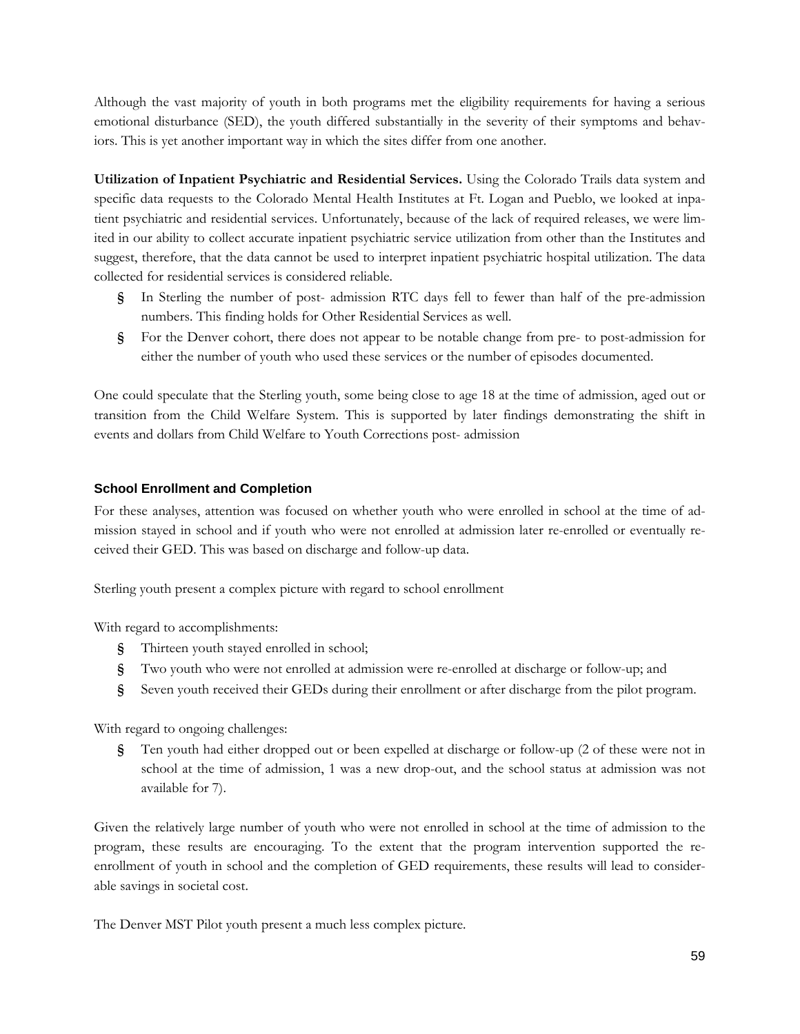Although the vast majority of youth in both programs met the eligibility requirements for having a serious emotional disturbance (SED), the youth differed substantially in the severity of their symptoms and behaviors. This is yet another important way in which the sites differ from one another.

**Utilization of Inpatient Psychiatric and Residential Services.** Using the Colorado Trails data system and specific data requests to the Colorado Mental Health Institutes at Ft. Logan and Pueblo, we looked at inpatient psychiatric and residential services. Unfortunately, because of the lack of required releases, we were limited in our ability to collect accurate inpatient psychiatric service utilization from other than the Institutes and suggest, therefore, that the data cannot be used to interpret inpatient psychiatric hospital utilization. The data collected for residential services is considered reliable.

- In Sterling the number of post- admission RTC days fell to fewer than half of the pre-admission numbers. This finding holds for Other Residential Services as well.
- For the Denver cohort, there does not appear to be notable change from pre- to post-admission for either the number of youth who used these services or the number of episodes documented.

One could speculate that the Sterling youth, some being close to age 18 at the time of admission, aged out or transition from the Child Welfare System. This is supported by later findings demonstrating the shift in events and dollars from Child Welfare to Youth Corrections post- admission

### School Enrollment and Completion

For these analyses, attention was focused on whether youth who were enrolled in school at the time of admission stayed in school and if youth who were not enrolled at admission later re-enrolled or eventually received their GED. This was based on discharge and follow-up data.

Sterling youth present a complex picture with regard to school enrollment

With regard to accomplishments:

- Thirteen youth stayed enrolled in school;
- Two youth who were not enrolled at admission were re-enrolled at discharge or follow-up; and
- Seven youth received their GEDs during their enrollment or after discharge from the pilot program.

With regard to ongoing challenges:

- Ten youth had either dropped out or been expelled at discharge or follow-up (2 of these were not in school at the time of admission, 1 was a new drop-out, and the school status at admission was not available for 7).

Given the relatively large number of youth who were not enrolled in school at the time of admission to the program, these results are encouraging. To the extent that the program intervention supported the re-enrollment of youth in school and the completion of GED requirements, these results will lead to considerable savings in societal cost.

The Denver MST Pilot youth present a much less complex picture.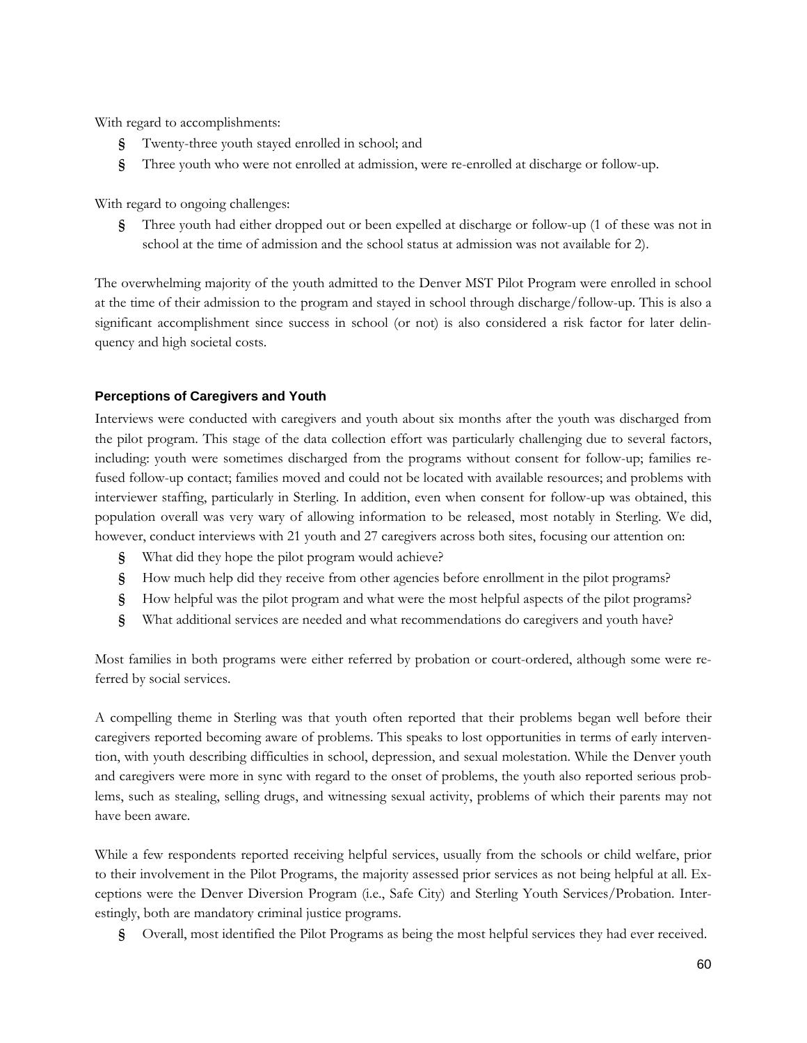With regard to accomplishments:

- Twenty-three youth stayed enrolled in school; and
- Three youth who were not enrolled at admission, were re-enrolled at discharge or follow-up.

With regard to ongoing challenges:

- Three youth had either dropped out or been expelled at discharge or follow-up (1 of these was not in school at the time of admission and the school status at admission was not available for 2).

The overwhelming majority of the youth admitted to the Denver MST Pilot Program were enrolled in school at the time of their admission to the program and stayed in school through discharge/follow-up. This is also a significant accomplishment since success in school (or not) is also considered a risk factor for later delinquency and high societal costs.

### Perceptions of Caregivers and Youth

Interviews were conducted with caregivers and youth about six months after the youth was discharged from the pilot program. This stage of the data collection effort was particularly challenging due to several factors, including: youth were sometimes discharged from the programs without consent for follow-up; families refused follow-up contact; families moved and could not be located with available resources; and problems with interviewer staffing, particularly in Sterling. In addition, even when consent for follow-up was obtained, this population overall was very wary of allowing information to be released, most notably in Sterling. We did, however, conduct interviews with 21 youth and 27 caregivers across both sites, focusing our attention on:

- What did they hope the pilot program would achieve?
- How much help did they receive from other agencies before enrollment in the pilot programs?
- How helpful was the pilot program and what were the most helpful aspects of the pilot programs?
- What additional services are needed and what recommendations do caregivers and youth have?

Most families in both programs were either referred by probation or court-ordered, although some were referred by social services.

A compelling theme in Sterling was that youth often reported that their problems began well before their caregivers reported becoming aware of problems. This speaks to lost opportunities in terms of early intervention, with youth describing difficulties in school, depression, and sexual molestation. While the Denver youth and caregivers were more in sync with regard to the onset of problems, the youth also reported serious problems, such as stealing, selling drugs, and witnessing sexual activity, problems of which their parents may not have been aware.

While a few respondents reported receiving helpful services, usually from the schools or child welfare, prior to their involvement in the Pilot Programs, the majority assessed prior services as not being helpful at all. Exceptions were the Denver Diversion Program (i.e., Safe City) and Sterling Youth Services/Probation. Interestingly, both are mandatory criminal justice programs.

- Overall, most identified the Pilot Programs as being the most helpful services they had ever received.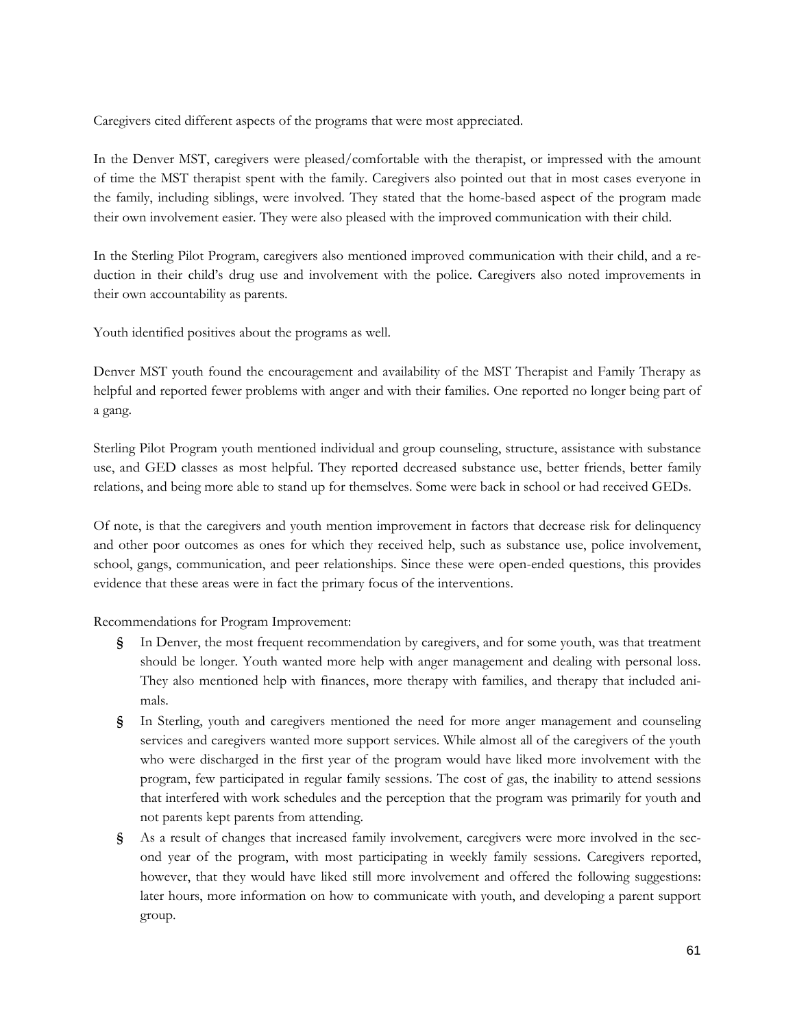Caregivers cited different aspects of the programs that were most appreciated.

In the Denver MST, caregivers were pleased/comfortable with the therapist, or impressed with the amount of time the MST therapist spent with the family. Caregivers also pointed out that in most cases everyone in the family, including siblings, were involved. They stated that the home-based aspect of the program made their own involvement easier. They were also pleased with the improved communication with their child.

In the Sterling Pilot Program, caregivers also mentioned improved communication with their child, and a reduction in their child's drug use and involvement with the police. Caregivers also noted improvements in their own accountability as parents.

Youth identified positives about the programs as well.

Denver MST youth found the encouragement and availability of the MST Therapist and Family Therapy as helpful and reported fewer problems with anger and with their families. One reported no longer being part of a gang.

Sterling Pilot Program youth mentioned individual and group counseling, structure, assistance with substance use, and GED classes as most helpful. They reported decreased substance use, better friends, better family relations, and being more able to stand up for themselves. Some were back in school or had received GEDs.

Of note, is that the caregivers and youth mention improvement in factors that decrease risk for delinquency and other poor outcomes as ones for which they received help, such as substance use, police involvement, school, gangs, communication, and peer relationships. Since these were open-ended questions, this provides evidence that these areas were in fact the primary focus of the interventions.

Recommendations for Program Improvement:

- In Denver, the most frequent recommendation by caregivers, and for some youth, was that treatment should be longer. Youth wanted more help with anger management and dealing with personal loss. They also mentioned help with finances, more therapy with families, and therapy that included animals.
- In Sterling, youth and caregivers mentioned the need for more anger management and counseling services and caregivers wanted more support services. While almost all of the caregivers of the youth who were discharged in the first year of the program would have liked more involvement with the program, few participated in regular family sessions. The cost of gas, the inability to attend sessions that interfered with work schedules and the perception that the program was primarily for youth and not parents kept parents from attending.
- As a result of changes that increased family involvement, caregivers were more involved in the second year of the program, with most participating in weekly family sessions. Caregivers reported, however, that they would have liked still more involvement and offered the following suggestions: later hours, more information on how to communicate with youth, and developing a parent support group.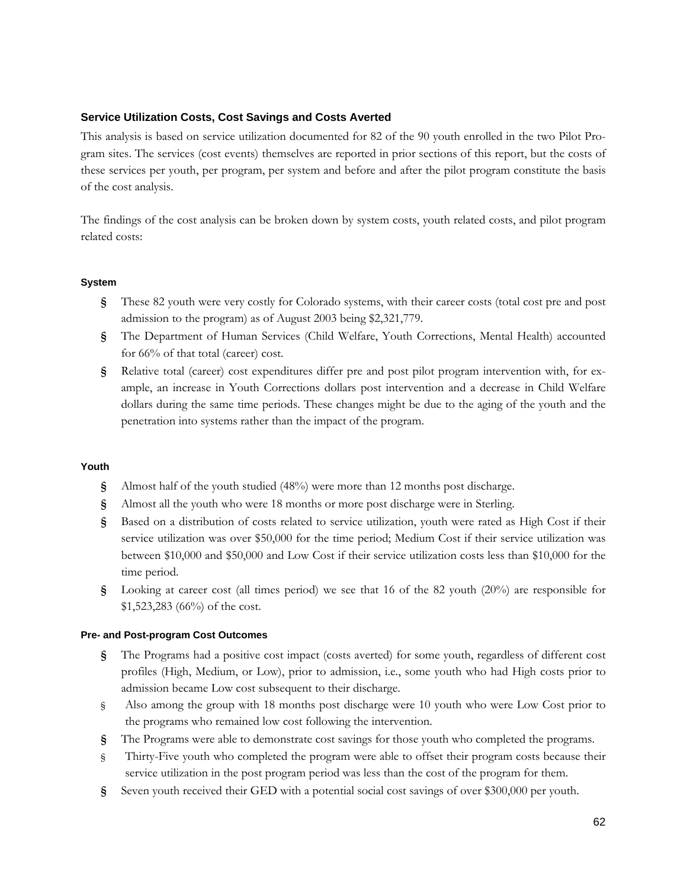### Service Utilization Costs, Cost Savings and Costs Averted

This analysis is based on service utilization documented for 82 of the 90 youth enrolled in the two Pilot Program sites. The services (cost events) themselves are reported in prior sections of this report, but the costs of these services per youth, per program, per system and before and after the pilot program constitute the basis of the cost analysis.

The findings of the cost analysis can be broken down by system costs, youth related costs, and pilot program related costs:

#### System

- These 82 youth were very costly for Colorado systems, with their career costs (total cost pre and post admission to the program) as of August 2003 being $2,321,779.
- The Department of Human Services (Child Welfare, Youth Corrections, Mental Health) accounted for 66% of that total (career) cost.
- Relative total (career) cost expenditures differ pre and post pilot program intervention with, for example, an increase in Youth Corrections dollars post intervention and a decrease in Child Welfare dollars during the same time periods. These changes might be due to the aging of the youth and the penetration into systems rather than the impact of the program.

#### Youth

- Almost half of the youth studied (48%) were more than 12 months post discharge.
- Almost all the youth who were 18 months or more post discharge were in Sterling.
- Based on a distribution of costs related to service utilization, youth were rated as High Cost if their service utilization was over $50,000 for the time period; Medium Cost if their service utilization was between $10,000 and $50,000 and Low Cost if their service utilization costs less than $10,000 for the time period.
- Looking at career cost (all times period) we see that 16 of the 82 youth (20%) are responsible for $1,523,283 (66%) of the cost.

#### Pre- and Post-program Cost Outcomes

- The Programs had a positive cost impact (costs averted) for some youth, regardless of different cost profiles (High, Medium, or Low), prior to admission, i.e., some youth who had High costs prior to admission became Low cost subsequent to their discharge.
- Also among the group with 18 months post discharge were 10 youth who were Low Cost prior to the programs who remained low cost following the intervention.
- The Programs were able to demonstrate cost savings for those youth who completed the programs.
- Thirty-Five youth who completed the program were able to offset their program costs because their service utilization in the post program period was less than the cost of the program for them.
- Seven youth received their GED with a potential social cost savings of over $300,000 per youth.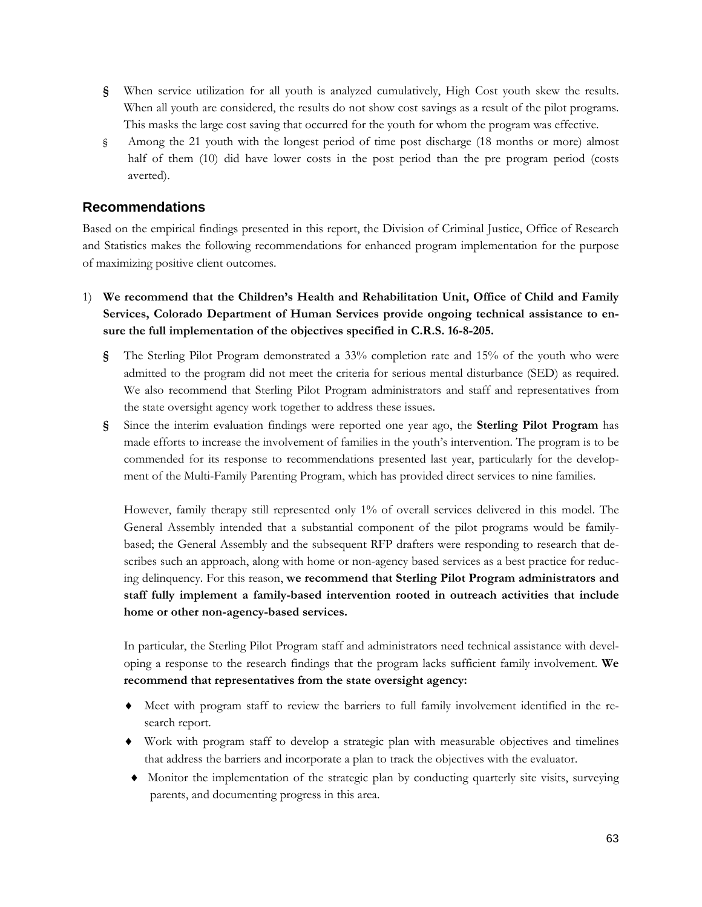- When service utilization for all youth is analyzed cumulatively, High Cost youth skew the results. When all youth are considered, the results do not show cost savings as a result of the pilot programs. This masks the large cost saving that occurred for the youth for whom the program was effective.
- Among the 21 youth with the longest period of time post discharge (18 months or more) almost half of them (10) did have lower costs in the post period than the pre program period (costs averted).

## Recommendations

Based on the empirical findings presented in this report, the Division of Criminal Justice, Office of Research and Statistics makes the following recommendations for enhanced program implementation for the purpose of maximizing positive client outcomes.

1) **We recommend that the Children's Health and Rehabilitation Unit, Office of Child and Family Services, Colorado Department of Human Services provide ongoing technical assistance to ensure the full implementation of the objectives specified in C.R.S. 16-8-205.**

   - The Sterling Pilot Program demonstrated a 33% completion rate and 15% of the youth who were admitted to the program did not meet the criteria for serious mental disturbance (SED) as required. We also recommend that Sterling Pilot Program administrators and staff and representatives from the state oversight agency work together to address these issues.
   - Since the interim evaluation findings were reported one year ago, the **Sterling Pilot Program** has made efforts to increase the involvement of families in the youth's intervention. The program is to be commended for its response to recommendations presented last year, particularly for the development of the Multi-Family Parenting Program, which has provided direct services to nine families.

     However, family therapy still represented only 1% of overall services delivered in this model. The General Assembly intended that a substantial component of the pilot programs would be family-based; the General Assembly and the subsequent RFP drafters were responding to research that describes such an approach, along with home or non-agency based services as a best practice for reducing delinquency. For this reason, **we recommend that Sterling Pilot Program administrators and staff fully implement a family-based intervention rooted in outreach activities that include home or other non-agency-based services.**

     In particular, the Sterling Pilot Program staff and administrators need technical assistance with developing a response to the research findings that the program lacks sufficient family involvement. **We recommend that representatives from the state oversight agency:**

     - Meet with program staff to review the barriers to full family involvement identified in the research report.
     - Work with program staff to develop a strategic plan with measurable objectives and timelines that address the barriers and incorporate a plan to track the objectives with the evaluator.
     - Monitor the implementation of the strategic plan by conducting quarterly site visits, surveying parents, and documenting progress in this area.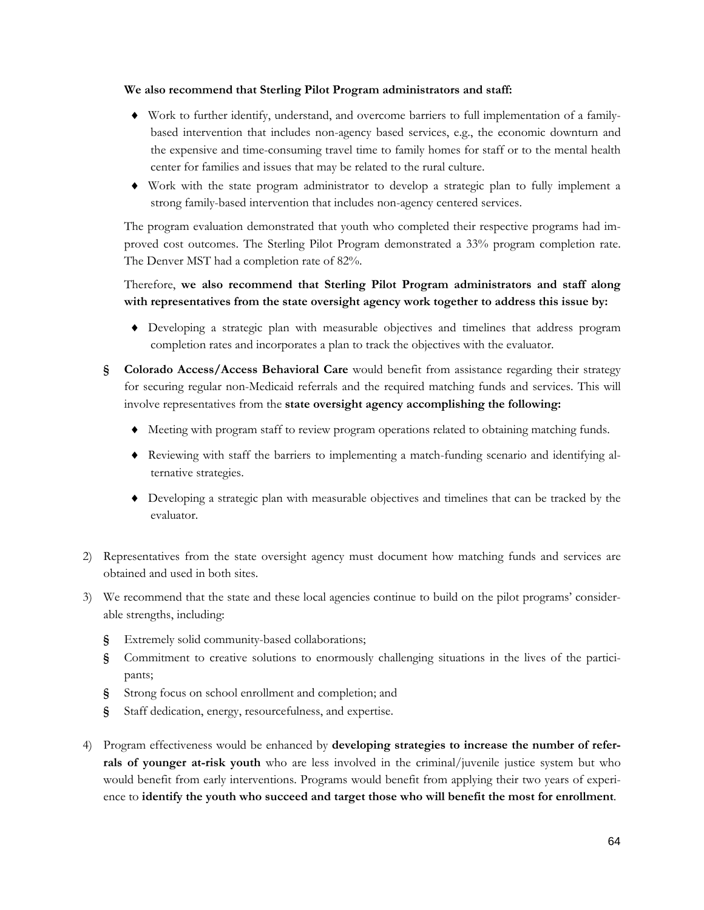**We also recommend that Sterling Pilot Program administrators and staff:**

- ♦ Work to further identify, understand, and overcome barriers to full implementation of a family-based intervention that includes non-agency based services, e.g., the economic downturn and the expensive and time-consuming travel time to family homes for staff or to the mental health center for families and issues that may be related to the rural culture.
- ♦ Work with the state program administrator to develop a strategic plan to fully implement a strong family-based intervention that includes non-agency centered services.

The program evaluation demonstrated that youth who completed their respective programs had improved cost outcomes. The Sterling Pilot Program demonstrated a 33% program completion rate. The Denver MST had a completion rate of 82%.

Therefore, **we also recommend that Sterling Pilot Program administrators and staff along with representatives from the state oversight agency work together to address this issue by:**

- ♦ Developing a strategic plan with measurable objectives and timelines that address program completion rates and incorporates a plan to track the objectives with the evaluator.

§ **Colorado Access/Access Behavioral Care** would benefit from assistance regarding their strategy for securing regular non-Medicaid referrals and the required matching funds and services. This will involve representatives from the **state oversight agency accomplishing the following:**

- ♦ Meeting with program staff to review program operations related to obtaining matching funds.
- ♦ Reviewing with staff the barriers to implementing a match-funding scenario and identifying alternative strategies.
- ♦ Developing a strategic plan with measurable objectives and timelines that can be tracked by the evaluator.

2) Representatives from the state oversight agency must document how matching funds and services are obtained and used in both sites.

3) We recommend that the state and these local agencies continue to build on the pilot programs' considerable strengths, including:

   § Extremely solid community-based collaborations;

   § Commitment to creative solutions to enormously challenging situations in the lives of the participants;

   § Strong focus on school enrollment and completion; and

   § Staff dedication, energy, resourcefulness, and expertise.

4) Program effectiveness would be enhanced by **developing strategies to increase the number of referrals of younger at-risk youth** who are less involved in the criminal/juvenile justice system but who would benefit from early interventions. Programs would benefit from applying their two years of experience to **identify the youth who succeed and target those who will benefit the most for enrollment**.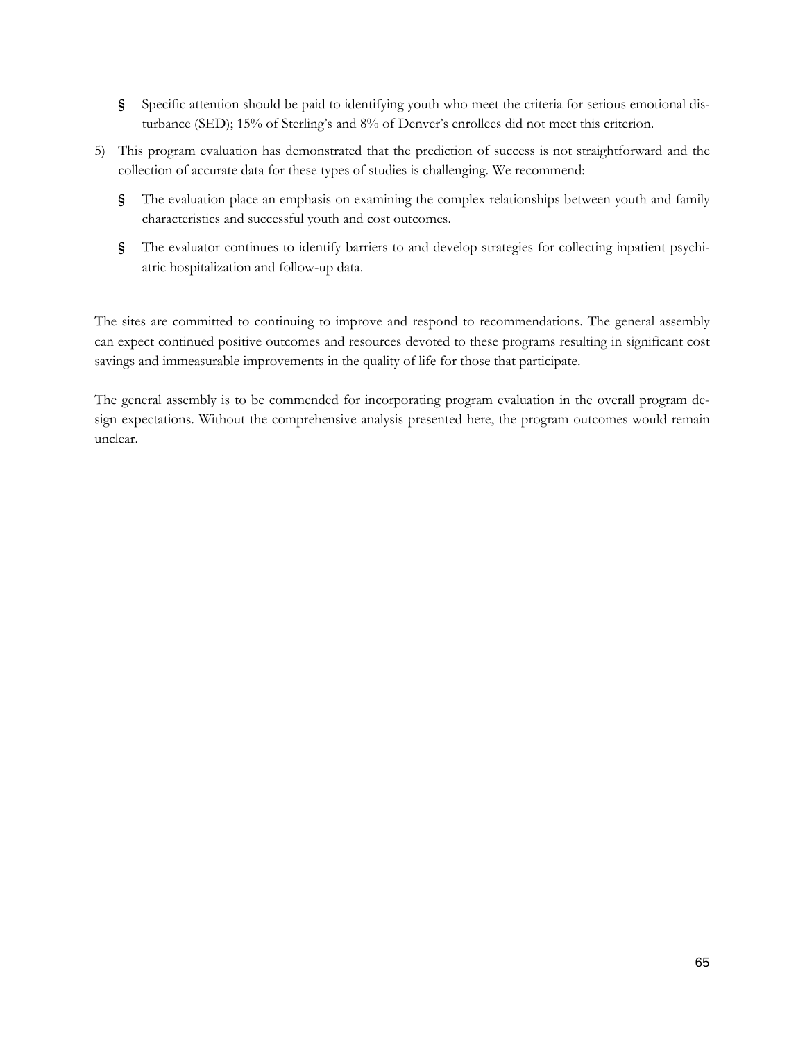- Specific attention should be paid to identifying youth who meet the criteria for serious emotional disturbance (SED); 15% of Sterling's and 8% of Denver's enrollees did not meet this criterion.

5) This program evaluation has demonstrated that the prediction of success is not straightforward and the collection of accurate data for these types of studies is challenging. We recommend:

   - The evaluation place an emphasis on examining the complex relationships between youth and family characteristics and successful youth and cost outcomes.

   - The evaluator continues to identify barriers to and develop strategies for collecting inpatient psychiatric hospitalization and follow-up data.

The sites are committed to continuing to improve and respond to recommendations. The general assembly can expect continued positive outcomes and resources devoted to these programs resulting in significant cost savings and immeasurable improvements in the quality of life for those that participate.

The general assembly is to be commended for incorporating program evaluation in the overall program design expectations. Without the comprehensive analysis presented here, the program outcomes would remain unclear.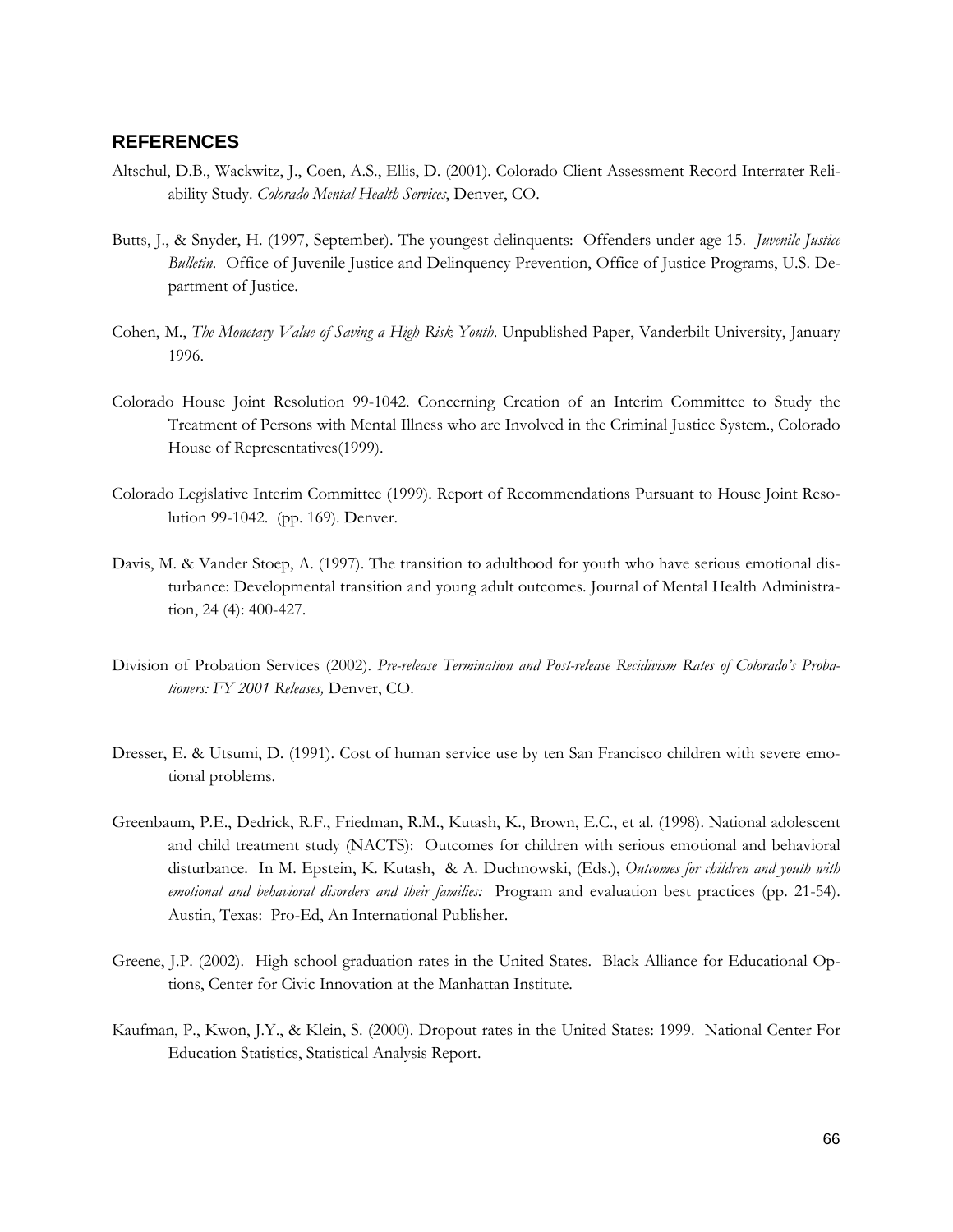## REFERENCES

Altschul, D.B., Wackwitz, J., Coen, A.S., Ellis, D. (2001). Colorado Client Assessment Record Interrater Reliability Study. *Colorado Mental Health Services*, Denver, CO.

Butts, J., & Snyder, H. (1997, September). The youngest delinquents: Offenders under age 15. *Juvenile Justice Bulletin*. Office of Juvenile Justice and Delinquency Prevention, Office of Justice Programs, U.S. Department of Justice.

Cohen, M., *The Monetary Value of Saving a High Risk Youth*. Unpublished Paper, Vanderbilt University, January 1996.

Colorado House Joint Resolution 99-1042. Concerning Creation of an Interim Committee to Study the Treatment of Persons with Mental Illness who are Involved in the Criminal Justice System., Colorado House of Representatives(1999).

Colorado Legislative Interim Committee (1999). Report of Recommendations Pursuant to House Joint Resolution 99-1042. (pp. 169). Denver.

Davis, M. & Vander Stoep, A. (1997). The transition to adulthood for youth who have serious emotional disturbance: Developmental transition and young adult outcomes. Journal of Mental Health Administration, 24 (4): 400-427.

Division of Probation Services (2002). *Pre-release Termination and Post-release Recidivism Rates of Colorado's Probationers: FY 2001 Releases,* Denver, CO.

Dresser, E. & Utsumi, D. (1991). Cost of human service use by ten San Francisco children with severe emotional problems.

Greenbaum, P.E., Dedrick, R.F., Friedman, R.M., Kutash, K., Brown, E.C., et al. (1998). National adolescent and child treatment study (NACTS): Outcomes for children with serious emotional and behavioral disturbance. In M. Epstein, K. Kutash, & A. Duchnowski, (Eds.), *Outcomes for children and youth with emotional and behavioral disorders and their families:* Program and evaluation best practices (pp. 21-54). Austin, Texas: Pro-Ed, An International Publisher.

Greene, J.P. (2002). High school graduation rates in the United States. Black Alliance for Educational Options, Center for Civic Innovation at the Manhattan Institute.

Kaufman, P., Kwon, J.Y., & Klein, S. (2000). Dropout rates in the United States: 1999. National Center For Education Statistics, Statistical Analysis Report.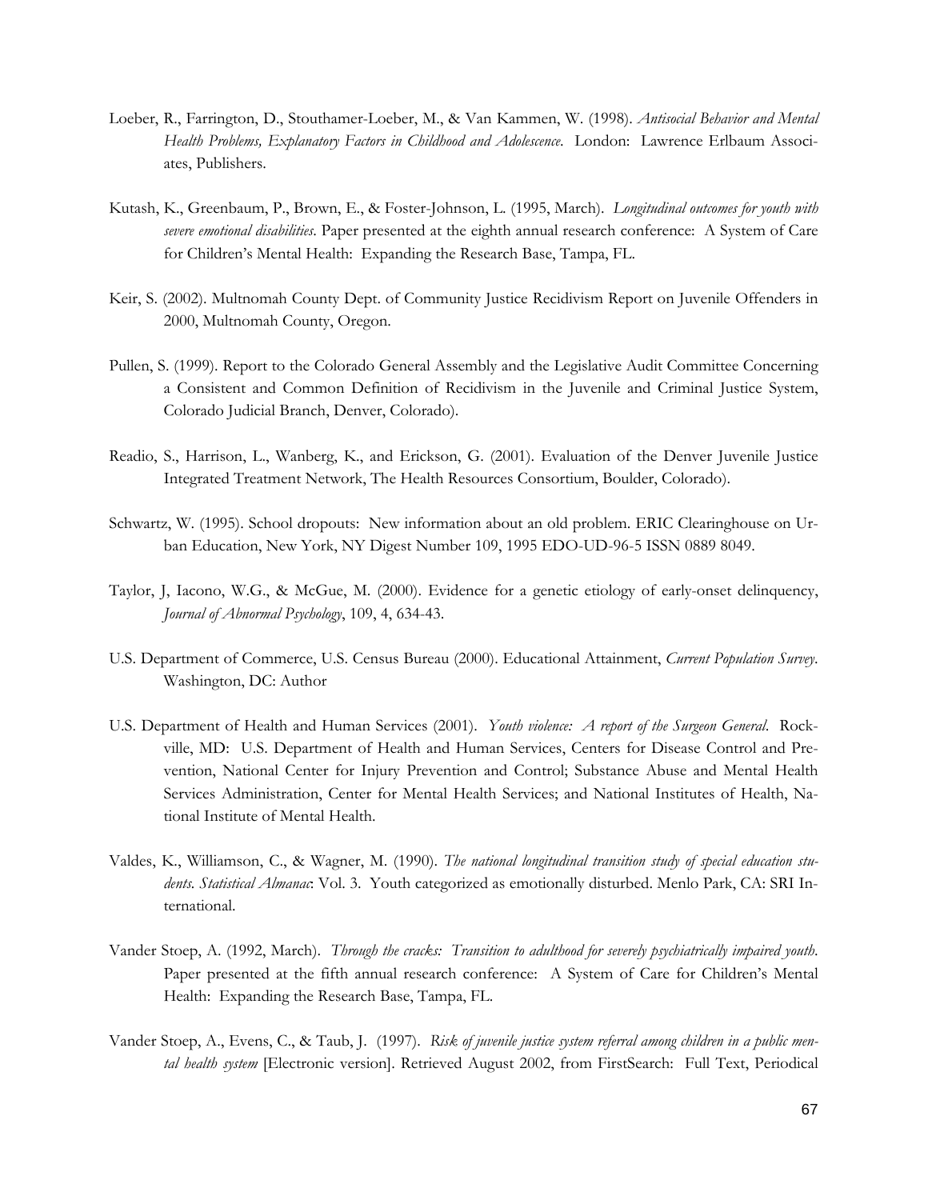Loeber, R., Farrington, D., Stouthamer-Loeber, M., & Van Kammen, W. (1998). *Antisocial Behavior and Mental Health Problems, Explanatory Factors in Childhood and Adolescence*. London: Lawrence Erlbaum Associates, Publishers.

Kutash, K., Greenbaum, P., Brown, E., & Foster-Johnson, L. (1995, March). *Longitudinal outcomes for youth with severe emotional disabilities*. Paper presented at the eighth annual research conference: A System of Care for Children's Mental Health: Expanding the Research Base, Tampa, FL.

Keir, S. (2002). Multnomah County Dept. of Community Justice Recidivism Report on Juvenile Offenders in 2000, Multnomah County, Oregon.

Pullen, S. (1999). Report to the Colorado General Assembly and the Legislative Audit Committee Concerning a Consistent and Common Definition of Recidivism in the Juvenile and Criminal Justice System, Colorado Judicial Branch, Denver, Colorado).

Readio, S., Harrison, L., Wanberg, K., and Erickson, G. (2001). Evaluation of the Denver Juvenile Justice Integrated Treatment Network, The Health Resources Consortium, Boulder, Colorado).

Schwartz, W. (1995). School dropouts: New information about an old problem. ERIC Clearinghouse on Urban Education, New York, NY Digest Number 109, 1995 EDO-UD-96-5 ISSN 0889 8049.

Taylor, J, Iacono, W.G., & McGue, M. (2000). Evidence for a genetic etiology of early-onset delinquency, *Journal of Abnormal Psychology*, 109, 4, 634-43.

U.S. Department of Commerce, U.S. Census Bureau (2000). Educational Attainment, *Current Population Survey*. Washington, DC: Author

U.S. Department of Health and Human Services (2001). *Youth violence: A report of the Surgeon General*. Rockville, MD: U.S. Department of Health and Human Services, Centers for Disease Control and Prevention, National Center for Injury Prevention and Control; Substance Abuse and Mental Health Services Administration, Center for Mental Health Services; and National Institutes of Health, National Institute of Mental Health.

Valdes, K., Williamson, C., & Wagner, M. (1990). *The national longitudinal transition study of special education students. Statistical Almanac*: Vol. 3. Youth categorized as emotionally disturbed. Menlo Park, CA: SRI International.

Vander Stoep, A. (1992, March). *Through the cracks: Transition to adulthood for severely psychiatrically impaired youth*. Paper presented at the fifth annual research conference: A System of Care for Children's Mental Health: Expanding the Research Base, Tampa, FL.

Vander Stoep, A., Evens, C., & Taub, J. (1997). *Risk of juvenile justice system referral among children in a public mental health system* [Electronic version]. Retrieved August 2002, from FirstSearch: Full Text, Periodical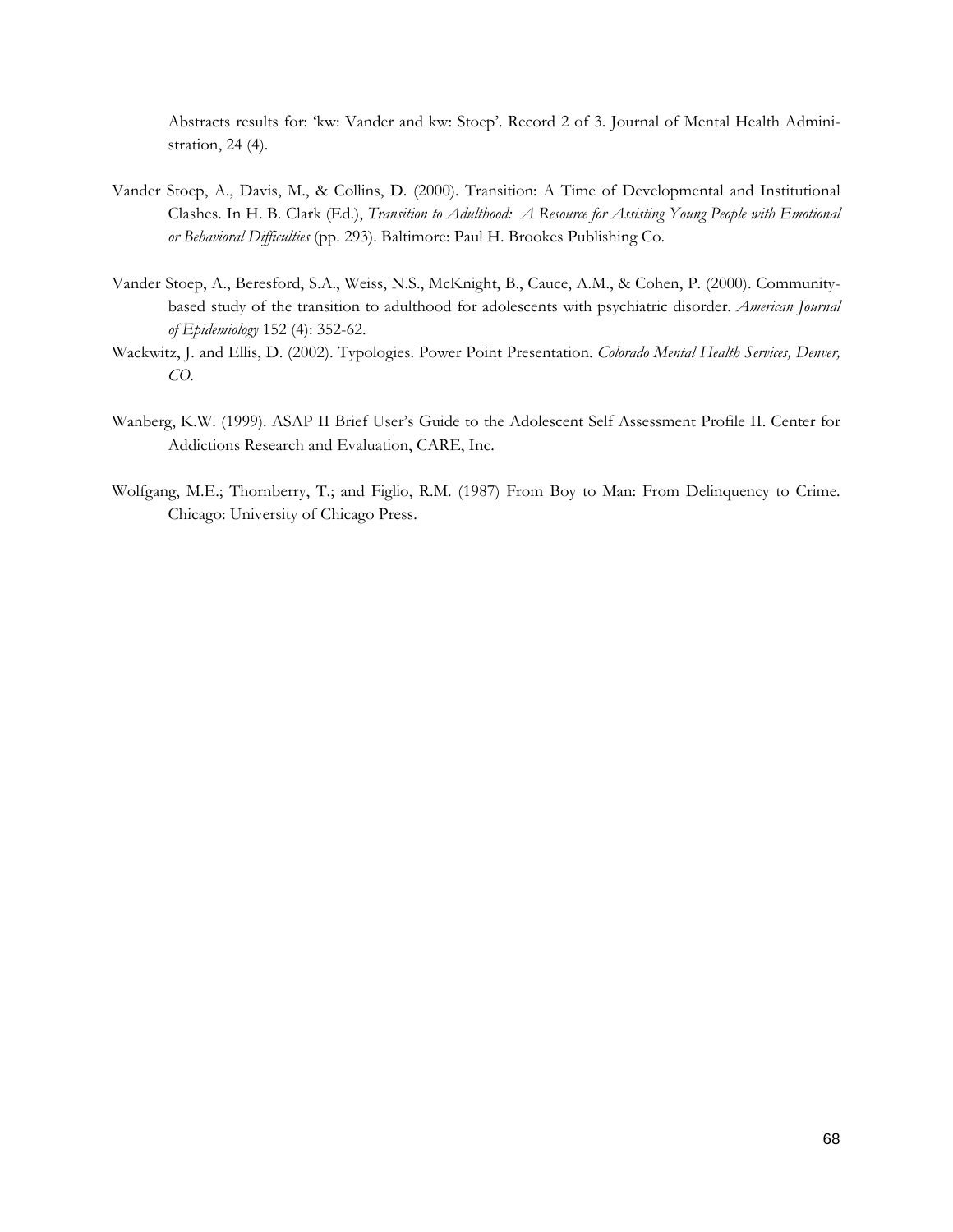Abstracts results for: 'kw: Vander and kw: Stoep'. Record 2 of 3. Journal of Mental Health Administration, 24 (4).

Vander Stoep, A., Davis, M., & Collins, D. (2000). Transition: A Time of Developmental and Institutional Clashes. In H. B. Clark (Ed.), *Transition to Adulthood: A Resource for Assisting Young People with Emotional or Behavioral Difficulties* (pp. 293). Baltimore: Paul H. Brookes Publishing Co.

Vander Stoep, A., Beresford, S.A., Weiss, N.S., McKnight, B., Cauce, A.M., & Cohen, P. (2000). Community-based study of the transition to adulthood for adolescents with psychiatric disorder. *American Journal of Epidemiology* 152 (4): 352-62.

Wackwitz, J. and Ellis, D. (2002). Typologies. Power Point Presentation. *Colorado Mental Health Services, Denver, CO.*

Wanberg, K.W. (1999). ASAP II Brief User's Guide to the Adolescent Self Assessment Profile II. Center for Addictions Research and Evaluation, CARE, Inc.

Wolfgang, M.E.; Thornberry, T.; and Figlio, R.M. (1987) From Boy to Man: From Delinquency to Crime. Chicago: University of Chicago Press.